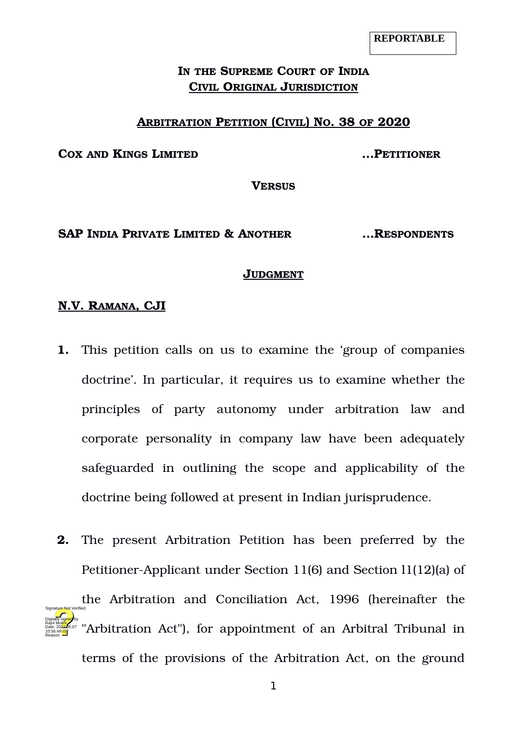**REPORTABLE**

**IN THE SUPREME COURT OF INDIA**
**CIVIL ORIGINAL JURISDICTION**

**ARBITRATION PETITION (CIVIL) NO. 38 OF 2020**

**COX AND KINGS LIMITED** ...**PETITIONER**

**VERSUS**

**SAP INDIA PRIVATE LIMITED & ANOTHER** ...**RESPONDENTS**

**JUDGMENT**

**N.V. RAMANA, CJI**

**1.** This petition calls on us to examine the 'group of companies doctrine'. In particular, it requires us to examine whether the principles of party autonomy under arbitration law and corporate personality in company law have been adequately safeguarded in outlining the scope and applicability of the doctrine being followed at present in Indian jurisprudence.

**2.** The present Arbitration Petition has been preferred by the Petitioner-Applicant under Section 11(6) and Section 11(12)(a) of the Arbitration and Conciliation Act, 1996 (hereinafter the "Arbitration Act"), for appointment of an Arbitral Tribunal in terms of the provisions of the Arbitration Act, on the ground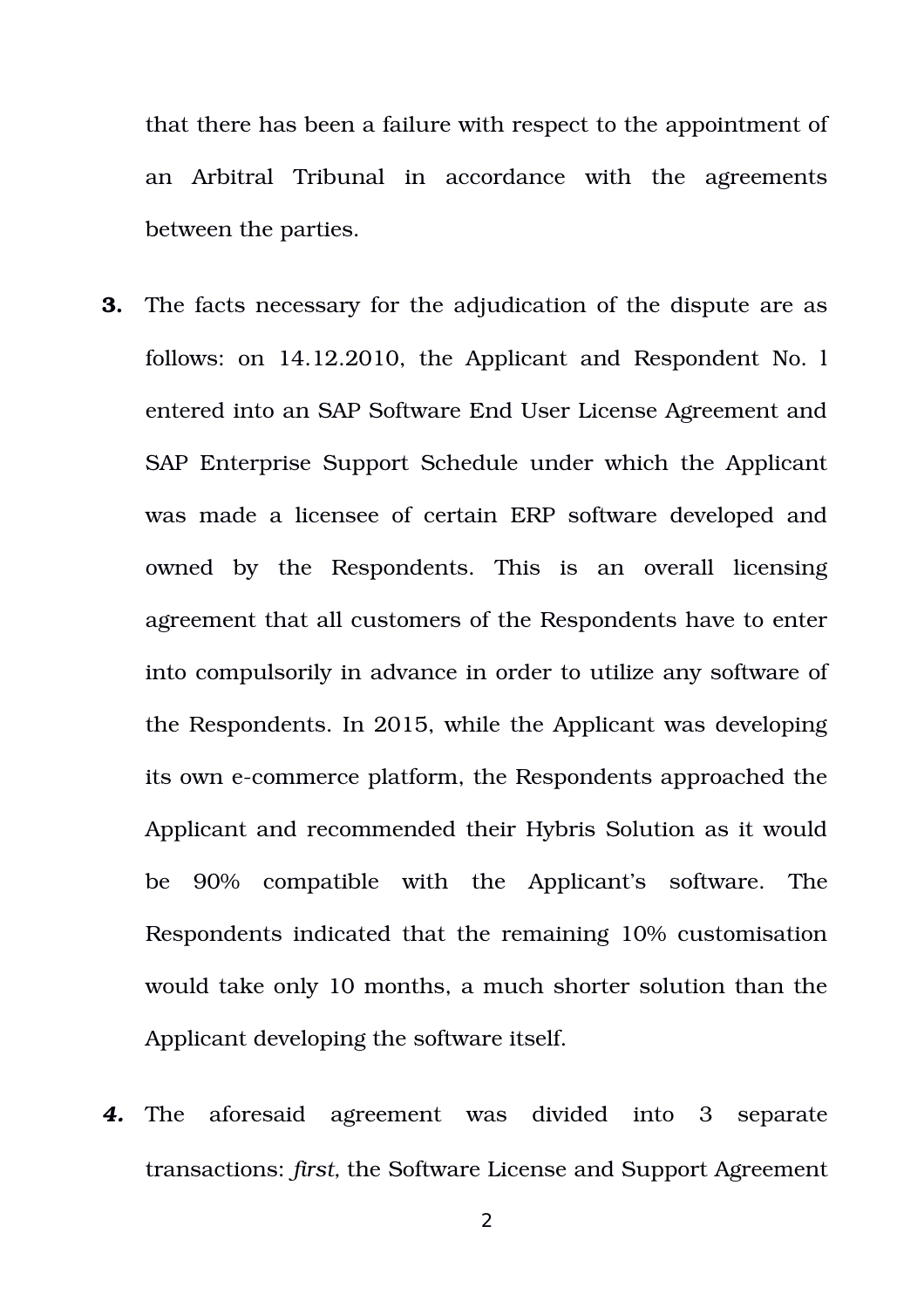that there has been a failure with respect to the appointment of an Arbitral Tribunal in accordance with the agreements between the parties.

**3.** The facts necessary for the adjudication of the dispute are as follows: on 14.12.2010, the Applicant and Respondent No. 1 entered into an SAP Software End User License Agreement and SAP Enterprise Support Schedule under which the Applicant was made a licensee of certain ERP software developed and owned by the Respondents. This is an overall licensing agreement that all customers of the Respondents have to enter into compulsorily in advance in order to utilize any software of the Respondents. In 2015, while the Applicant was developing its own e-commerce platform, the Respondents approached the Applicant and recommended their Hybris Solution as it would be 90% compatible with the Applicant's software. The Respondents indicated that the remaining 10% customisation would take only 10 months, a much shorter solution than the Applicant developing the software itself.

***4.*** The aforesaid agreement was divided into 3 separate transactions: *first*, the Software License and Support Agreement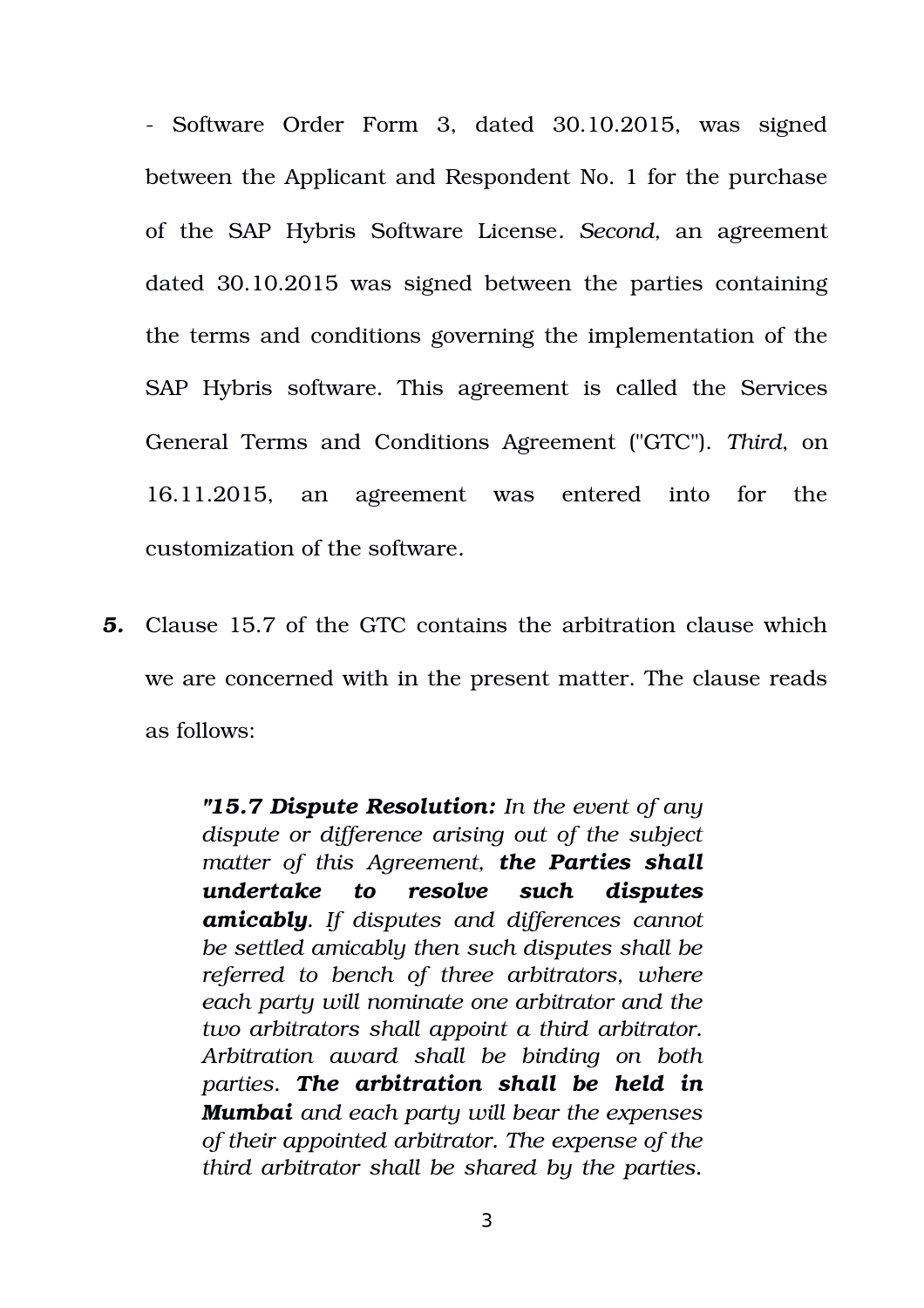- Software Order Form 3, dated 30.10.2015, was signed between the Applicant and Respondent No. 1 for the purchase of the SAP Hybris Software License. *Second*, an agreement dated 30.10.2015 was signed between the parties containing the terms and conditions governing the implementation of the SAP Hybris software. This agreement is called the Services General Terms and Conditions Agreement ("GTC"). *Third*, on 16.11.2015, an agreement was entered into for the customization of the software.

***5.*** Clause 15.7 of the GTC contains the arbitration clause which we are concerned with in the present matter. The clause reads as follows:

> ***"15.7 Dispute Resolution:*** *In the event of any dispute or difference arising out of the subject matter of this Agreement,* ***the Parties shall undertake to resolve such disputes amicably****. If disputes and differences cannot be settled amicably then such disputes shall be referred to bench of three arbitrators, where each party will nominate one arbitrator and the two arbitrators shall appoint a third arbitrator. Arbitration award shall be binding on both parties.* ***The arbitration shall be held in Mumbai*** *and each party will bear the expenses of their appointed arbitrator. The expense of the third arbitrator shall be shared by the parties.*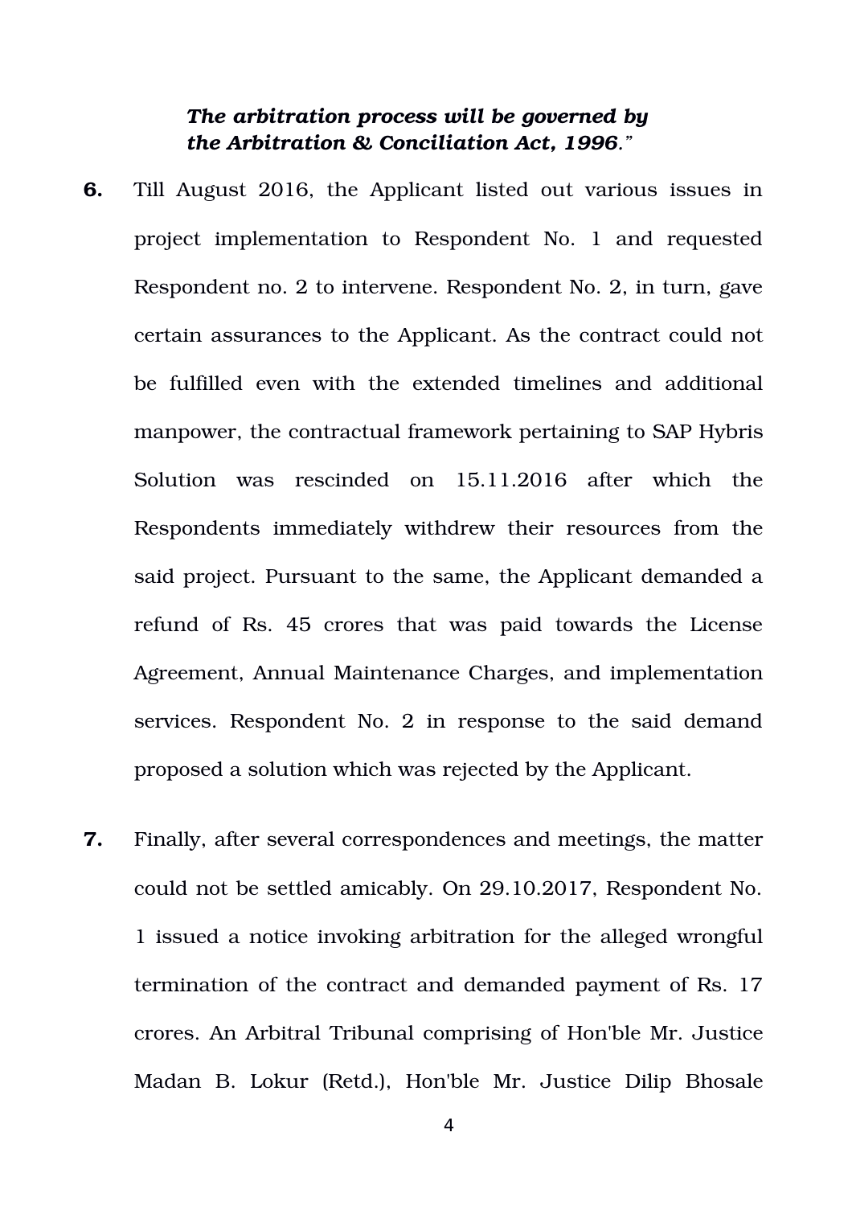***The arbitration process will be governed by the Arbitration & Conciliation Act, 1996.*"**

**6.** Till August 2016, the Applicant listed out various issues in project implementation to Respondent No. 1 and requested Respondent no. 2 to intervene. Respondent No. 2, in turn, gave certain assurances to the Applicant. As the contract could not be fulfilled even with the extended timelines and additional manpower, the contractual framework pertaining to SAP Hybris Solution was rescinded on 15.11.2016 after which the Respondents immediately withdrew their resources from the said project. Pursuant to the same, the Applicant demanded a refund of Rs. 45 crores that was paid towards the License Agreement, Annual Maintenance Charges, and implementation services. Respondent No. 2 in response to the said demand proposed a solution which was rejected by the Applicant.

**7.** Finally, after several correspondences and meetings, the matter could not be settled amicably. On 29.10.2017, Respondent No. 1 issued a notice invoking arbitration for the alleged wrongful termination of the contract and demanded payment of Rs. 17 crores. An Arbitral Tribunal comprising of Hon'ble Mr. Justice Madan B. Lokur (Retd.), Hon'ble Mr. Justice Dilip Bhosale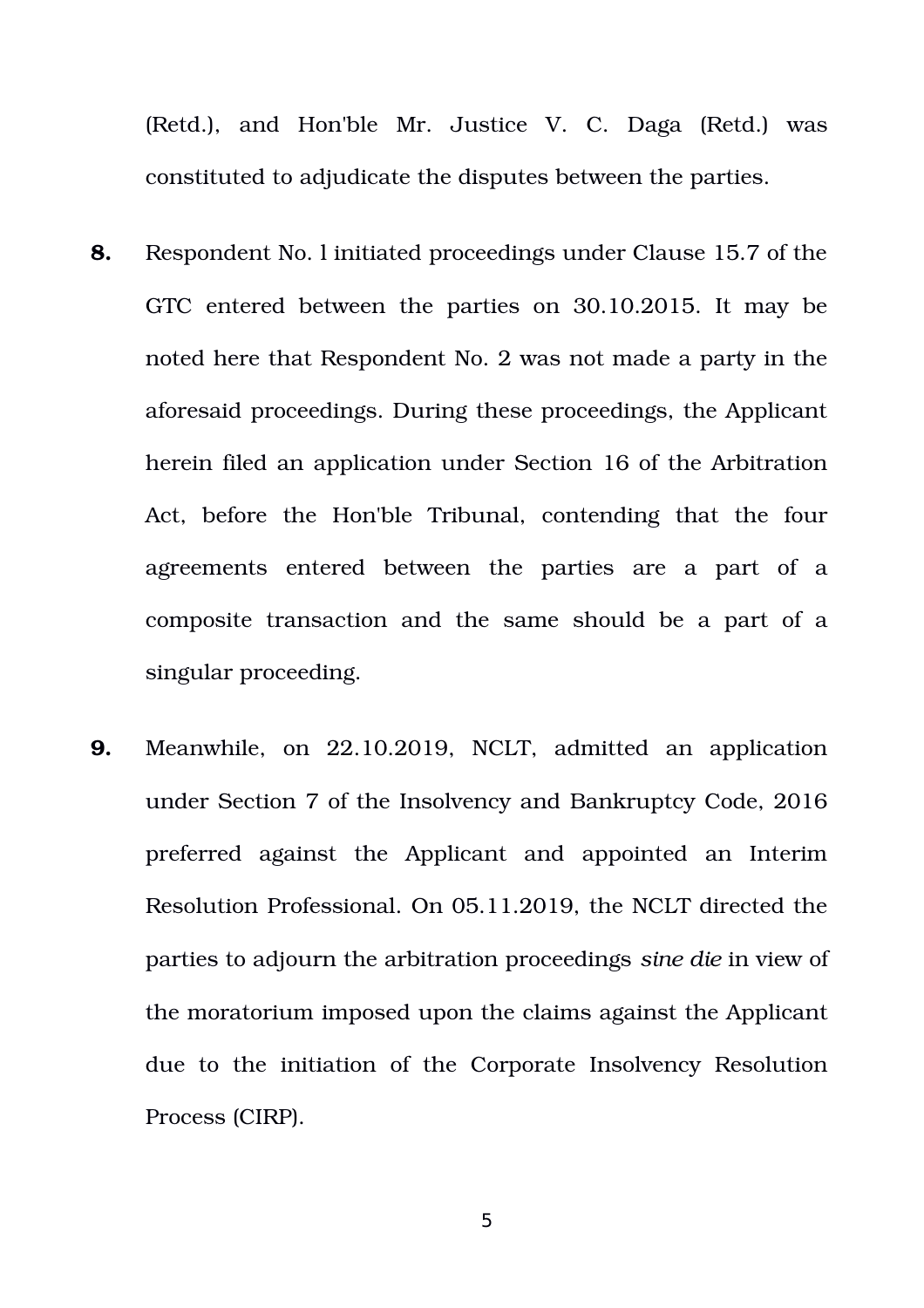(Retd.), and Hon'ble Mr. Justice V. C. Daga (Retd.) was constituted to adjudicate the disputes between the parties.

**8.** Respondent No. l initiated proceedings under Clause 15.7 of the GTC entered between the parties on 30.10.2015. It may be noted here that Respondent No. 2 was not made a party in the aforesaid proceedings. During these proceedings, the Applicant herein filed an application under Section 16 of the Arbitration Act, before the Hon'ble Tribunal, contending that the four agreements entered between the parties are a part of a composite transaction and the same should be a part of a singular proceeding.

**9.** Meanwhile, on 22.10.2019, NCLT, admitted an application under Section 7 of the Insolvency and Bankruptcy Code, 2016 preferred against the Applicant and appointed an Interim Resolution Professional. On 05.11.2019, the NCLT directed the parties to adjourn the arbitration proceedings *sine die* in view of the moratorium imposed upon the claims against the Applicant due to the initiation of the Corporate Insolvency Resolution Process (CIRP).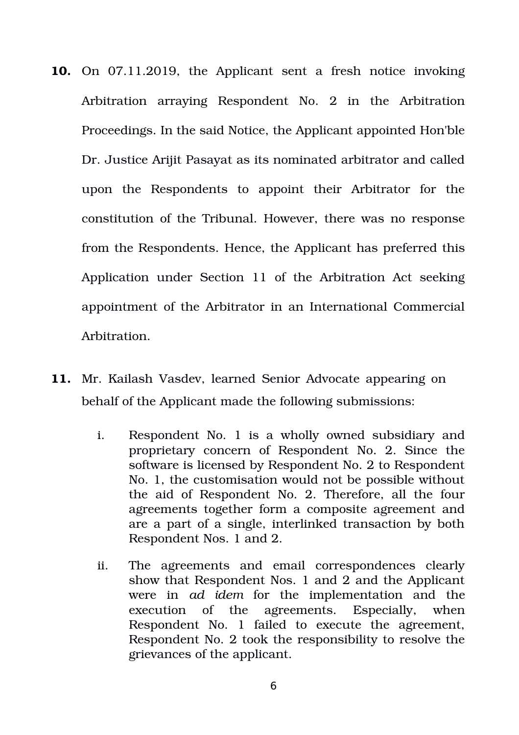**10.** On 07.11.2019, the Applicant sent a fresh notice invoking Arbitration arraying Respondent No. 2 in the Arbitration Proceedings. In the said Notice, the Applicant appointed Hon'ble Dr. Justice Arijit Pasayat as its nominated arbitrator and called upon the Respondents to appoint their Arbitrator for the constitution of the Tribunal. However, there was no response from the Respondents. Hence, the Applicant has preferred this Application under Section 11 of the Arbitration Act seeking appointment of the Arbitrator in an International Commercial Arbitration.

**11.** Mr. Kailash Vasdev, learned Senior Advocate appearing on behalf of the Applicant made the following submissions:

i. Respondent No. 1 is a wholly owned subsidiary and proprietary concern of Respondent No. 2. Since the software is licensed by Respondent No. 2 to Respondent No. 1, the customisation would not be possible without the aid of Respondent No. 2. Therefore, all the four agreements together form a composite agreement and are a part of a single, interlinked transaction by both Respondent Nos. 1 and 2.

ii. The agreements and email correspondences clearly show that Respondent Nos. 1 and 2 and the Applicant were in *ad idem* for the implementation and the execution of the agreements. Especially, when Respondent No. 1 failed to execute the agreement, Respondent No. 2 took the responsibility to resolve the grievances of the applicant.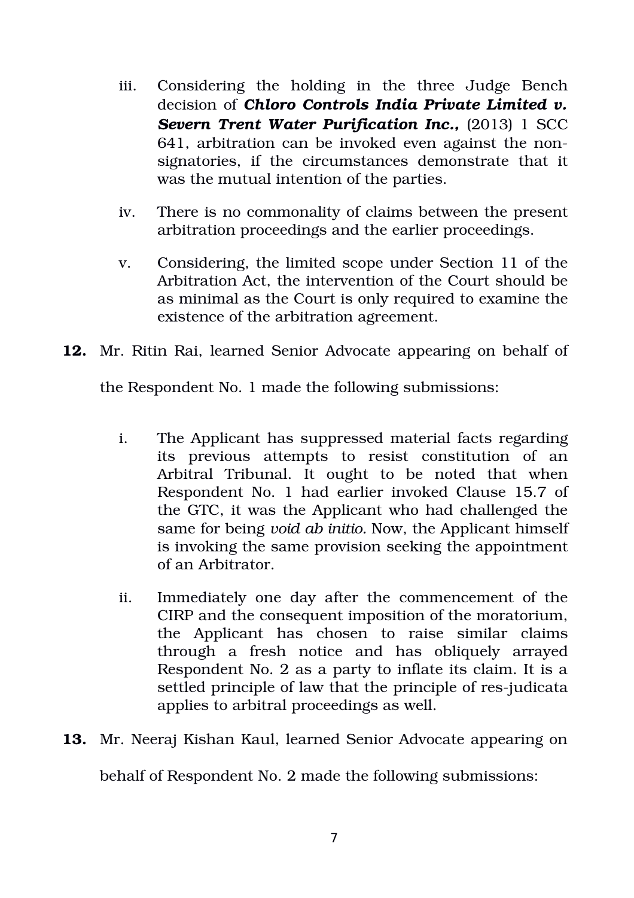iii. Considering the holding in the three Judge Bench decision of ***Chloro Controls India Private Limited v. Severn Trent Water Purification Inc.,*** (2013) 1 SCC 641, arbitration can be invoked even against the non-signatories, if the circumstances demonstrate that it was the mutual intention of the parties.

iv. There is no commonality of claims between the present arbitration proceedings and the earlier proceedings.

v. Considering, the limited scope under Section 11 of the Arbitration Act, the intervention of the Court should be as minimal as the Court is only required to examine the existence of the arbitration agreement.

**12.** Mr. Ritin Rai, learned Senior Advocate appearing on behalf of the Respondent No. 1 made the following submissions:

i. The Applicant has suppressed material facts regarding its previous attempts to resist constitution of an Arbitral Tribunal. It ought to be noted that when Respondent No. 1 had earlier invoked Clause 15.7 of the GTC, it was the Applicant who had challenged the same for being *void ab initio.* Now, the Applicant himself is invoking the same provision seeking the appointment of an Arbitrator.

ii. Immediately one day after the commencement of the CIRP and the consequent imposition of the moratorium, the Applicant has chosen to raise similar claims through a fresh notice and has obliquely arrayed Respondent No. 2 as a party to inflate its claim. It is a settled principle of law that the principle of res-judicata applies to arbitral proceedings as well.

**13.** Mr. Neeraj Kishan Kaul, learned Senior Advocate appearing on behalf of Respondent No. 2 made the following submissions: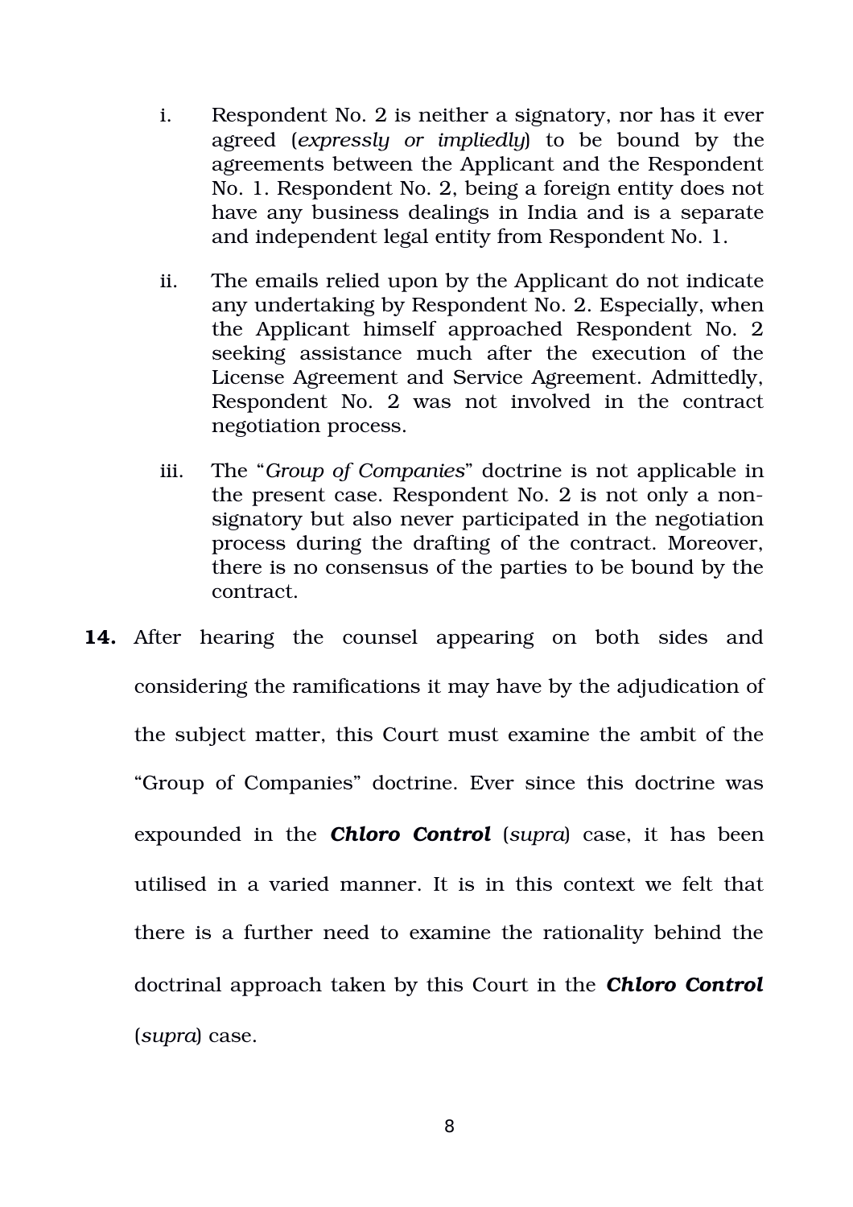i. Respondent No. 2 is neither a signatory, nor has it ever agreed (*expressly or impliedly*) to be bound by the agreements between the Applicant and the Respondent No. 1. Respondent No. 2, being a foreign entity does not have any business dealings in India and is a separate and independent legal entity from Respondent No. 1.

ii. The emails relied upon by the Applicant do not indicate any undertaking by Respondent No. 2. Especially, when the Applicant himself approached Respondent No. 2 seeking assistance much after the execution of the License Agreement and Service Agreement. Admittedly, Respondent No. 2 was not involved in the contract negotiation process.

iii. The "*Group of Companies*" doctrine is not applicable in the present case. Respondent No. 2 is not only a non-signatory but also never participated in the negotiation process during the drafting of the contract. Moreover, there is no consensus of the parties to be bound by the contract.

**14.** After hearing the counsel appearing on both sides and considering the ramifications it may have by the adjudication of the subject matter, this Court must examine the ambit of the "Group of Companies" doctrine. Ever since this doctrine was expounded in the ***Chloro Control*** (*supra*) case, it has been utilised in a varied manner. It is in this context we felt that there is a further need to examine the rationality behind the doctrinal approach taken by this Court in the ***Chloro Control*** (*supra*) case.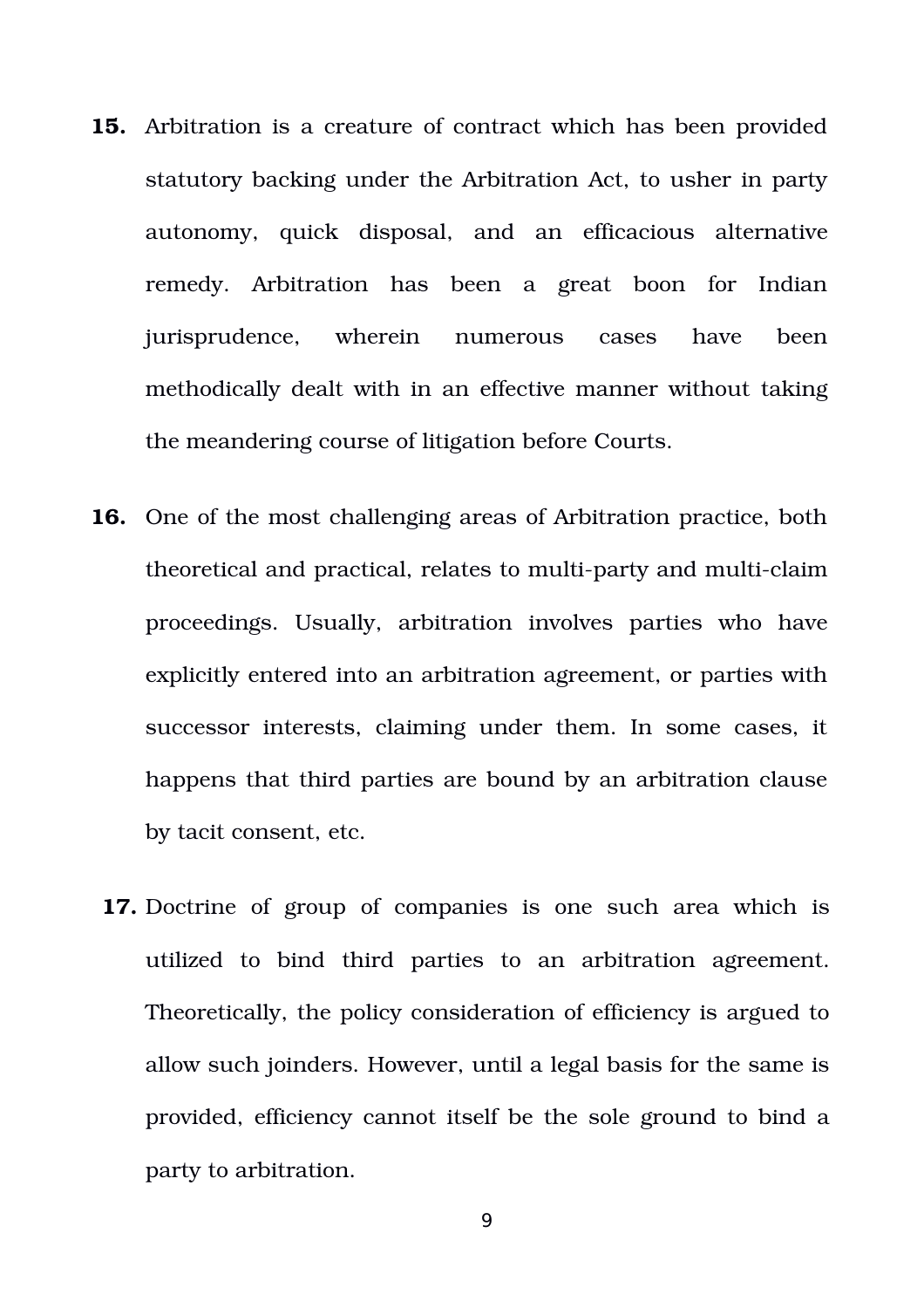**15.** Arbitration is a creature of contract which has been provided statutory backing under the Arbitration Act, to usher in party autonomy, quick disposal, and an efficacious alternative remedy. Arbitration has been a great boon for Indian jurisprudence, wherein numerous cases have been methodically dealt with in an effective manner without taking the meandering course of litigation before Courts.

**16.** One of the most challenging areas of Arbitration practice, both theoretical and practical, relates to multi-party and multi-claim proceedings. Usually, arbitration involves parties who have explicitly entered into an arbitration agreement, or parties with successor interests, claiming under them. In some cases, it happens that third parties are bound by an arbitration clause by tacit consent, etc.

**17.** Doctrine of group of companies is one such area which is utilized to bind third parties to an arbitration agreement. Theoretically, the policy consideration of efficiency is argued to allow such joinders. However, until a legal basis for the same is provided, efficiency cannot itself be the sole ground to bind a party to arbitration.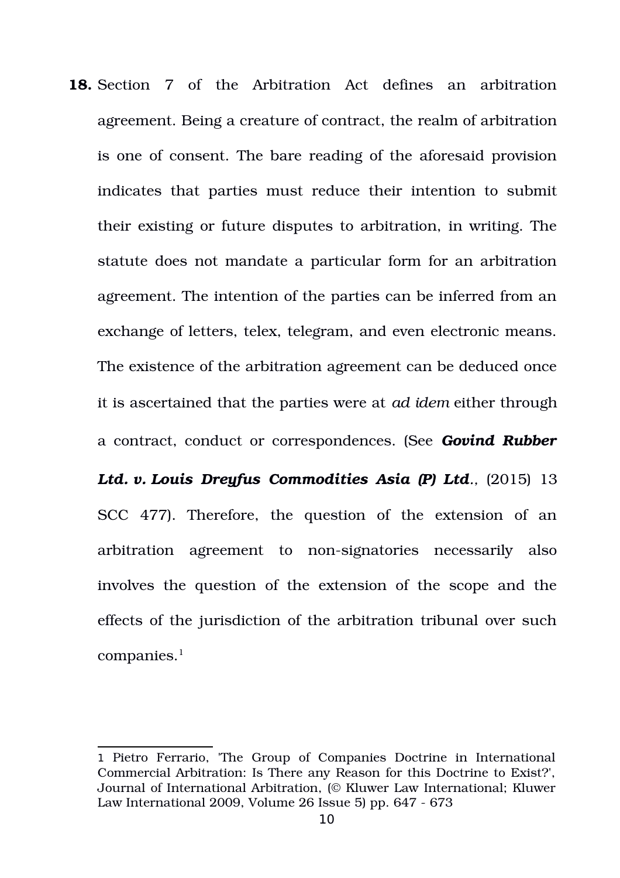**18.** Section 7 of the Arbitration Act defines an arbitration agreement. Being a creature of contract, the realm of arbitration is one of consent. The bare reading of the aforesaid provision indicates that parties must reduce their intention to submit their existing or future disputes to arbitration, in writing. The statute does not mandate a particular form for an arbitration agreement. The intention of the parties can be inferred from an exchange of letters, telex, telegram, and even electronic means. The existence of the arbitration agreement can be deduced once it is ascertained that the parties were at *ad idem* either through a contract, conduct or correspondences. (See ***Govind Rubber Ltd. v. Louis Dreyfus Commodities Asia (P) Ltd.***, (2015) 13 SCC 477). Therefore, the question of the extension of an arbitration agreement to non-signatories necessarily also involves the question of the extension of the scope and the effects of the jurisdiction of the arbitration tribunal over such companies.[1]

---

1 Pietro Ferrario, 'The Group of Companies Doctrine in International Commercial Arbitration: Is There any Reason for this Doctrine to Exist?', Journal of International Arbitration, (© Kluwer Law International; Kluwer Law International 2009, Volume 26 Issue 5) pp. 647 - 673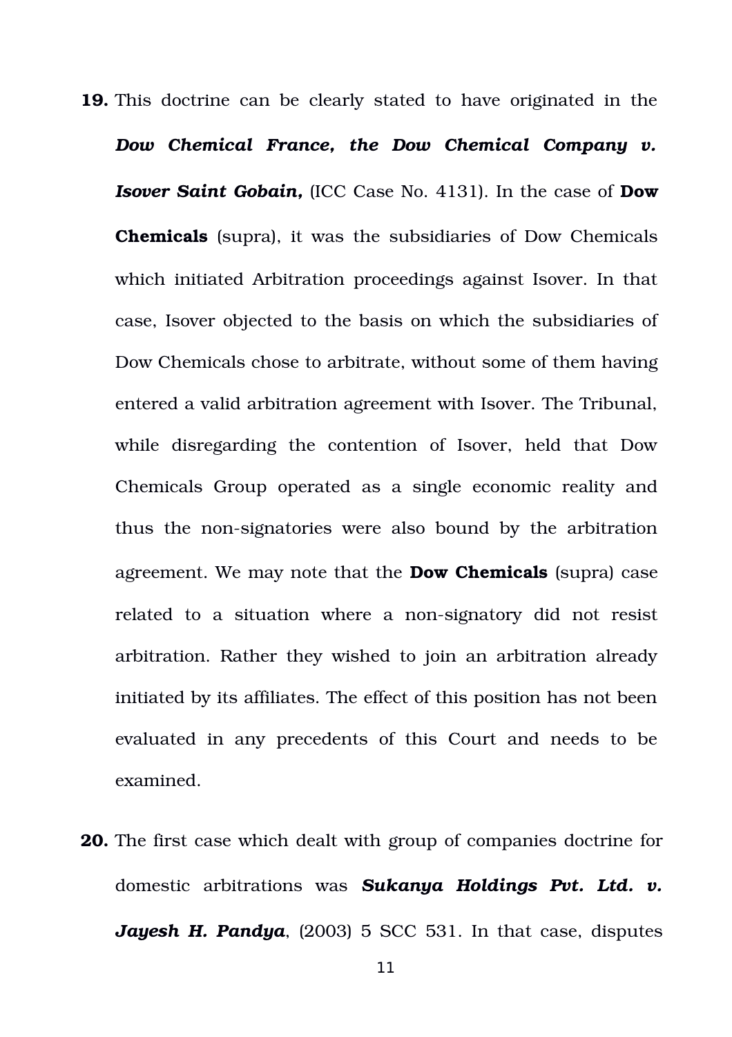**19.** This doctrine can be clearly stated to have originated in the ***Dow Chemical France, the Dow Chemical Company v. Isover Saint Gobain,*** (ICC Case No. 4131). In the case of **Dow Chemicals** (supra), it was the subsidiaries of Dow Chemicals which initiated Arbitration proceedings against Isover. In that case, Isover objected to the basis on which the subsidiaries of Dow Chemicals chose to arbitrate, without some of them having entered a valid arbitration agreement with Isover. The Tribunal, while disregarding the contention of Isover, held that Dow Chemicals Group operated as a single economic reality and thus the non-signatories were also bound by the arbitration agreement. We may note that the **Dow Chemicals** (supra) case related to a situation where a non-signatory did not resist arbitration. Rather they wished to join an arbitration already initiated by its affiliates. The effect of this position has not been evaluated in any precedents of this Court and needs to be examined.

**20.** The first case which dealt with group of companies doctrine for domestic arbitrations was ***Sukanya Holdings Pvt. Ltd. v. Jayesh H. Pandya***, (2003) 5 SCC 531. In that case, disputes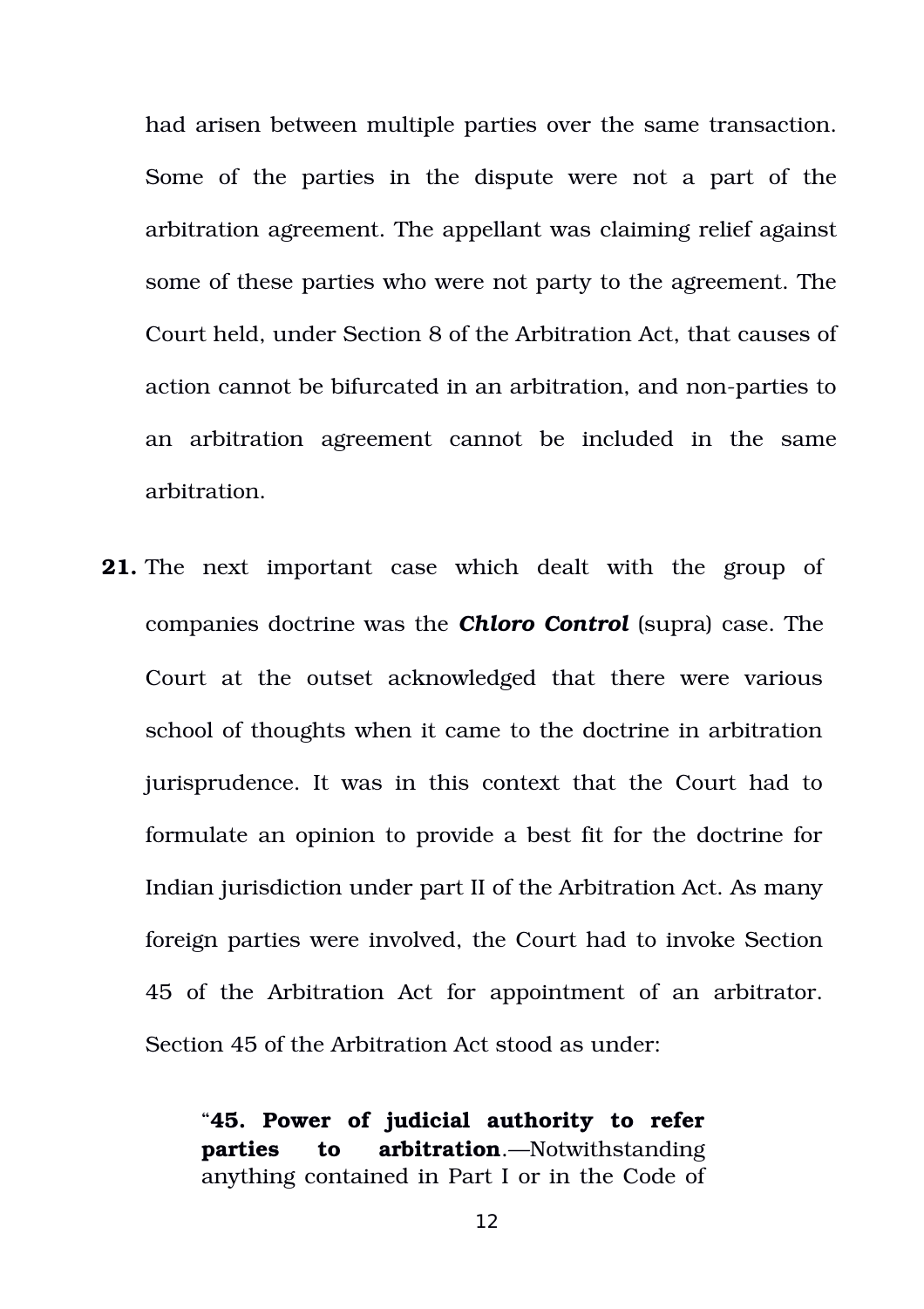had arisen between multiple parties over the same transaction. Some of the parties in the dispute were not a part of the arbitration agreement. The appellant was claiming relief against some of these parties who were not party to the agreement. The Court held, under Section 8 of the Arbitration Act, that causes of action cannot be bifurcated in an arbitration, and non-parties to an arbitration agreement cannot be included in the same arbitration.

**21.** The next important case which dealt with the group of companies doctrine was the ***Chloro Control*** (supra) case. The Court at the outset acknowledged that there were various school of thoughts when it came to the doctrine in arbitration jurisprudence. It was in this context that the Court had to formulate an opinion to provide a best fit for the doctrine for Indian jurisdiction under part II of the Arbitration Act. As many foreign parties were involved, the Court had to invoke Section 45 of the Arbitration Act for appointment of an arbitrator. Section 45 of the Arbitration Act stood as under:

> "**45. Power of judicial authority to refer parties to arbitration**.—Notwithstanding anything contained in Part I or in the Code of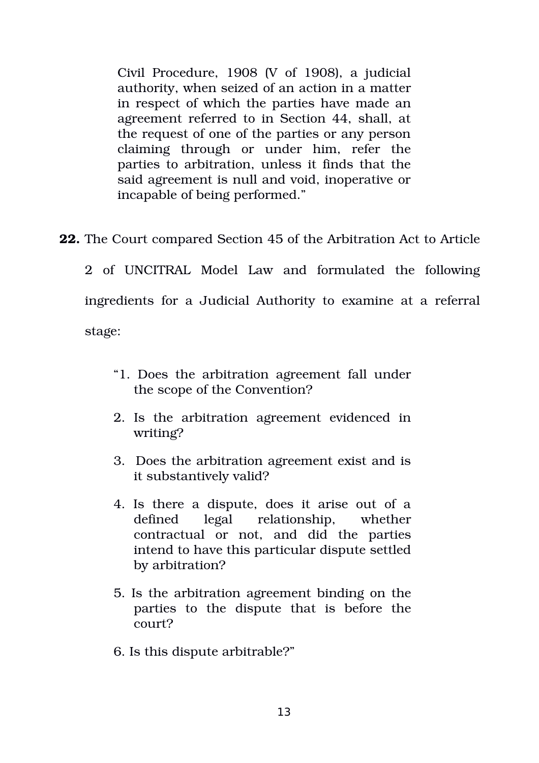> Civil Procedure, 1908 (V of 1908), a judicial authority, when seized of an action in a matter in respect of which the parties have made an agreement referred to in Section 44, shall, at the request of one of the parties or any person claiming through or under him, refer the parties to arbitration, unless it finds that the said agreement is null and void, inoperative or incapable of being performed."

**22.** The Court compared Section 45 of the Arbitration Act to Article 2 of UNCITRAL Model Law and formulated the following ingredients for a Judicial Authority to examine at a referral stage:

> "1. Does the arbitration agreement fall under the scope of the Convention?
>
> 2. Is the arbitration agreement evidenced in writing?
>
> 3. Does the arbitration agreement exist and is it substantively valid?
>
> 4. Is there a dispute, does it arise out of a defined legal relationship, whether contractual or not, and did the parties intend to have this particular dispute settled by arbitration?
>
> 5. Is the arbitration agreement binding on the parties to the dispute that is before the court?
>
> 6. Is this dispute arbitrable?"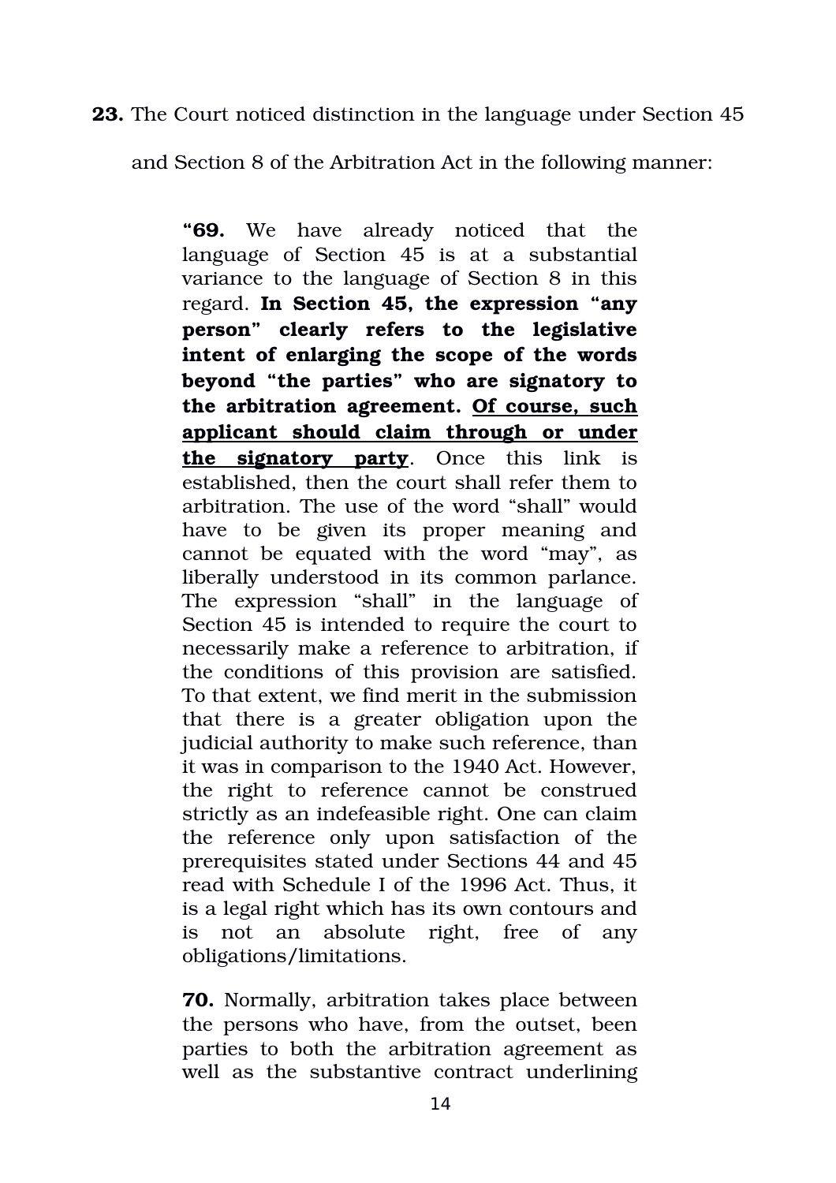**23.** The Court noticed distinction in the language under Section 45 and Section 8 of the Arbitration Act in the following manner:

> **"69.** We have already noticed that the language of Section 45 is at a substantial variance to the language of Section 8 in this regard. **In Section 45, the expression "any person" clearly refers to the legislative intent of enlarging the scope of the words beyond "the parties" who are signatory to the arbitration agreement.** <u>**Of course, such applicant should claim through or under the signatory party**</u>. Once this link is established, then the court shall refer them to arbitration. The use of the word "shall" would have to be given its proper meaning and cannot be equated with the word "may", as liberally understood in its common parlance. The expression "shall" in the language of Section 45 is intended to require the court to necessarily make a reference to arbitration, if the conditions of this provision are satisfied. To that extent, we find merit in the submission that there is a greater obligation upon the judicial authority to make such reference, than it was in comparison to the 1940 Act. However, the right to reference cannot be construed strictly as an indefeasible right. One can claim the reference only upon satisfaction of the prerequisites stated under Sections 44 and 45 read with Schedule I of the 1996 Act. Thus, it is a legal right which has its own contours and is not an absolute right, free of any obligations/limitations.
>
> **70.** Normally, arbitration takes place between the persons who have, from the outset, been parties to both the arbitration agreement as well as the substantive contract underlining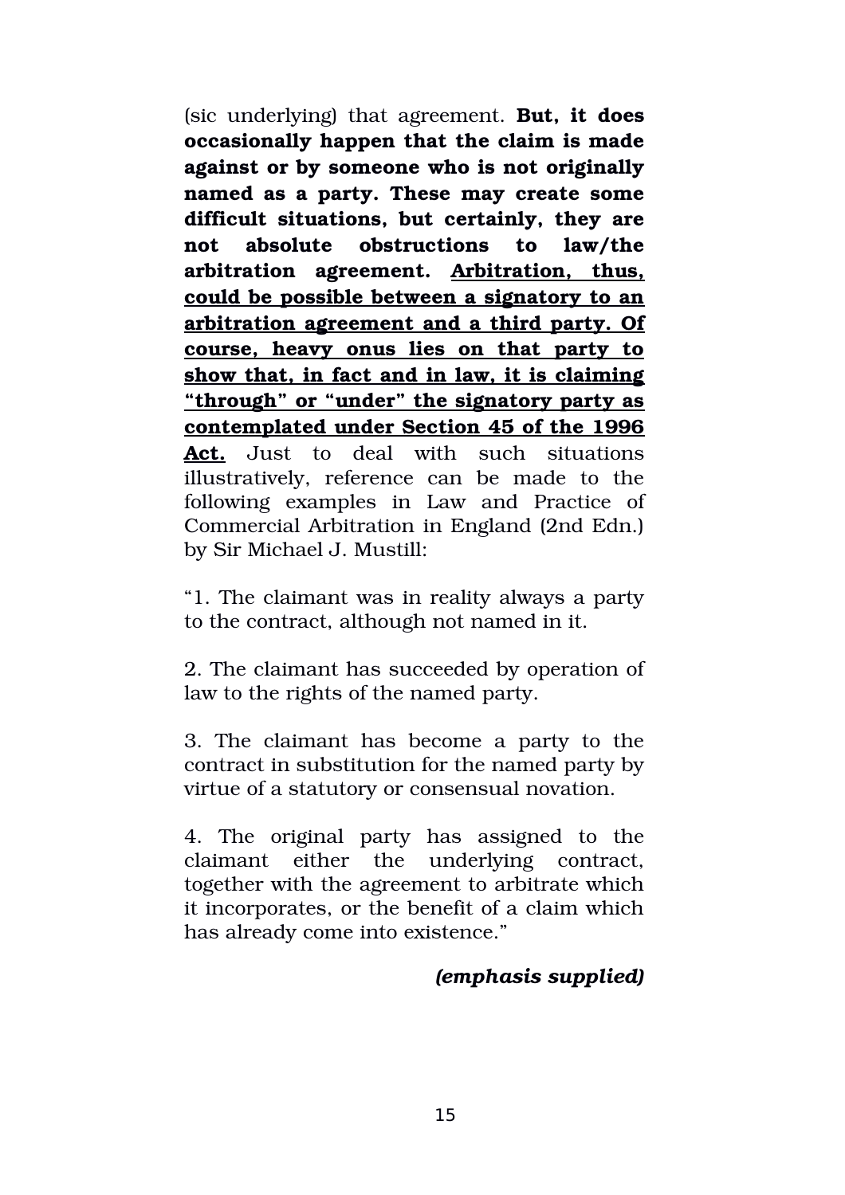(sic underlying) that agreement. **But, it does occasionally happen that the claim is made against or by someone who is not originally named as a party. These may create some difficult situations, but certainly, they are not absolute obstructions to law/the arbitration agreement. <u>Arbitration, thus, could be possible between a signatory to an arbitration agreement and a third party. Of course, heavy onus lies on that party to show that, in fact and in law, it is claiming "through" or "under" the signatory party as contemplated under Section 45 of the 1996 Act.</u>** Just to deal with such situations illustratively, reference can be made to the following examples in Law and Practice of Commercial Arbitration in England (2nd Edn.) by Sir Michael J. Mustill:

"1. The claimant was in reality always a party to the contract, although not named in it.

2. The claimant has succeeded by operation of law to the rights of the named party.

3. The claimant has become a party to the contract in substitution for the named party by virtue of a statutory or consensual novation.

4. The original party has assigned to the claimant either the underlying contract, together with the agreement to arbitrate which it incorporates, or the benefit of a claim which has already come into existence."

***(emphasis supplied)***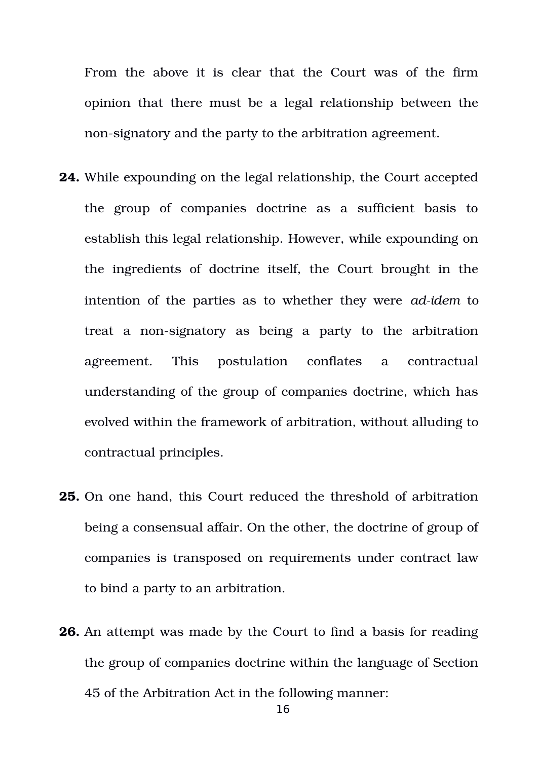From the above it is clear that the Court was of the firm opinion that there must be a legal relationship between the non-signatory and the party to the arbitration agreement.

**24.** While expounding on the legal relationship, the Court accepted the group of companies doctrine as a sufficient basis to establish this legal relationship. However, while expounding on the ingredients of doctrine itself, the Court brought in the intention of the parties as to whether they were *ad-idem* to treat a non-signatory as being a party to the arbitration agreement. This postulation conflates a contractual understanding of the group of companies doctrine, which has evolved within the framework of arbitration, without alluding to contractual principles.

**25.** On one hand, this Court reduced the threshold of arbitration being a consensual affair. On the other, the doctrine of group of companies is transposed on requirements under contract law to bind a party to an arbitration.

**26.** An attempt was made by the Court to find a basis for reading the group of companies doctrine within the language of Section 45 of the Arbitration Act in the following manner: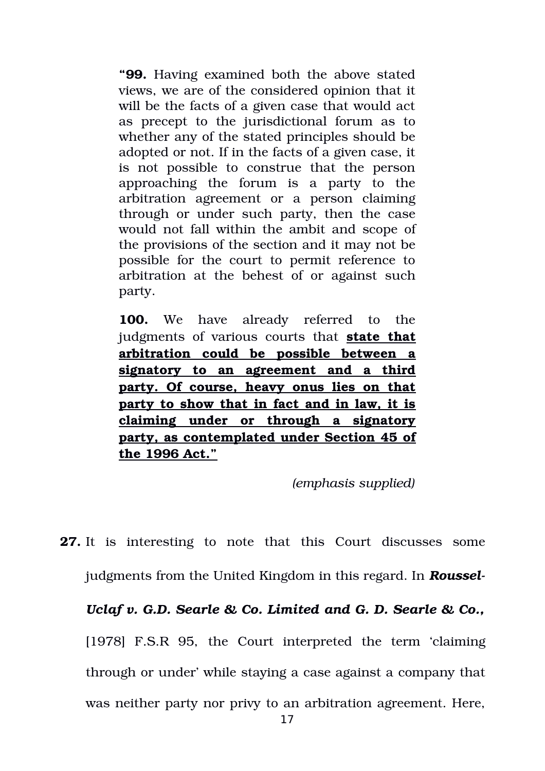> "**99.** Having examined both the above stated views, we are of the considered opinion that it will be the facts of a given case that would act as precept to the jurisdictional forum as to whether any of the stated principles should be adopted or not. If in the facts of a given case, it is not possible to construe that the person approaching the forum is a party to the arbitration agreement or a person claiming through or under such party, then the case would not fall within the ambit and scope of the provisions of the section and it may not be possible for the court to permit reference to arbitration at the behest of or against such party.
>
> **100.** We have already referred to the judgments of various courts that **<u>state that arbitration could be possible between a signatory to an agreement and a third party. Of course, heavy onus lies on that party to show that in fact and in law, it is claiming under or through a signatory party, as contemplated under Section 45 of the 1996 Act."</u>**
>
> *(emphasis supplied)*

**27.** It is interesting to note that this Court discusses some judgments from the United Kingdom in this regard. In ***Roussel-Uclaf v. G.D. Searle & Co. Limited and G. D. Searle & Co.,*** [1978] F.S.R 95, the Court interpreted the term 'claiming through or under' while staying a case against a company that was neither party nor privy to an arbitration agreement. Here,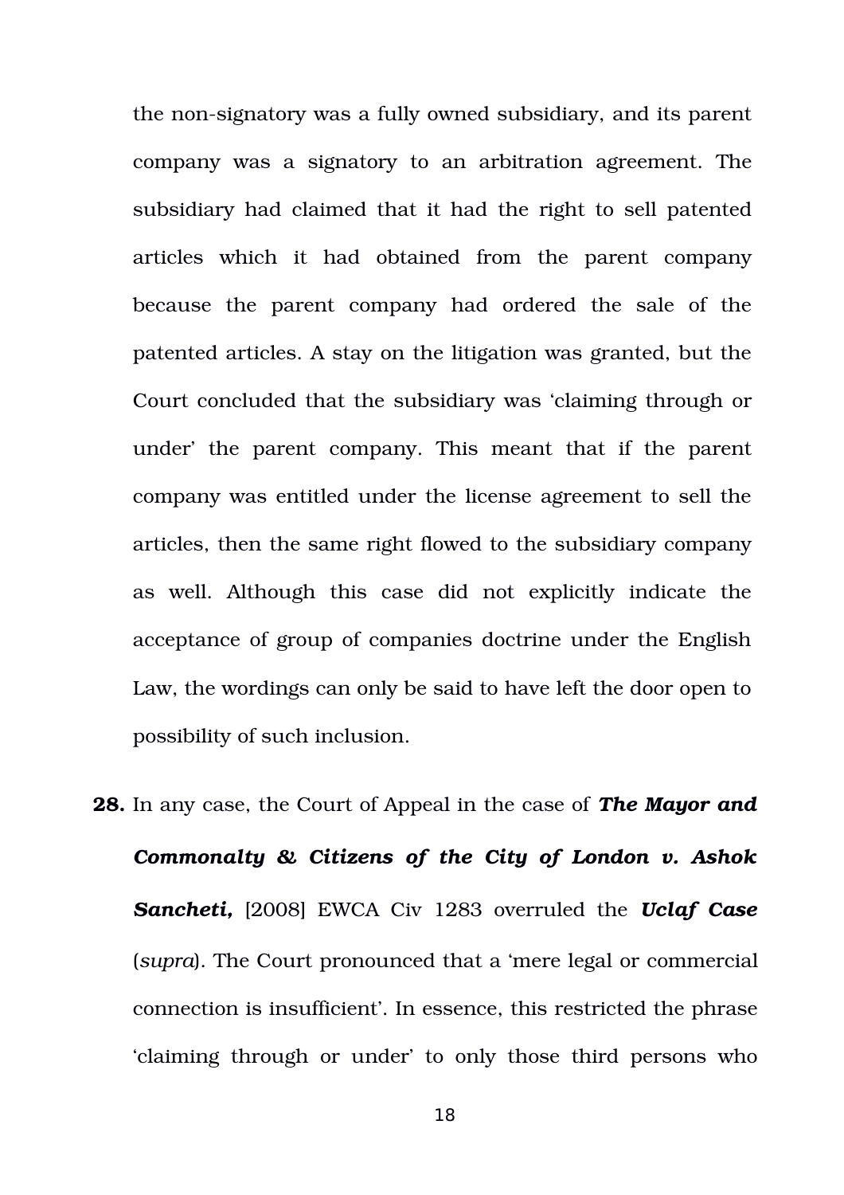the non-signatory was a fully owned subsidiary, and its parent company was a signatory to an arbitration agreement. The subsidiary had claimed that it had the right to sell patented articles which it had obtained from the parent company because the parent company had ordered the sale of the patented articles. A stay on the litigation was granted, but the Court concluded that the subsidiary was 'claiming through or under' the parent company. This meant that if the parent company was entitled under the license agreement to sell the articles, then the same right flowed to the subsidiary company as well. Although this case did not explicitly indicate the acceptance of group of companies doctrine under the English Law, the wordings can only be said to have left the door open to possibility of such inclusion.

**28.** In any case, the Court of Appeal in the case of ***The Mayor and Commonalty & Citizens of the City of London v. Ashok Sancheti,*** [2008] EWCA Civ 1283 overruled the ***Uclaf Case*** (*supra*). The Court pronounced that a 'mere legal or commercial connection is insufficient'. In essence, this restricted the phrase 'claiming through or under' to only those third persons who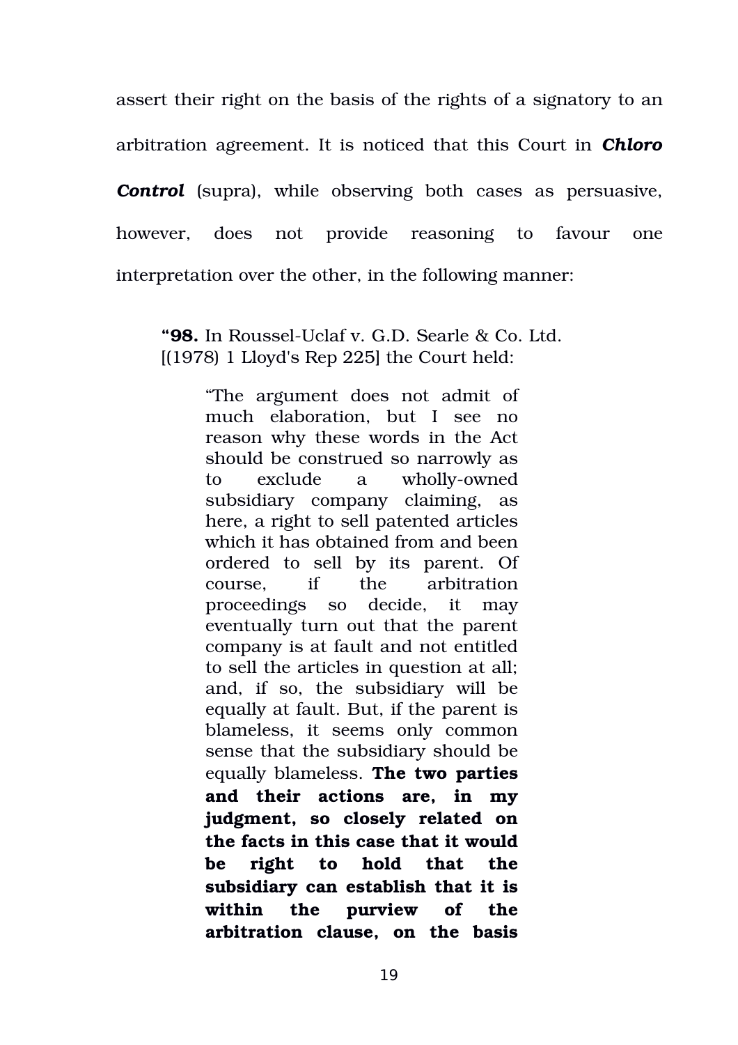assert their right on the basis of the rights of a signatory to an arbitration agreement. It is noticed that this Court in ***Chloro Control*** (supra), while observing both cases as persuasive, however, does not provide reasoning to favour one interpretation over the other, in the following manner:

> "**98.** In Roussel-Uclaf v. G.D. Searle & Co. Ltd. [(1978) 1 Lloyd's Rep 225] the Court held:
>
> > "The argument does not admit of much elaboration, but I see no reason why these words in the Act should be construed so narrowly as to exclude a wholly-owned subsidiary company claiming, as here, a right to sell patented articles which it has obtained from and been ordered to sell by its parent. Of course, if the arbitration proceedings so decide, it may eventually turn out that the parent company is at fault and not entitled to sell the articles in question at all; and, if so, the subsidiary will be equally at fault. But, if the parent is blameless, it seems only common sense that the subsidiary should be equally blameless. **The two parties and their actions are, in my judgment, so closely related on the facts in this case that it would be right to hold that the subsidiary can establish that it is within the purview of the arbitration clause, on the basis**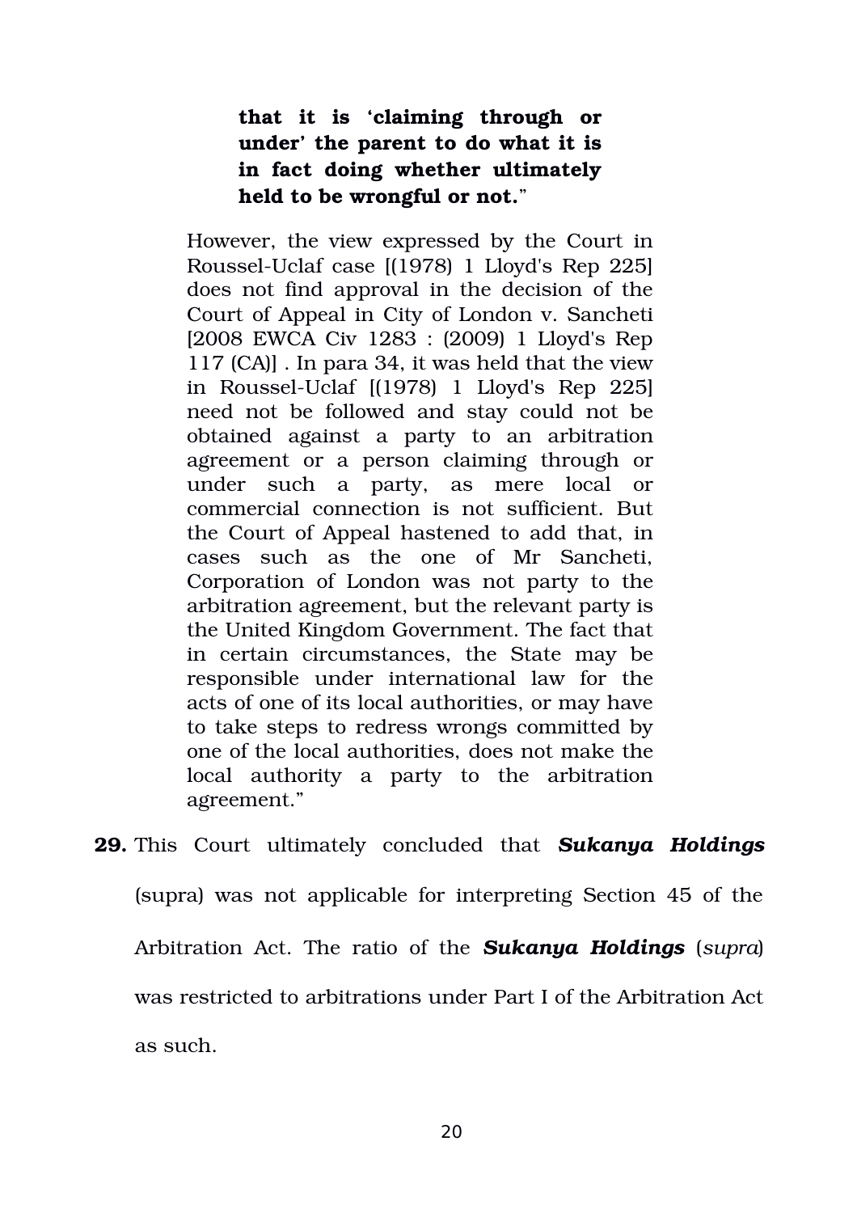> > **that it is 'claiming through or under' the parent to do what it is in fact doing whether ultimately held to be wrongful or not.**"
>
> However, the view expressed by the Court in Roussel-Uclaf case [(1978) 1 Lloyd's Rep 225] does not find approval in the decision of the Court of Appeal in City of London v. Sancheti [2008 EWCA Civ 1283 : (2009) 1 Lloyd's Rep 117 (CA)] . In para 34, it was held that the view in Roussel-Uclaf [(1978) 1 Lloyd's Rep 225] need not be followed and stay could not be obtained against a party to an arbitration agreement or a person claiming through or under such a party, as mere local or commercial connection is not sufficient. But the Court of Appeal hastened to add that, in cases such as the one of Mr Sancheti, Corporation of London was not party to the arbitration agreement, but the relevant party is the United Kingdom Government. The fact that in certain circumstances, the State may be responsible under international law for the acts of one of its local authorities, or may have to take steps to redress wrongs committed by one of the local authorities, does not make the local authority a party to the arbitration agreement."

**29.** This Court ultimately concluded that ***Sukanya Holdings*** (supra) was not applicable for interpreting Section 45 of the Arbitration Act. The ratio of the ***Sukanya Holdings*** (*supra*) was restricted to arbitrations under Part I of the Arbitration Act as such.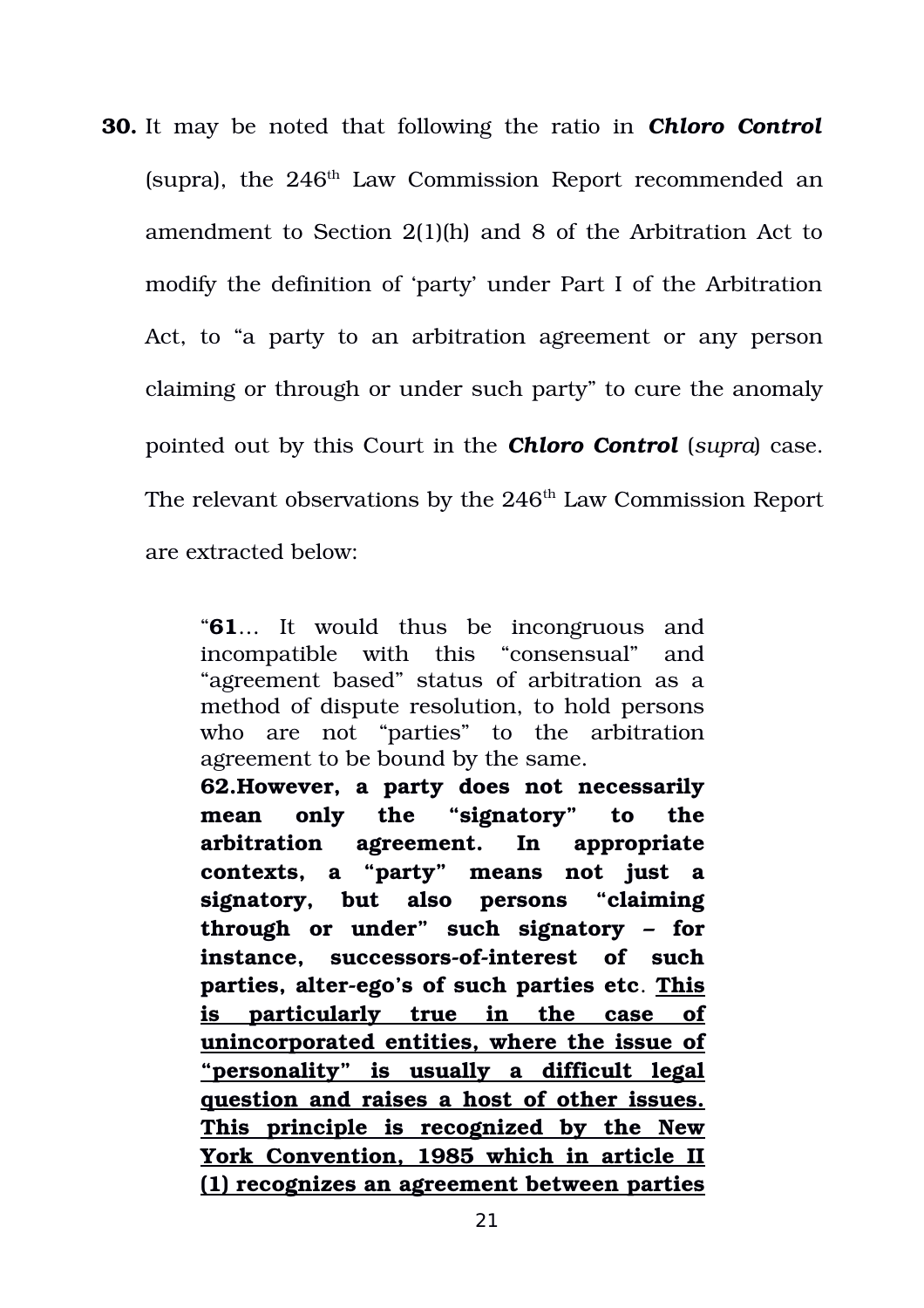**30.** It may be noted that following the ratio in ***Chloro Control*** (supra), the 246th Law Commission Report recommended an amendment to Section 2(1)(h) and 8 of the Arbitration Act to modify the definition of 'party' under Part I of the Arbitration Act, to "a party to an arbitration agreement or any person claiming or through or under such party" to cure the anomaly pointed out by this Court in the ***Chloro Control*** (*supra*) case. The relevant observations by the 246th Law Commission Report are extracted below:

> "**61**… It would thus be incongruous and incompatible with this "consensual" and "agreement based" status of arbitration as a method of dispute resolution, to hold persons who are not "parties" to the arbitration agreement to be bound by the same.
>
> **62.However, a party does not necessarily mean only the "signatory" to the arbitration agreement. In appropriate contexts, a "party" means not just a signatory, but also persons "claiming through or under" such signatory – for instance, successors-of-interest of such parties, alter-ego's of such parties etc**. <u>**This is particularly true in the case of unincorporated entities, where the issue of "personality" is usually a difficult legal question and raises a host of other issues. This principle is recognized by the New York Convention, 1985 which in article II (1) recognizes an agreement between parties**</u>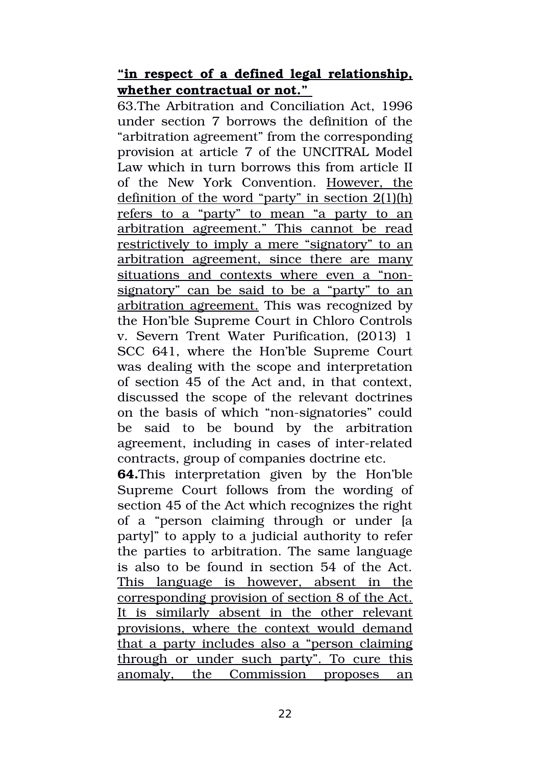**<u>"in respect of a defined legal relationship, whether contractual or not."</u>**

63.The Arbitration and Conciliation Act, 1996 under section 7 borrows the definition of the "arbitration agreement" from the corresponding provision at article 7 of the UNCITRAL Model Law which in turn borrows this from article II of the New York Convention. <u>However, the definition of the word "party" in section 2(1)(h) refers to a "party" to mean "a party to an arbitration agreement." This cannot be read restrictively to imply a mere "signatory" to an arbitration agreement, since there are many situations and contexts where even a "non-signatory" can be said to be a "party" to an arbitration agreement.</u> This was recognized by the Hon'ble Supreme Court in Chloro Controls v. Severn Trent Water Purification, (2013) 1 SCC 641, where the Hon'ble Supreme Court was dealing with the scope and interpretation of section 45 of the Act and, in that context, discussed the scope of the relevant doctrines on the basis of which "non-signatories" could be said to be bound by the arbitration agreement, including in cases of inter-related contracts, group of companies doctrine etc.

**64.**This interpretation given by the Hon'ble Supreme Court follows from the wording of section 45 of the Act which recognizes the right of a "person claiming through or under [a party]" to apply to a judicial authority to refer the parties to arbitration. The same language is also to be found in section 54 of the Act. <u>This language is however, absent in the corresponding provision of section 8 of the Act. It is similarly absent in the other relevant provisions, where the context would demand that a party includes also a "person claiming through or under such party". To cure this anomaly, the Commission proposes an</u>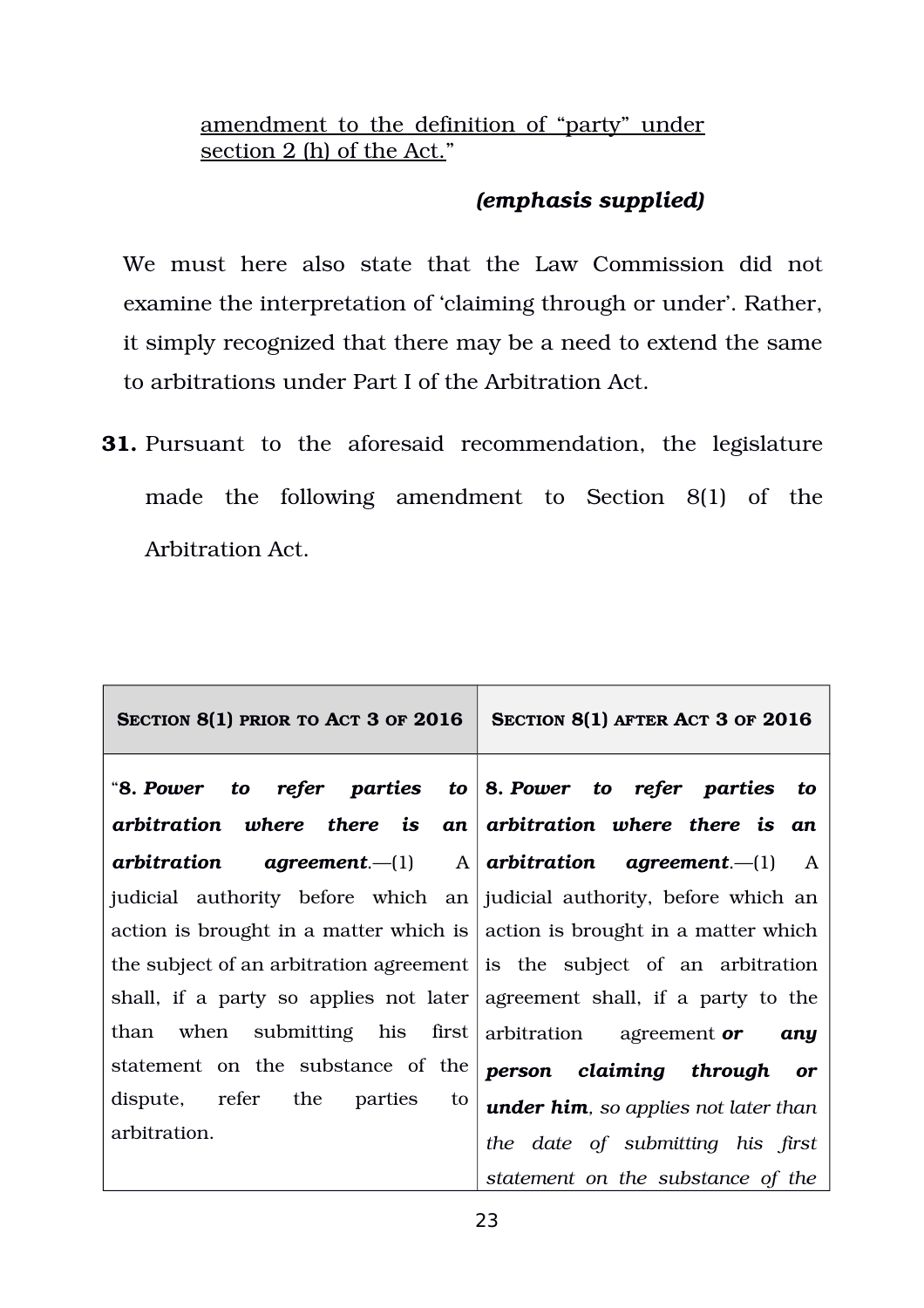<u>amendment to the definition of "party" under section 2 (h) of the Act.</u>"

***(emphasis supplied)***

We must here also state that the Law Commission did not examine the interpretation of 'claiming through or under'. Rather, it simply recognized that there may be a need to extend the same to arbitrations under Part I of the Arbitration Act.

**31.** Pursuant to the aforesaid recommendation, the legislature made the following amendment to Section 8(1) of the Arbitration Act.

| SECTION 8(1) PRIOR TO ACT 3 OF 2016 | SECTION 8(1) AFTER ACT 3 OF 2016 |
| --- | --- |
| "**8.** ***Power to refer parties to arbitration where there is an arbitration agreement***.—(1) A judicial authority before which an action is brought in a matter which is the subject of an arbitration agreement shall, if a party so applies not later than when submitting his first statement on the substance of the dispute, refer the parties to arbitration. | **8.** ***Power to refer parties to arbitration where there is an arbitration agreement***.—(1) A judicial authority, before which an action is brought in a matter which is the subject of an arbitration agreement shall, if a party to the arbitration agreement ***or any person claiming through or under him***, *so applies not later than the date of submitting his first statement on the substance of the* |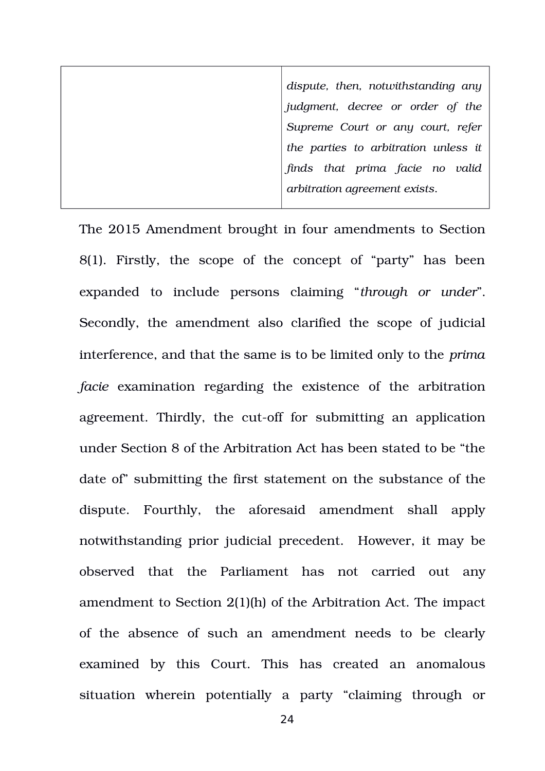| | |
|---|---|
| | *dispute, then, notwithstanding any judgment, decree or order of the Supreme Court or any court, refer the parties to arbitration unless it finds that prima facie no valid arbitration agreement exists.* |

The 2015 Amendment brought in four amendments to Section 8(1). Firstly, the scope of the concept of "party" has been expanded to include persons claiming "*through or under*". Secondly, the amendment also clarified the scope of judicial interference, and that the same is to be limited only to the *prima facie* examination regarding the existence of the arbitration agreement. Thirdly, the cut-off for submitting an application under Section 8 of the Arbitration Act has been stated to be "the date of" submitting the first statement on the substance of the dispute. Fourthly, the aforesaid amendment shall apply notwithstanding prior judicial precedent. However, it may be observed that the Parliament has not carried out any amendment to Section 2(1)(h) of the Arbitration Act. The impact of the absence of such an amendment needs to be clearly examined by this Court. This has created an anomalous situation wherein potentially a party "claiming through or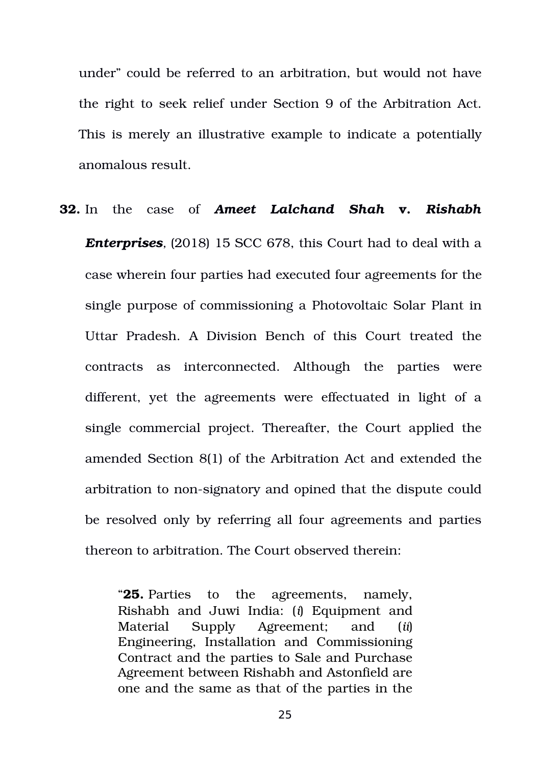under" could be referred to an arbitration, but would not have the right to seek relief under Section 9 of the Arbitration Act. This is merely an illustrative example to indicate a potentially anomalous result.

**32.** In the case of ***Ameet Lalchand Shah* v. *Rishabh Enterprises***, (2018) 15 SCC 678, this Court had to deal with a case wherein four parties had executed four agreements for the single purpose of commissioning a Photovoltaic Solar Plant in Uttar Pradesh. A Division Bench of this Court treated the contracts as interconnected. Although the parties were different, yet the agreements were effectuated in light of a single commercial project. Thereafter, the Court applied the amended Section 8(1) of the Arbitration Act and extended the arbitration to non-signatory and opined that the dispute could be resolved only by referring all four agreements and parties thereon to arbitration. The Court observed therein:

> "**25.** Parties to the agreements, namely, Rishabh and Juwi India: (*i*) Equipment and Material Supply Agreement; and (*ii*) Engineering, Installation and Commissioning Contract and the parties to Sale and Purchase Agreement between Rishabh and Astonfield are one and the same as that of the parties in the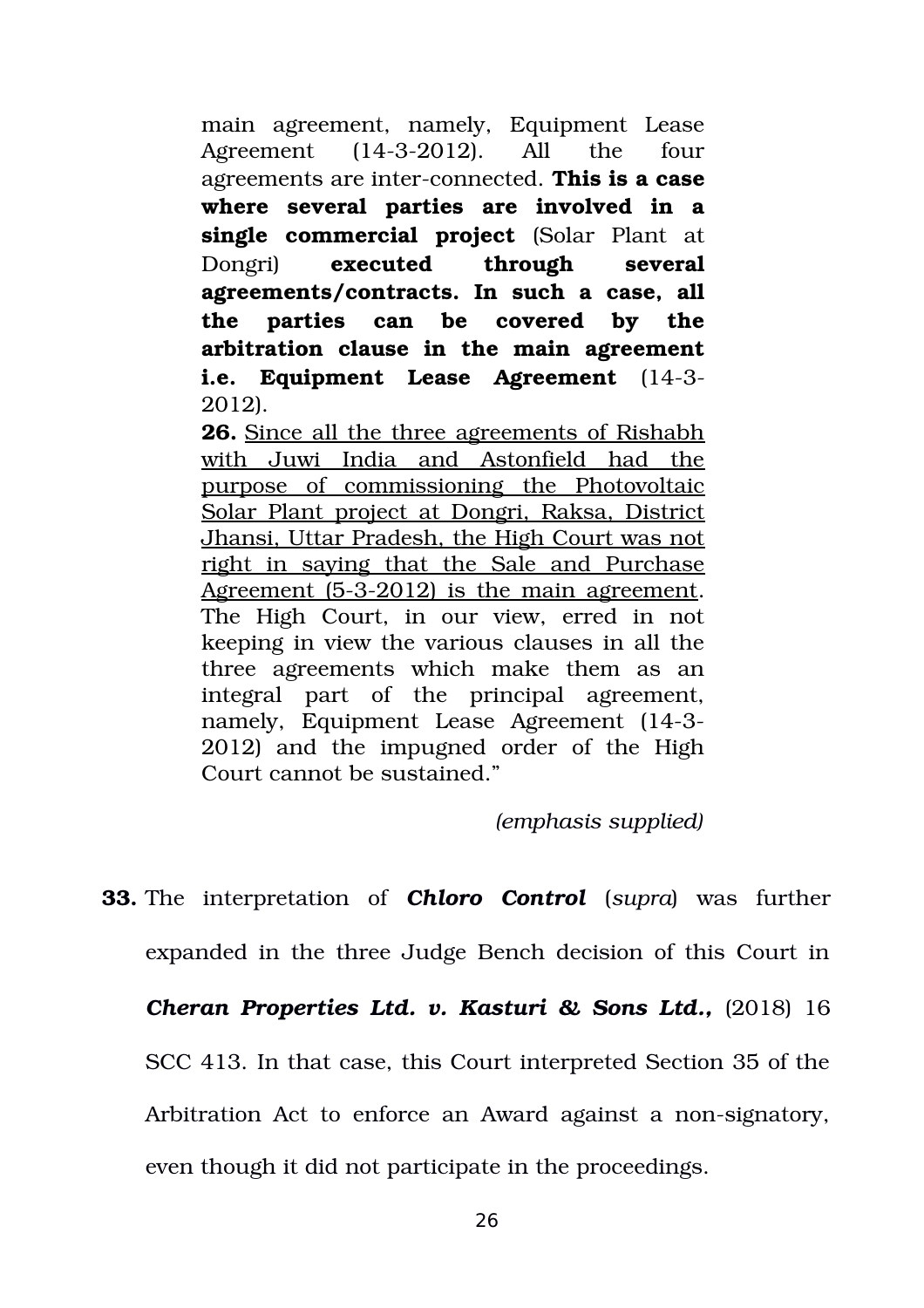main agreement, namely, Equipment Lease Agreement (14-3-2012). All the four agreements are inter-connected. **This is a case where several parties are involved in a single commercial project** (Solar Plant at Dongri) **executed through several agreements/contracts. In such a case, all the parties can be covered by the arbitration clause in the main agreement i.e. Equipment Lease Agreement** (14-3-2012).

**26.** <u>Since all the three agreements of Rishabh with Juwi India and Astonfield had the purpose of commissioning the Photovoltaic Solar Plant project at Dongri, Raksa, District Jhansi, Uttar Pradesh, the High Court was not right in saying that the Sale and Purchase Agreement (5-3-2012) is the main agreement</u>. The High Court, in our view, erred in not keeping in view the various clauses in all the three agreements which make them as an integral part of the principal agreement, namely, Equipment Lease Agreement (14-3-2012) and the impugned order of the High Court cannot be sustained."

*(emphasis supplied)*

**33.** The interpretation of ***Chloro Control*** (*supra*) was further expanded in the three Judge Bench decision of this Court in ***Cheran Properties Ltd. v. Kasturi & Sons Ltd.,*** (2018) 16 SCC 413. In that case, this Court interpreted Section 35 of the Arbitration Act to enforce an Award against a non-signatory, even though it did not participate in the proceedings.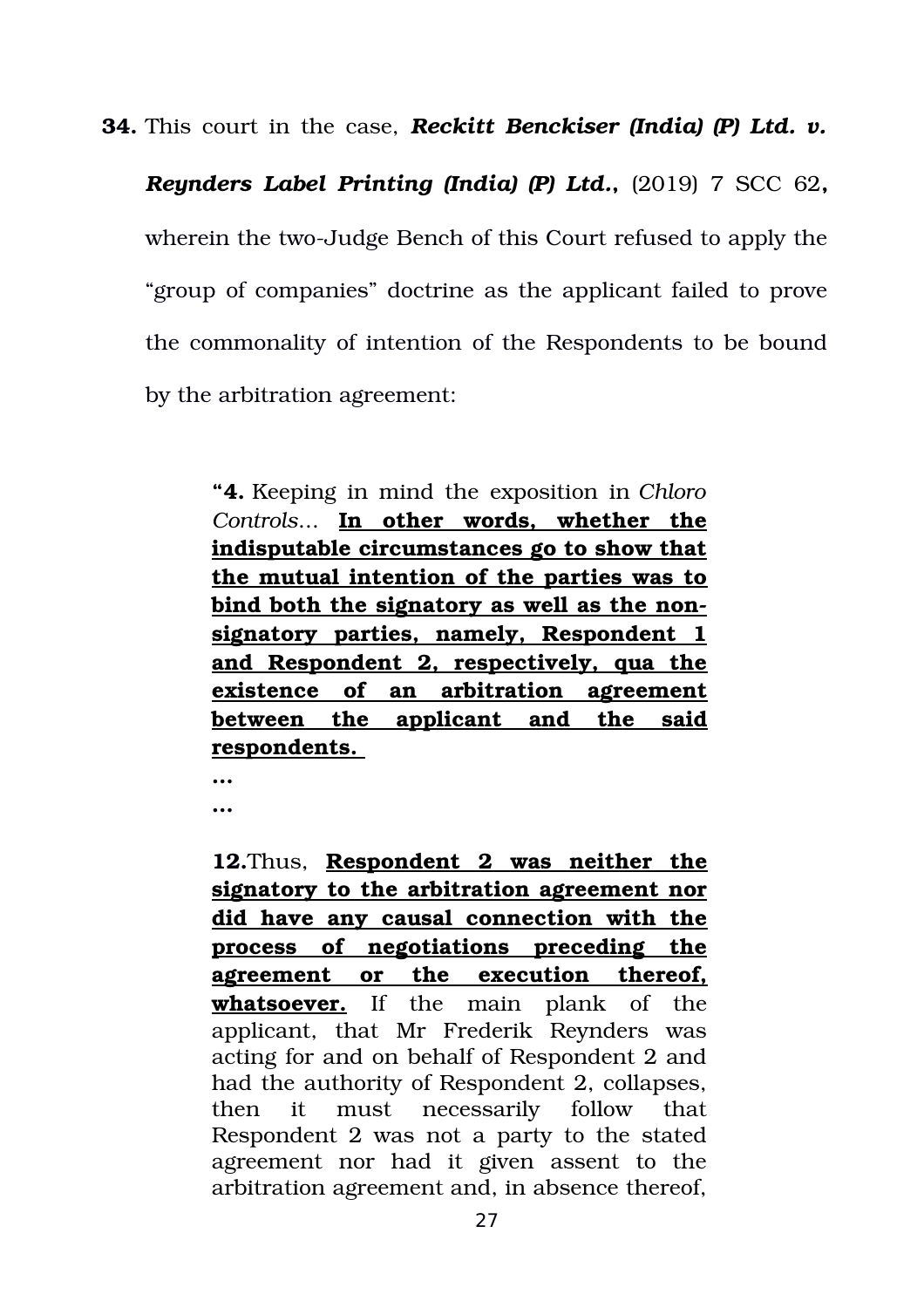**34.** This court in the case, ***Reckitt Benckiser (India) (P) Ltd. v. Reynders Label Printing (India) (P) Ltd.*****,** (2019) 7 SCC 62**,** wherein the two-Judge Bench of this Court refused to apply the "group of companies" doctrine as the applicant failed to prove the commonality of intention of the Respondents to be bound by the arbitration agreement:

> "**4.** Keeping in mind the exposition in *Chloro Controls*... <u>**In other words, whether the indisputable circumstances go to show that the mutual intention of the parties was to bind both the signatory as well as the non-signatory parties, namely, Respondent 1 and Respondent 2, respectively, qua the existence of an arbitration agreement between the applicant and the said respondents.**</u>
>
> **...**
>
> **...**
>
> **12.**Thus, <u>**Respondent 2 was neither the signatory to the arbitration agreement nor did have any causal connection with the process of negotiations preceding the agreement or the execution thereof, whatsoever.**</u> If the main plank of the applicant, that Mr Frederik Reynders was acting for and on behalf of Respondent 2 and had the authority of Respondent 2, collapses, then it must necessarily follow that Respondent 2 was not a party to the stated agreement nor had it given assent to the arbitration agreement and, in absence thereof,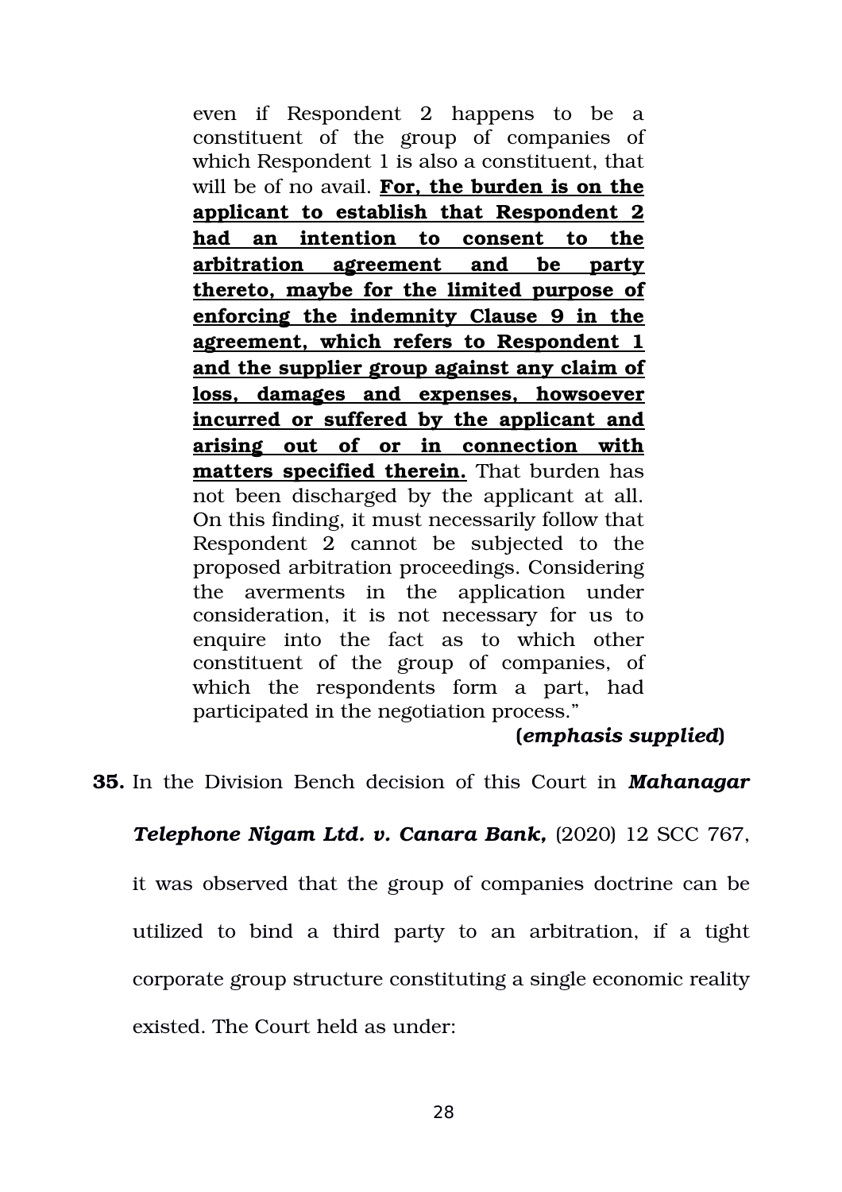> even if Respondent 2 happens to be a constituent of the group of companies of which Respondent 1 is also a constituent, that will be of no avail. **<u>For, the burden is on the applicant to establish that Respondent 2 had an intention to consent to the arbitration agreement and be party thereto, maybe for the limited purpose of enforcing the indemnity Clause 9 in the agreement, which refers to Respondent 1 and the supplier group against any claim of loss, damages and expenses, howsoever incurred or suffered by the applicant and arising out of or in connection with matters specified therein.</u>** That burden has not been discharged by the applicant at all. On this finding, it must necessarily follow that Respondent 2 cannot be subjected to the proposed arbitration proceedings. Considering the averments in the application under consideration, it is not necessary for us to enquire into the fact as to which other constituent of the group of companies, of which the respondents form a part, had participated in the negotiation process."
>
> **(*emphasis supplied*)**

**35.** In the Division Bench decision of this Court in ***Mahanagar Telephone Nigam Ltd. v. Canara Bank,*** (2020) 12 SCC 767, it was observed that the group of companies doctrine can be utilized to bind a third party to an arbitration, if a tight corporate group structure constituting a single economic reality existed. The Court held as under: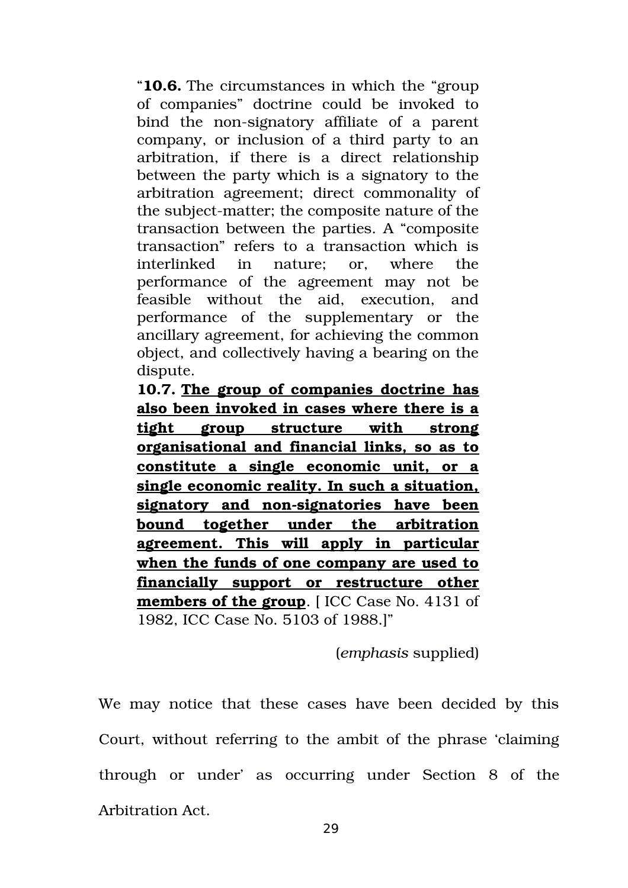> "**10.6.** The circumstances in which the "group of companies" doctrine could be invoked to bind the non-signatory affiliate of a parent company, or inclusion of a third party to an arbitration, if there is a direct relationship between the party which is a signatory to the arbitration agreement; direct commonality of the subject-matter; the composite nature of the transaction between the parties. A "composite transaction" refers to a transaction which is interlinked in nature; or, where the performance of the agreement may not be feasible without the aid, execution, and performance of the supplementary or the ancillary agreement, for achieving the common object, and collectively having a bearing on the dispute.
>
> **10.7.** <u>**The group of companies doctrine has also been invoked in cases where there is a tight group structure with strong organisational and financial links, so as to constitute a single economic unit, or a single economic reality. In such a situation, signatory and non-signatories have been bound together under the arbitration agreement. This will apply in particular when the funds of one company are used to financially support or restructure other members of the group**</u>. [ ICC Case No. 4131 of 1982, ICC Case No. 5103 of 1988.]"
>
> (*emphasis* supplied)

We may notice that these cases have been decided by this Court, without referring to the ambit of the phrase 'claiming through or under' as occurring under Section 8 of the Arbitration Act.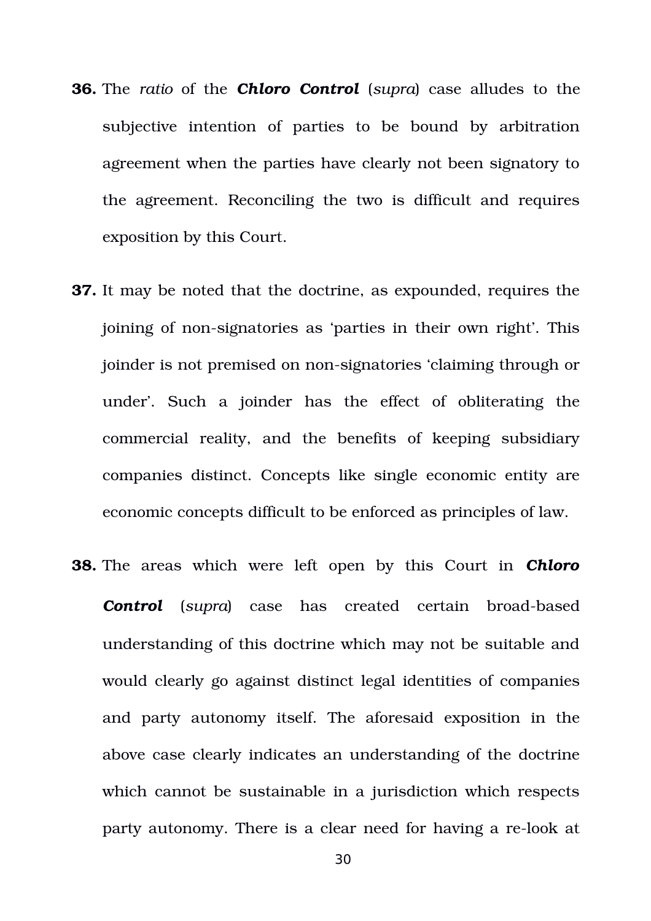**36.** The *ratio* of the ***Chloro Control*** (*supra*) case alludes to the subjective intention of parties to be bound by arbitration agreement when the parties have clearly not been signatory to the agreement. Reconciling the two is difficult and requires exposition by this Court.

**37.** It may be noted that the doctrine, as expounded, requires the joining of non-signatories as 'parties in their own right'. This joinder is not premised on non-signatories 'claiming through or under'. Such a joinder has the effect of obliterating the commercial reality, and the benefits of keeping subsidiary companies distinct. Concepts like single economic entity are economic concepts difficult to be enforced as principles of law.

**38.** The areas which were left open by this Court in ***Chloro Control*** (*supra*) case has created certain broad-based understanding of this doctrine which may not be suitable and would clearly go against distinct legal identities of companies and party autonomy itself. The aforesaid exposition in the above case clearly indicates an understanding of the doctrine which cannot be sustainable in a jurisdiction which respects party autonomy. There is a clear need for having a re-look at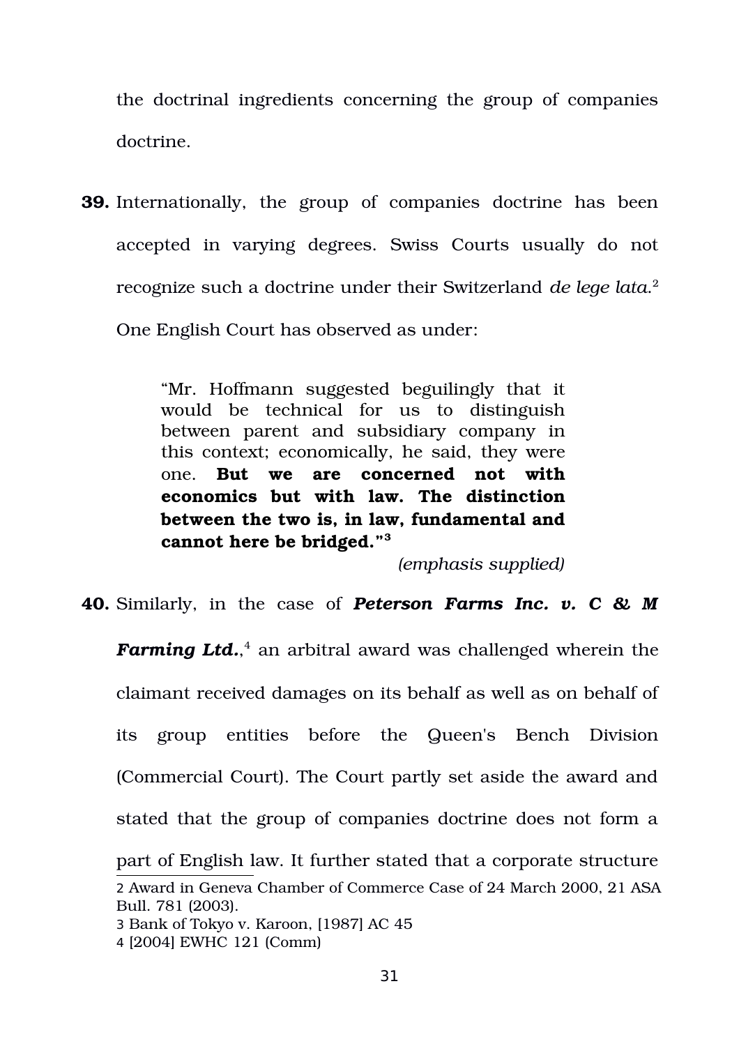the doctrinal ingredients concerning the group of companies doctrine.

**39.** Internationally, the group of companies doctrine has been accepted in varying degrees. Swiss Courts usually do not recognize such a doctrine under their Switzerland *de lege lata*.[2] One English Court has observed as under:

> "Mr. Hoffmann suggested beguilingly that it would be technical for us to distinguish between parent and subsidiary company in this context; economically, he said, they were one. **But we are concerned not with economics but with law. The distinction between the two is, in law, fundamental and cannot here be bridged."**[3]
>
> *(emphasis supplied)*

**40.** Similarly, in the case of ***Peterson Farms Inc. v. C & M Farming Ltd.***,[4] an arbitral award was challenged wherein the claimant received damages on its behalf as well as on behalf of its group entities before the Queen's Bench Division (Commercial Court). The Court partly set aside the award and stated that the group of companies doctrine does not form a part of English law. It further stated that a corporate structure

---

2 Award in Geneva Chamber of Commerce Case of 24 March 2000, 21 ASA Bull. 781 (2003).

3 Bank of Tokyo v. Karoon, [1987] AC 45

4 [2004] EWHC 121 (Comm)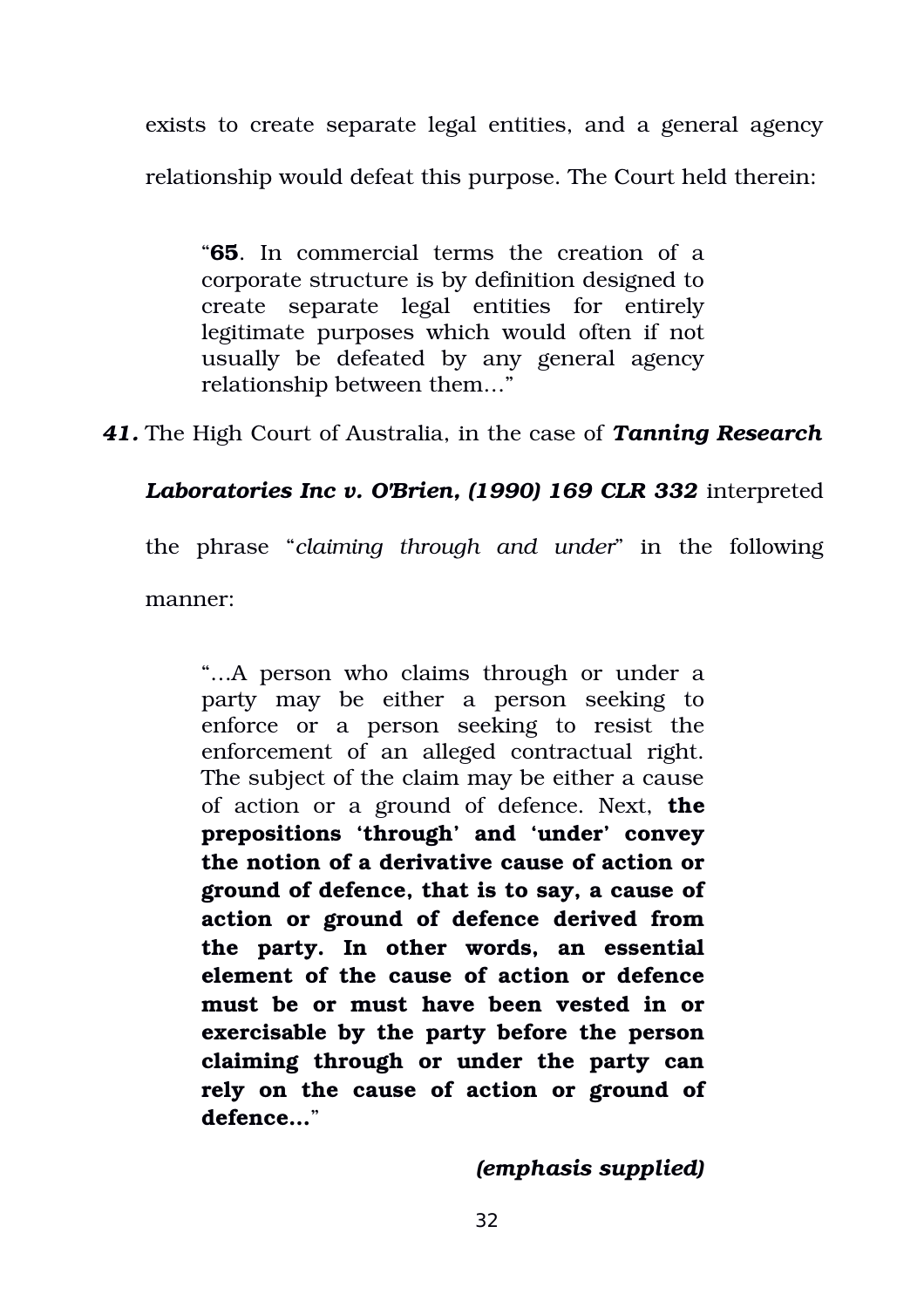exists to create separate legal entities, and a general agency relationship would defeat this purpose. The Court held therein:

> "**65**. In commercial terms the creation of a corporate structure is by definition designed to create separate legal entities for entirely legitimate purposes which would often if not usually be defeated by any general agency relationship between them…"

***41.*** The High Court of Australia, in the case of ***Tanning Research Laboratories Inc v. O'Brien, (1990) 169 CLR 332*** interpreted the phrase "*claiming through and under*" in the following manner:

> "…A person who claims through or under a party may be either a person seeking to enforce or a person seeking to resist the enforcement of an alleged contractual right. The subject of the claim may be either a cause of action or a ground of defence. Next, **the prepositions 'through' and 'under' convey the notion of a derivative cause of action or ground of defence, that is to say, a cause of action or ground of defence derived from the party. In other words, an essential element of the cause of action or defence must be or must have been vested in or exercisable by the party before the person claiming through or under the party can rely on the cause of action or ground of defence…**"
>
> ***(emphasis supplied)***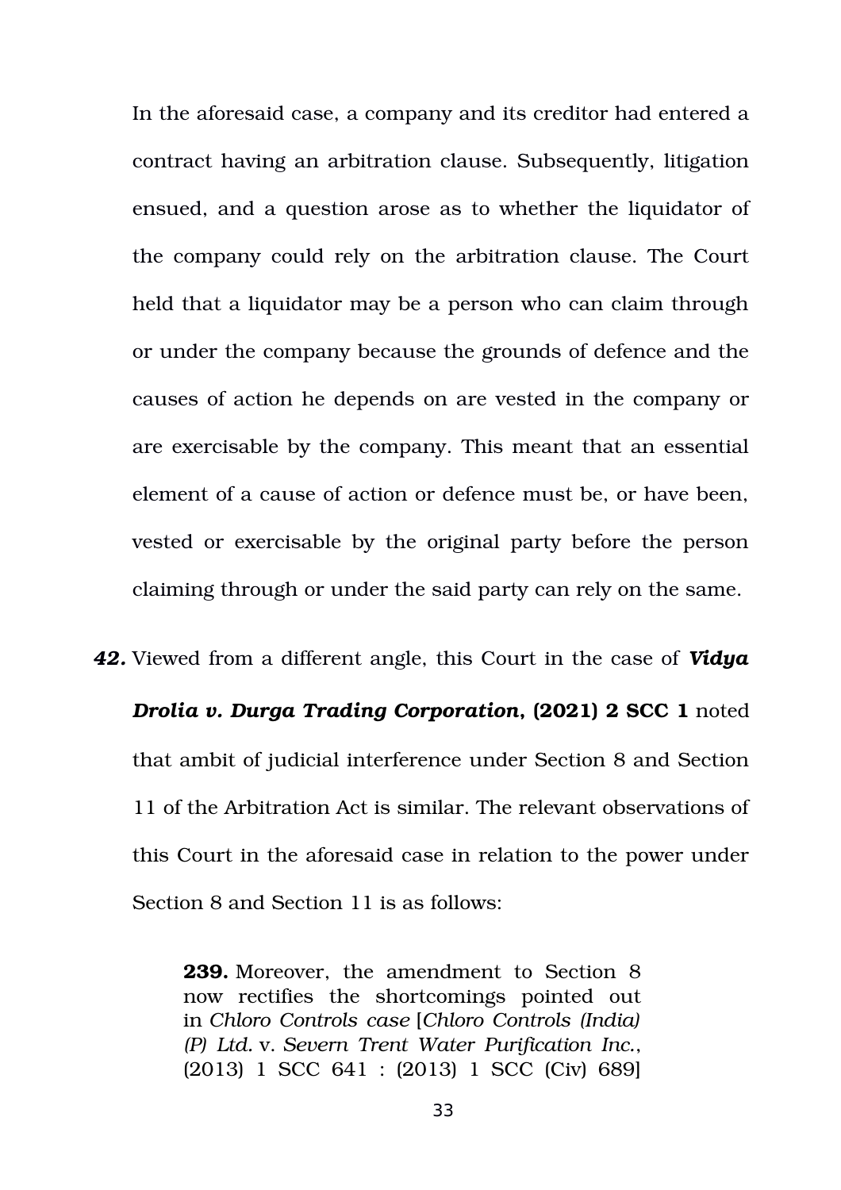In the aforesaid case, a company and its creditor had entered a contract having an arbitration clause. Subsequently, litigation ensued, and a question arose as to whether the liquidator of the company could rely on the arbitration clause. The Court held that a liquidator may be a person who can claim through or under the company because the grounds of defence and the causes of action he depends on are vested in the company or are exercisable by the company. This meant that an essential element of a cause of action or defence must be, or have been, vested or exercisable by the original party before the person claiming through or under the said party can rely on the same.

***42.*** Viewed from a different angle, this Court in the case of ***Vidya Drolia v. Durga Trading Corporation*, (2021) 2 SCC 1** noted that ambit of judicial interference under Section 8 and Section 11 of the Arbitration Act is similar. The relevant observations of this Court in the aforesaid case in relation to the power under Section 8 and Section 11 is as follows:

> **239.** Moreover, the amendment to Section 8 now rectifies the shortcomings pointed out in *Chloro Controls case* [*Chloro Controls (India) (P) Ltd.* v. *Severn Trent Water Purification Inc.*, (2013) 1 SCC 641 : (2013) 1 SCC (Civ) 689]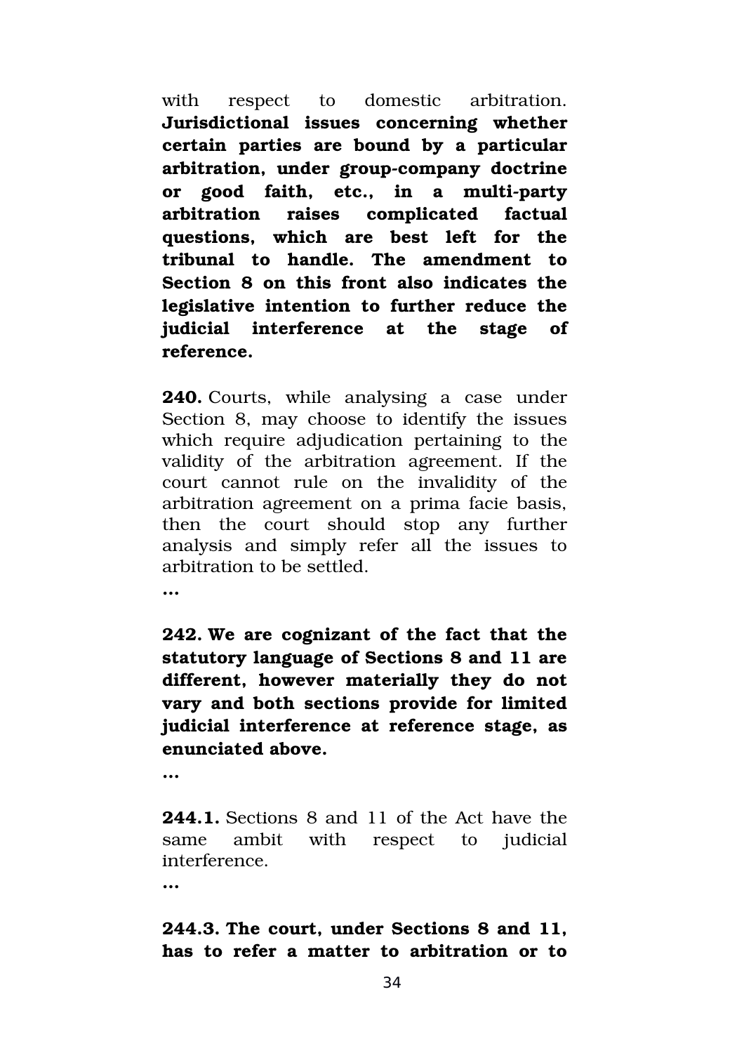with respect to domestic arbitration. **Jurisdictional issues concerning whether certain parties are bound by a particular arbitration, under group-company doctrine or good faith, etc., in a multi-party arbitration raises complicated factual questions, which are best left for the tribunal to handle. The amendment to Section 8 on this front also indicates the legislative intention to further reduce the judicial interference at the stage of reference.**

**240.** Courts, while analysing a case under Section 8, may choose to identify the issues which require adjudication pertaining to the validity of the arbitration agreement. If the court cannot rule on the invalidity of the arbitration agreement on a prima facie basis, then the court should stop any further analysis and simply refer all the issues to arbitration to be settled.

…

**242. We are cognizant of the fact that the statutory language of Sections 8 and 11 are different, however materially they do not vary and both sections provide for limited judicial interference at reference stage, as enunciated above.**

…

**244.1.** Sections 8 and 11 of the Act have the same ambit with respect to judicial interference.

…

**244.3. The court, under Sections 8 and 11, has to refer a matter to arbitration or to**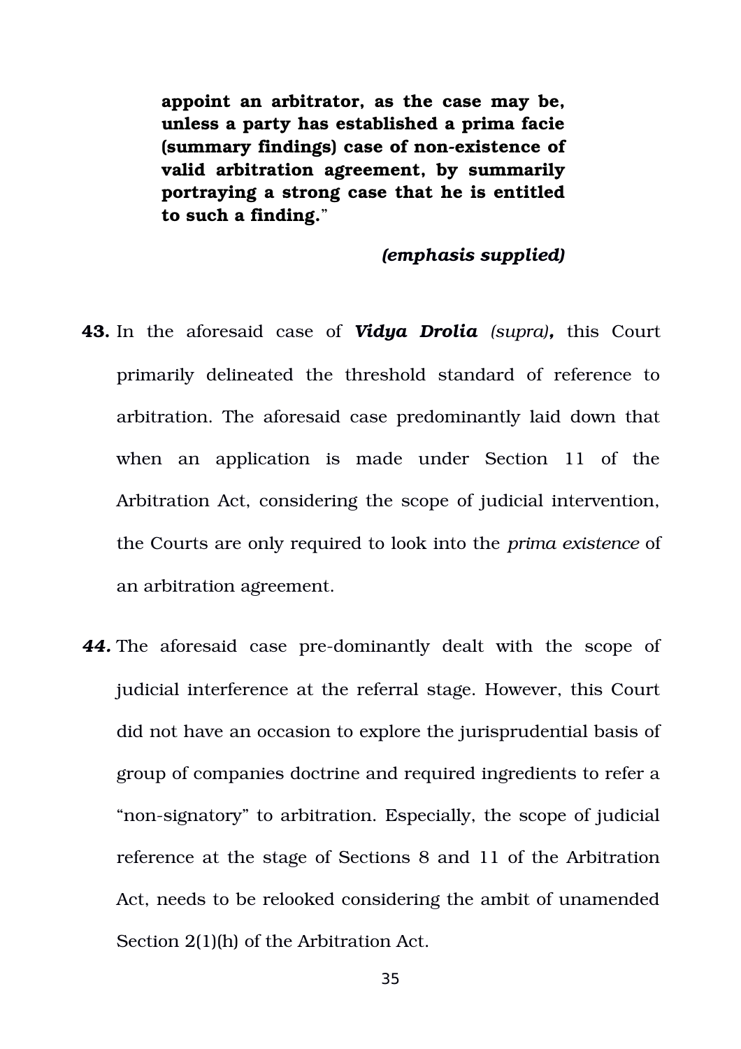> **appoint an arbitrator, as the case may be, unless a party has established a prima facie (summary findings) case of non-existence of valid arbitration agreement, by summarily portraying a strong case that he is entitled to such a finding.**"
>
> *(emphasis supplied)*

**43.** In the aforesaid case of ***Vidya Drolia*** *(supra)***,** this Court primarily delineated the threshold standard of reference to arbitration. The aforesaid case predominantly laid down that when an application is made under Section 11 of the Arbitration Act, considering the scope of judicial intervention, the Courts are only required to look into the *prima existence* of an arbitration agreement.

***44.*** The aforesaid case pre-dominantly dealt with the scope of judicial interference at the referral stage. However, this Court did not have an occasion to explore the jurisprudential basis of group of companies doctrine and required ingredients to refer a "non-signatory" to arbitration. Especially, the scope of judicial reference at the stage of Sections 8 and 11 of the Arbitration Act, needs to be relooked considering the ambit of unamended Section 2(1)(h) of the Arbitration Act.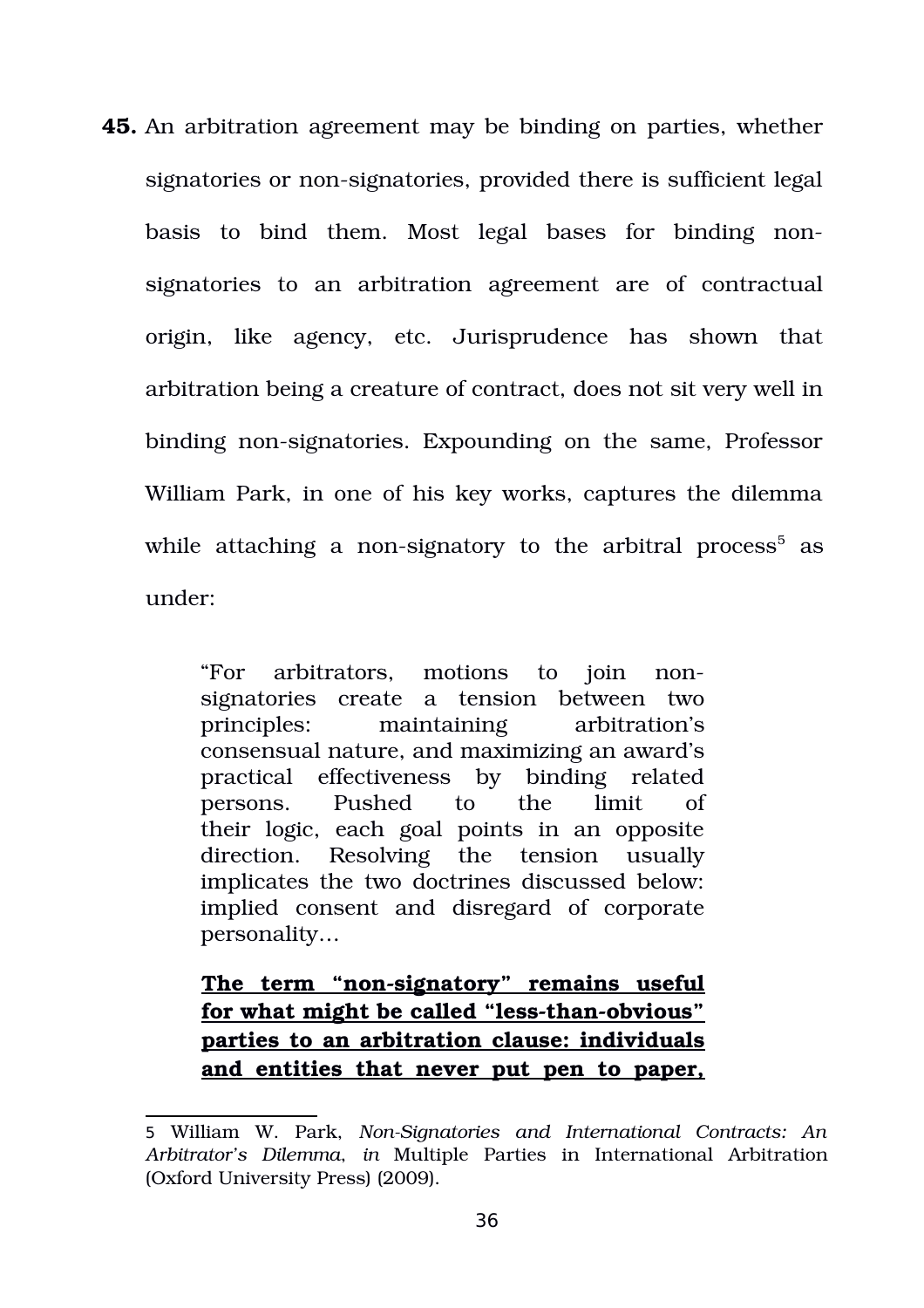**45.** An arbitration agreement may be binding on parties, whether signatories or non-signatories, provided there is sufficient legal basis to bind them. Most legal bases for binding non-signatories to an arbitration agreement are of contractual origin, like agency, etc. Jurisprudence has shown that arbitration being a creature of contract, does not sit very well in binding non-signatories. Expounding on the same, Professor William Park, in one of his key works, captures the dilemma while attaching a non-signatory to the arbitral process[5] as under:

> "For arbitrators, motions to join non-signatories create a tension between two principles: maintaining arbitration's consensual nature, and maximizing an award's practical effectiveness by binding related persons. Pushed to the limit of their logic, each goal points in an opposite direction. Resolving the tension usually implicates the two doctrines discussed below: implied consent and disregard of corporate personality…
>
> <u>**The term "non-signatory" remains useful for what might be called "less-than-obvious" parties to an arbitration clause: individuals and entities that never put pen to paper,**</u>

---

5 William W. Park, *Non-Signatories and International Contracts: An Arbitrator's Dilemma*, *in* Multiple Parties in International Arbitration (Oxford University Press) (2009).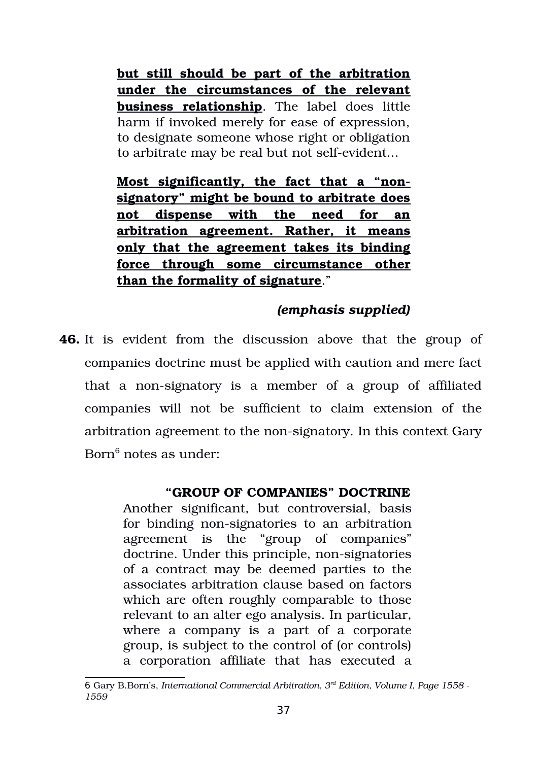> **but still should be part of the arbitration under the circumstances of the relevant business relationship**. The label does little harm if invoked merely for ease of expression, to designate someone whose right or obligation to arbitrate may be real but not self-evident...
>
> **Most significantly, the fact that a "non-signatory" might be bound to arbitrate does not dispense with the need for an arbitration agreement. Rather, it means only that the agreement takes its binding force through some circumstance other than the formality of signature**."
>
> ***(emphasis supplied)***

**46.** It is evident from the discussion above that the group of companies doctrine must be applied with caution and mere fact that a non-signatory is a member of a group of affiliated companies will not be sufficient to claim extension of the arbitration agreement to the non-signatory. In this context Gary Born[6] notes as under:

> **"GROUP OF COMPANIES" DOCTRINE**
>
> Another significant, but controversial, basis for binding non-signatories to an arbitration agreement is the "group of companies" doctrine. Under this principle, non-signatories of a contract may be deemed parties to the associates arbitration clause based on factors which are often roughly comparable to those relevant to an alter ego analysis. In particular, where a company is a part of a corporate group, is subject to the control of (or controls) a corporation affiliate that has executed a

---

6 Gary B.Born's, *International Commercial Arbitration, 3rd Edition, Volume I, Page 1558 - 1559*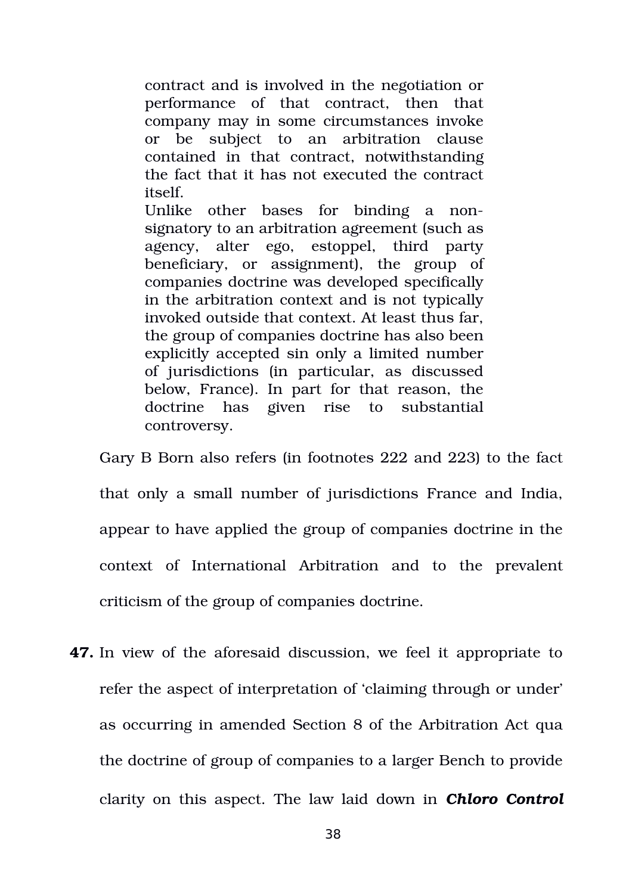> contract and is involved in the negotiation or performance of that contract, then that company may in some circumstances invoke or be subject to an arbitration clause contained in that contract, notwithstanding the fact that it has not executed the contract itself.
>
> Unlike other bases for binding a non-signatory to an arbitration agreement (such as agency, alter ego, estoppel, third party beneficiary, or assignment), the group of companies doctrine was developed specifically in the arbitration context and is not typically invoked outside that context. At least thus far, the group of companies doctrine has also been explicitly accepted sin only a limited number of jurisdictions (in particular, as discussed below, France). In part for that reason, the doctrine has given rise to substantial controversy.

Gary B Born also refers (in footnotes 222 and 223) to the fact that only a small number of jurisdictions France and India, appear to have applied the group of companies doctrine in the context of International Arbitration and to the prevalent criticism of the group of companies doctrine.

**47.** In view of the aforesaid discussion, we feel it appropriate to refer the aspect of interpretation of 'claiming through or under' as occurring in amended Section 8 of the Arbitration Act qua the doctrine of group of companies to a larger Bench to provide clarity on this aspect. The law laid down in ***Chloro Control***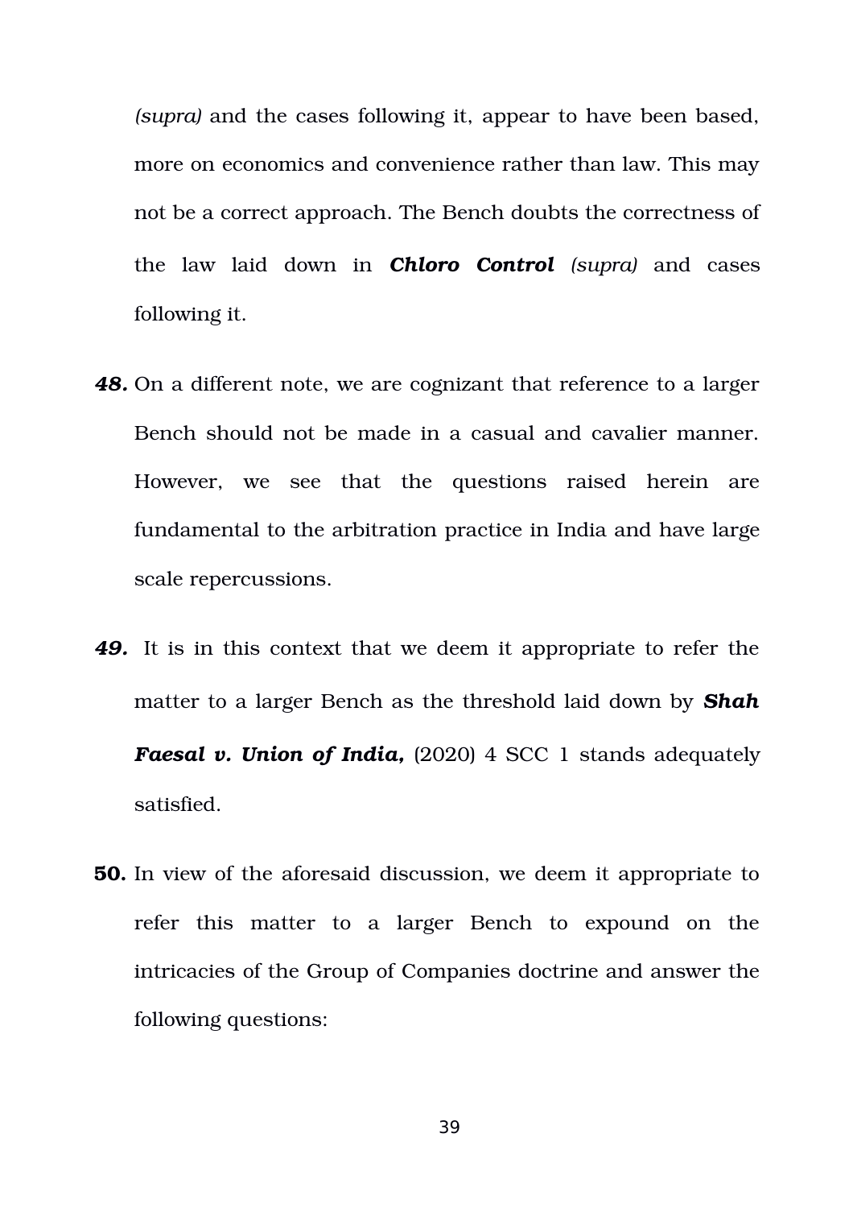*(supra)* and the cases following it, appear to have been based, more on economics and convenience rather than law. This may not be a correct approach. The Bench doubts the correctness of the law laid down in ***Chloro Control*** *(supra)* and cases following it.

***48.*** On a different note, we are cognizant that reference to a larger Bench should not be made in a casual and cavalier manner. However, we see that the questions raised herein are fundamental to the arbitration practice in India and have large scale repercussions.

***49.*** It is in this context that we deem it appropriate to refer the matter to a larger Bench as the threshold laid down by ***Shah Faesal v. Union of India,*** (2020) 4 SCC 1 stands adequately satisfied.

**50.** In view of the aforesaid discussion, we deem it appropriate to refer this matter to a larger Bench to expound on the intricacies of the Group of Companies doctrine and answer the following questions: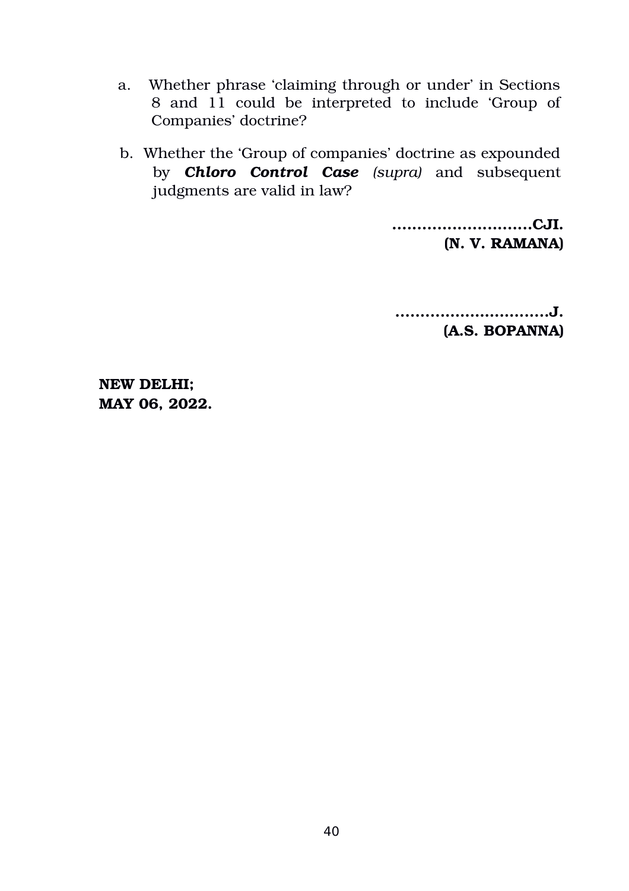a. Whether phrase 'claiming through or under' in Sections 8 and 11 could be interpreted to include 'Group of Companies' doctrine?

b. Whether the 'Group of companies' doctrine as expounded by ***Chloro Control Case*** *(supra)* and subsequent judgments are valid in law?

**..........................CJI.**
**(N. V. RAMANA)**

**..............................J.**
**(A.S. BOPANNA)**

**NEW DELHI;**
**MAY 06, 2022.**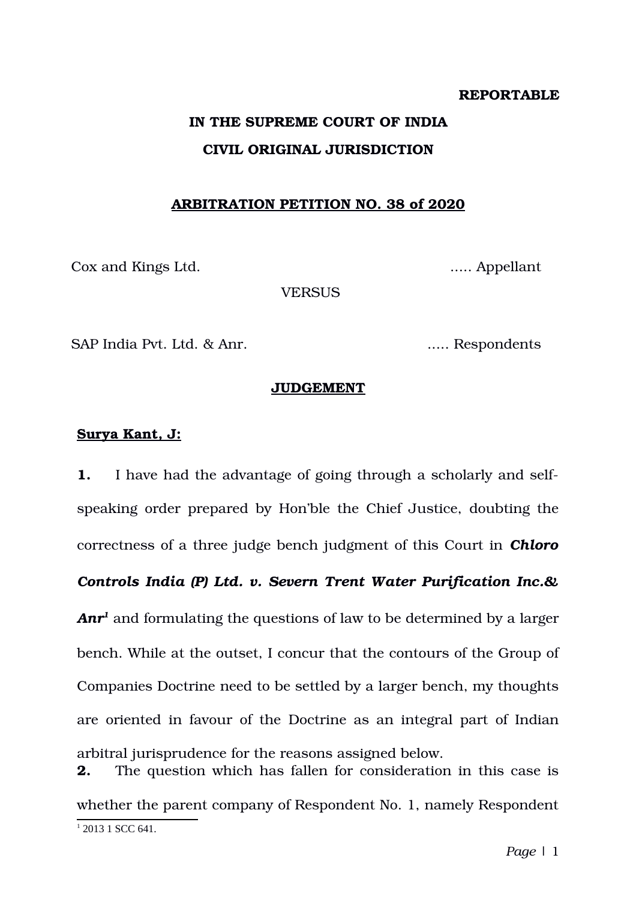**REPORTABLE**

**IN THE SUPREME COURT OF INDIA**

**CIVIL ORIGINAL JURISDICTION**

**ARBITRATION PETITION NO. 38 of 2020**

Cox and Kings Ltd. ..... Appellant

VERSUS

SAP India Pvt. Ltd. & Anr. ..... Respondents

**JUDGEMENT**

**Surya Kant, J:**

**1.** I have had the advantage of going through a scholarly and self-speaking order prepared by Hon'ble the Chief Justice, doubting the correctness of a three judge bench judgment of this Court in ***Chloro Controls India (P) Ltd. v. Severn Trent Water Purification Inc.& Anr***[1] and formulating the questions of law to be determined by a larger bench. While at the outset, I concur that the contours of the Group of Companies Doctrine need to be settled by a larger bench, my thoughts are oriented in favour of the Doctrine as an integral part of Indian arbitral jurisprudence for the reasons assigned below.

**2.** The question which has fallen for consideration in this case is whether the parent company of Respondent No. 1, namely Respondent

[1] 2013 1 SCC 641.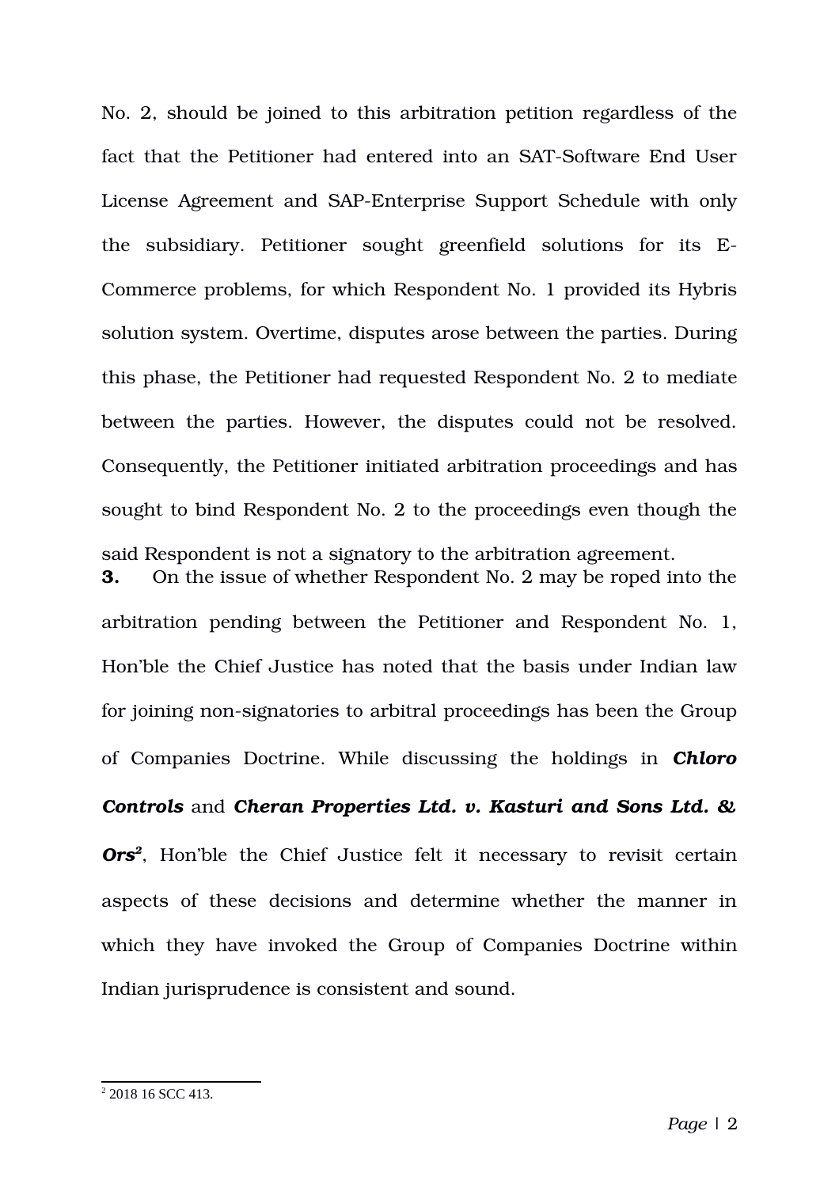No. 2, should be joined to this arbitration petition regardless of the fact that the Petitioner had entered into an SAT-Software End User License Agreement and SAP-Enterprise Support Schedule with only the subsidiary. Petitioner sought greenfield solutions for its E-Commerce problems, for which Respondent No. 1 provided its Hybris solution system. Overtime, disputes arose between the parties. During this phase, the Petitioner had requested Respondent No. 2 to mediate between the parties. However, the disputes could not be resolved. Consequently, the Petitioner initiated arbitration proceedings and has sought to bind Respondent No. 2 to the proceedings even though the said Respondent is not a signatory to the arbitration agreement.

**3.** On the issue of whether Respondent No. 2 may be roped into the arbitration pending between the Petitioner and Respondent No. 1, Hon'ble the Chief Justice has noted that the basis under Indian law for joining non-signatories to arbitral proceedings has been the Group of Companies Doctrine. While discussing the holdings in ***Chloro Controls*** and ***Cheran Properties Ltd. v. Kasturi and Sons Ltd. & Ors***[2], Hon'ble the Chief Justice felt it necessary to revisit certain aspects of these decisions and determine whether the manner in which they have invoked the Group of Companies Doctrine within Indian jurisprudence is consistent and sound.

---

[2] 2018 16 SCC 413.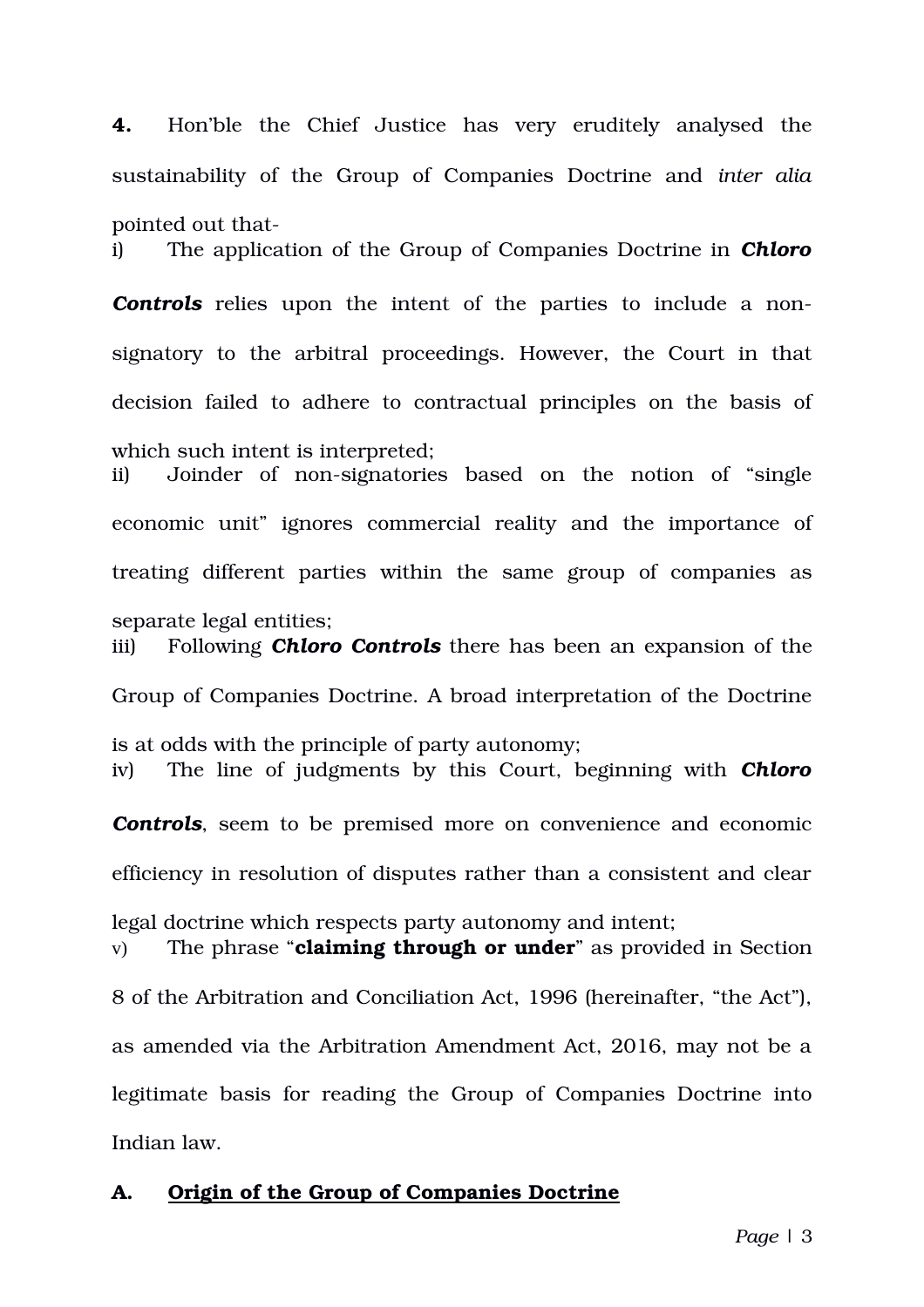**4.** Hon'ble the Chief Justice has very eruditely analysed the sustainability of the Group of Companies Doctrine and *inter alia* pointed out that-

i) The application of the Group of Companies Doctrine in ***Chloro Controls*** relies upon the intent of the parties to include a non-signatory to the arbitral proceedings. However, the Court in that decision failed to adhere to contractual principles on the basis of which such intent is interpreted;

ii) Joinder of non-signatories based on the notion of "single economic unit" ignores commercial reality and the importance of treating different parties within the same group of companies as separate legal entities;

iii) Following ***Chloro Controls*** there has been an expansion of the Group of Companies Doctrine. A broad interpretation of the Doctrine is at odds with the principle of party autonomy;

iv) The line of judgments by this Court, beginning with ***Chloro Controls***, seem to be premised more on convenience and economic efficiency in resolution of disputes rather than a consistent and clear legal doctrine which respects party autonomy and intent;

v) The phrase "**claiming through or under**" as provided in Section 8 of the Arbitration and Conciliation Act, 1996 (hereinafter, "the Act"), as amended via the Arbitration Amendment Act, 2016, may not be a legitimate basis for reading the Group of Companies Doctrine into Indian law.

## A. Origin of the Group of Companies Doctrine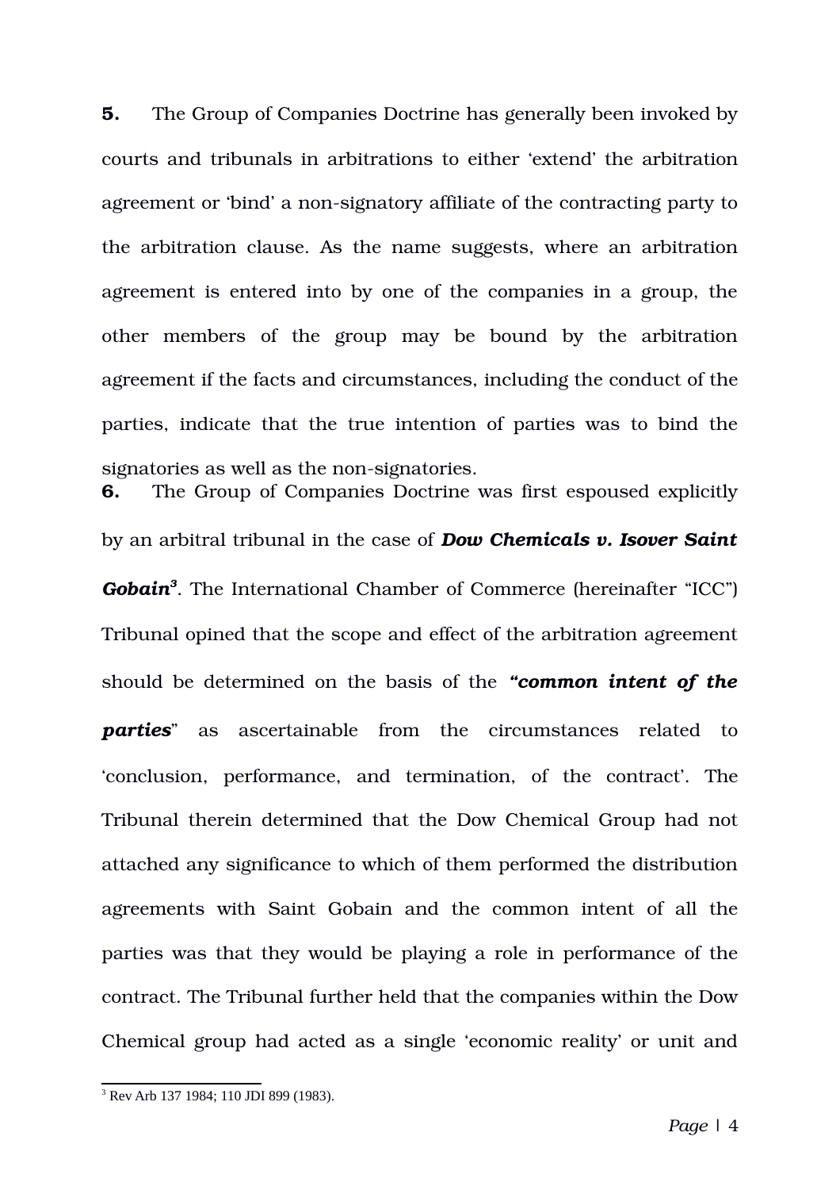**5.** The Group of Companies Doctrine has generally been invoked by courts and tribunals in arbitrations to either 'extend' the arbitration agreement or 'bind' a non-signatory affiliate of the contracting party to the arbitration clause. As the name suggests, where an arbitration agreement is entered into by one of the companies in a group, the other members of the group may be bound by the arbitration agreement if the facts and circumstances, including the conduct of the parties, indicate that the true intention of parties was to bind the signatories as well as the non-signatories.

**6.** The Group of Companies Doctrine was first espoused explicitly by an arbitral tribunal in the case of ***Dow Chemicals v. Isover Saint Gobain***[3]. The International Chamber of Commerce (hereinafter "ICC") Tribunal opined that the scope and effect of the arbitration agreement should be determined on the basis of the ***"common intent of the parties***" as ascertainable from the circumstances related to 'conclusion, performance, and termination, of the contract'. The Tribunal therein determined that the Dow Chemical Group had not attached any significance to which of them performed the distribution agreements with Saint Gobain and the common intent of all the parties was that they would be playing a role in performance of the contract. The Tribunal further held that the companies within the Dow Chemical group had acted as a single 'economic reality' or unit and

---

[3] Rev Arb 137 1984; 110 JDI 899 (1983).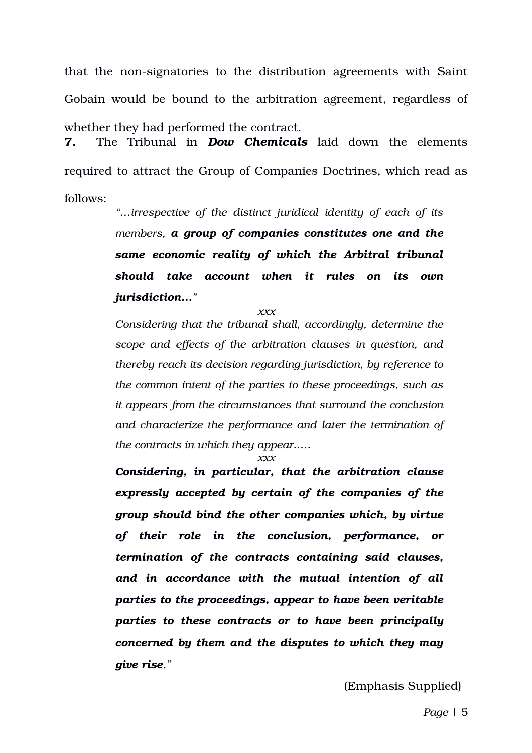that the non-signatories to the distribution agreements with Saint Gobain would be bound to the arbitration agreement, regardless of whether they had performed the contract.

**7.** The Tribunal in ***Dow Chemicals*** laid down the elements required to attract the Group of Companies Doctrines, which read as follows:

> *"…irrespective of the distinct juridical identity of each of its members,* ***a group of companies constitutes one and the same economic reality of which the Arbitral tribunal should take account when it rules on its own jurisdiction…****"*
>
> *xxx*
>
> *Considering that the tribunal shall, accordingly, determine the scope and effects of the arbitration clauses in question, and thereby reach its decision regarding jurisdiction, by reference to the common intent of the parties to these proceedings, such as it appears from the circumstances that surround the conclusion and characterize the performance and later the termination of the contracts in which they appear…..*
>
> *xxx*
>
> ***Considering, in particular, that the arbitration clause expressly accepted by certain of the companies of the group should bind the other companies which, by virtue of their role in the conclusion, performance, or termination of the contracts containing said clauses, and in accordance with the mutual intention of all parties to the proceedings, appear to have been veritable parties to these contracts or to have been principally concerned by them and the disputes to which they may give rise.****"*

(Emphasis Supplied)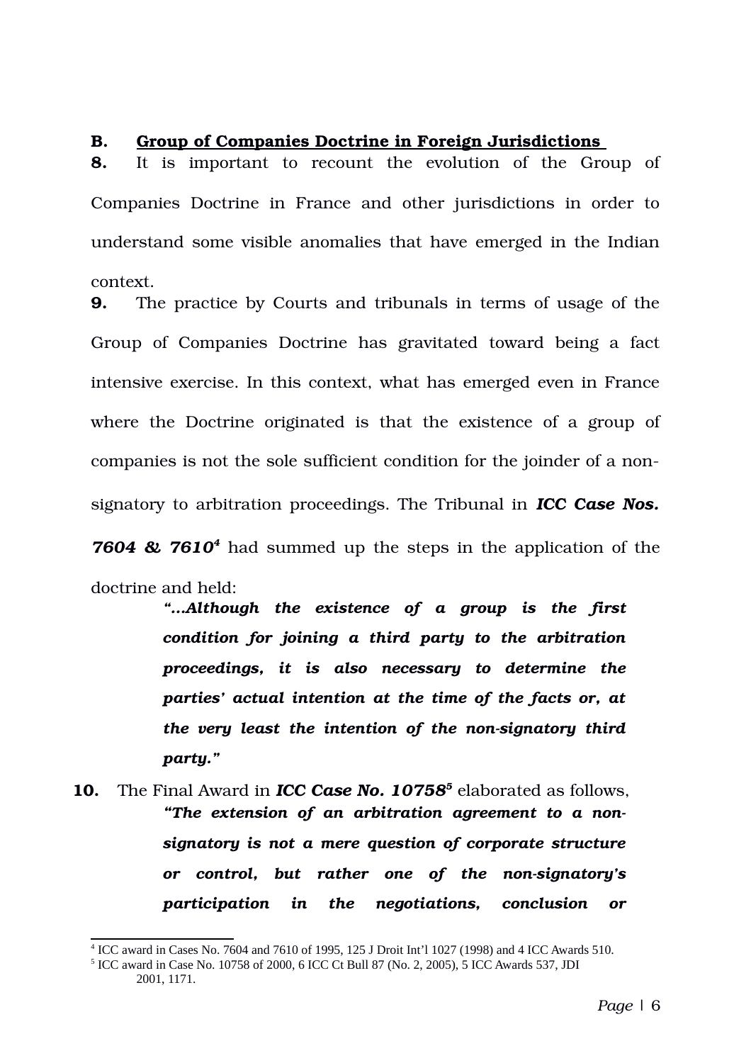## B. Group of Companies Doctrine in Foreign Jurisdictions

**8.** It is important to recount the evolution of the Group of Companies Doctrine in France and other jurisdictions in order to understand some visible anomalies that have emerged in the Indian context.

**9.** The practice by Courts and tribunals in terms of usage of the Group of Companies Doctrine has gravitated toward being a fact intensive exercise. In this context, what has emerged even in France where the Doctrine originated is that the existence of a group of companies is not the sole sufficient condition for the joinder of a non-signatory to arbitration proceedings. The Tribunal in ***ICC Case Nos. 7604 & 7610***[4] had summed up the steps in the application of the doctrine and held:

> ***"…Although the existence of a group is the first condition for joining a third party to the arbitration proceedings, it is also necessary to determine the parties' actual intention at the time of the facts or, at the very least the intention of the non-signatory third party."***

**10.** The Final Award in ***ICC Case No. 10758***[5] elaborated as follows,

> ***"The extension of an arbitration agreement to a non-signatory is not a mere question of corporate structure or control, but rather one of the non-signatory's participation in the negotiations, conclusion or***

---

[4] ICC award in Cases No. 7604 and 7610 of 1995, 125 J Droit Int'l 1027 (1998) and 4 ICC Awards 510.

[5] ICC award in Case No. 10758 of 2000, 6 ICC Ct Bull 87 (No. 2, 2005), 5 ICC Awards 537, JDI 2001, 1171.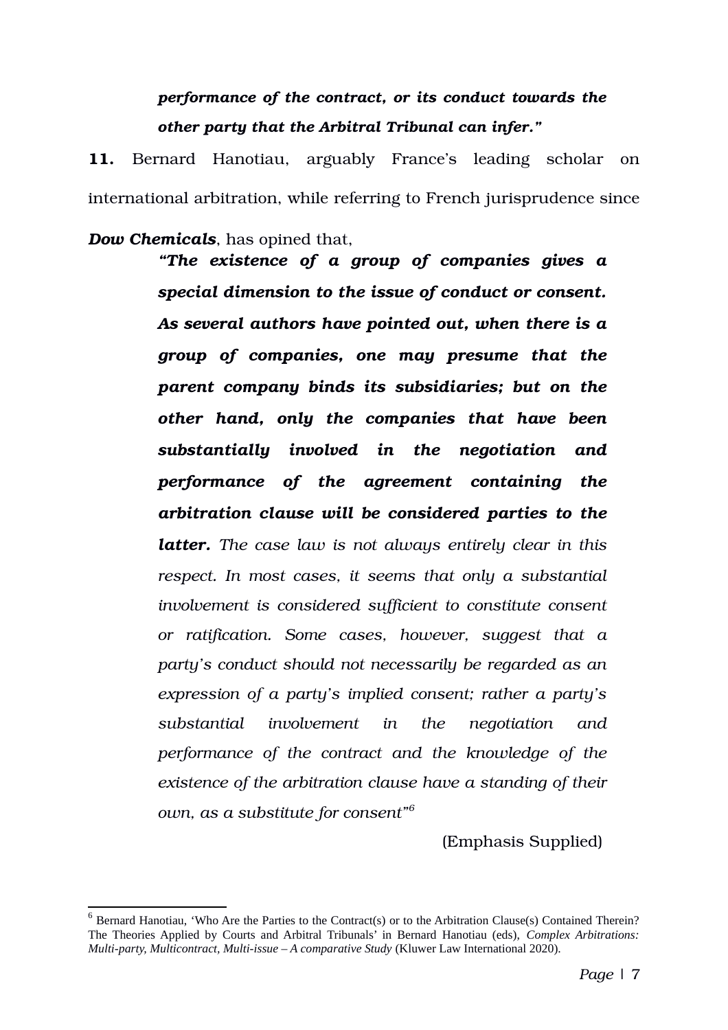> ***performance of the contract, or its conduct towards the other party that the Arbitral Tribunal can infer."***

**11.** Bernard Hanotiau, arguably France's leading scholar on international arbitration, while referring to French jurisprudence since ***Dow Chemicals***, has opined that,

> ***"The existence of a group of companies gives a special dimension to the issue of conduct or consent. As several authors have pointed out, when there is a group of companies, one may presume that the parent company binds its subsidiaries; but on the other hand, only the companies that have been substantially involved in the negotiation and performance of the agreement containing the arbitration clause will be considered parties to the latter.*** *The case law is not always entirely clear in this respect. In most cases, it seems that only a substantial involvement is considered sufficient to constitute consent or ratification. Some cases, however, suggest that a party's conduct should not necessarily be regarded as an expression of a party's implied consent; rather a party's substantial involvement in the negotiation and performance of the contract and the knowledge of the existence of the arbitration clause have a standing of their own, as a substitute for consent"*[6]
>
> (Emphasis Supplied)

---

[6] Bernard Hanotiau, 'Who Are the Parties to the Contract(s) or to the Arbitration Clause(s) Contained Therein? The Theories Applied by Courts and Arbitral Tribunals' in Bernard Hanotiau (eds), *Complex Arbitrations: Multi-party, Multicontract, Multi-issue – A comparative Study* (Kluwer Law International 2020).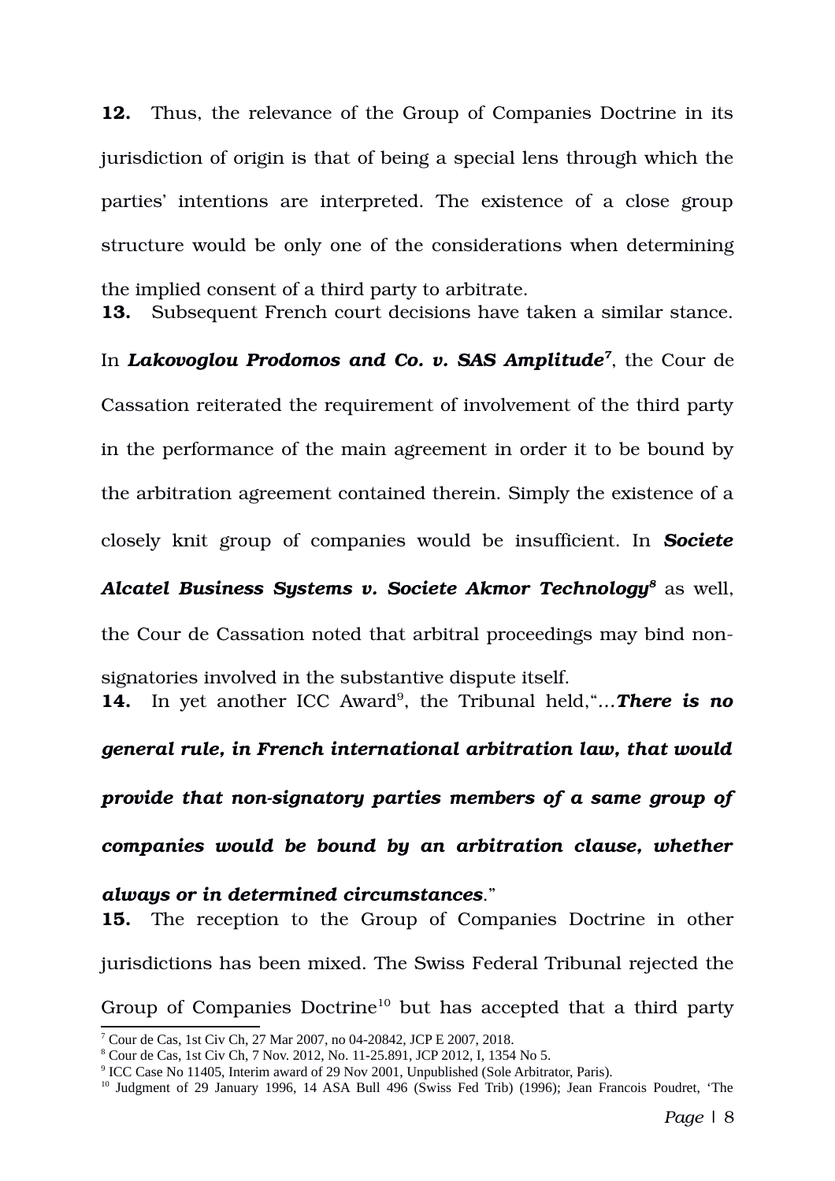**12.** Thus, the relevance of the Group of Companies Doctrine in its jurisdiction of origin is that of being a special lens through which the parties' intentions are interpreted. The existence of a close group structure would be only one of the considerations when determining the implied consent of a third party to arbitrate.

**13.** Subsequent French court decisions have taken a similar stance. In ***Lakovoglou Prodomos and Co. v. SAS Amplitude***[7], the Cour de Cassation reiterated the requirement of involvement of the third party in the performance of the main agreement in order it to be bound by the arbitration agreement contained therein. Simply the existence of a closely knit group of companies would be insufficient. In ***Societe Alcatel Business Systems v. Societe Akmor Technology***[8] as well, the Cour de Cassation noted that arbitral proceedings may bind non-signatories involved in the substantive dispute itself.

**14.** In yet another ICC Award[9], the Tribunal held,"…***There is no general rule, in French international arbitration law, that would provide that non-signatory parties members of a same group of companies would be bound by an arbitration clause, whether always or in determined circumstances***."

**15.** The reception to the Group of Companies Doctrine in other jurisdictions has been mixed. The Swiss Federal Tribunal rejected the Group of Companies Doctrine[10] but has accepted that a third party

---

[7] Cour de Cas, 1st Civ Ch, 27 Mar 2007, no 04-20842, JCP E 2007, 2018.

[8] Cour de Cas, 1st Civ Ch, 7 Nov. 2012, No. 11-25.891, JCP 2012, I, 1354 No 5.

[9] ICC Case No 11405, Interim award of 29 Nov 2001, Unpublished (Sole Arbitrator, Paris).

[10] Judgment of 29 January 1996, 14 ASA Bull 496 (Swiss Fed Trib) (1996); Jean Francois Poudret, 'The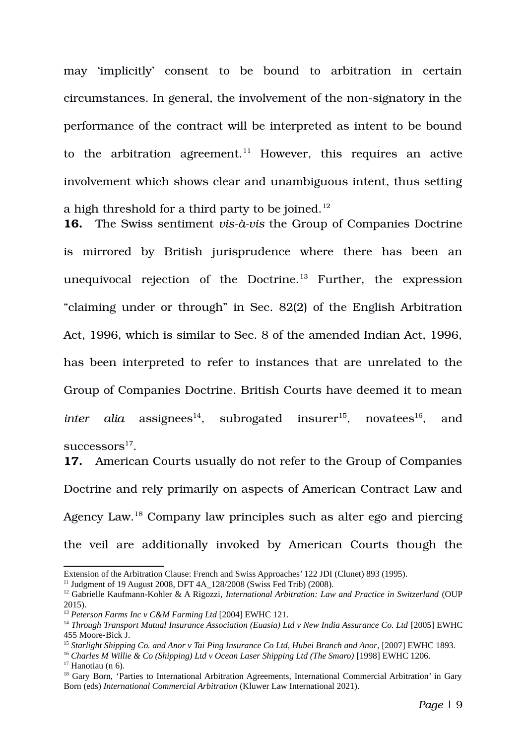may 'implicitly' consent to be bound to arbitration in certain circumstances. In general, the involvement of the non-signatory in the performance of the contract will be interpreted as intent to be bound to the arbitration agreement.[11] However, this requires an active involvement which shows clear and unambiguous intent, thus setting a high threshold for a third party to be joined.[12]

**16.** The Swiss sentiment *vis-à-vis* the Group of Companies Doctrine is mirrored by British jurisprudence where there has been an unequivocal rejection of the Doctrine.[13] Further, the expression "claiming under or through" in Sec. 82(2) of the English Arbitration Act, 1996, which is similar to Sec. 8 of the amended Indian Act, 1996, has been interpreted to refer to instances that are unrelated to the Group of Companies Doctrine. British Courts have deemed it to mean *inter alia* assignees[14], subrogated insurer[15], novatees[16], and successors[17].

**17.** American Courts usually do not refer to the Group of Companies Doctrine and rely primarily on aspects of American Contract Law and Agency Law.[18] Company law principles such as alter ego and piercing the veil are additionally invoked by American Courts though the

---

Extension of the Arbitration Clause: French and Swiss Approaches' 122 JDI (Clunet) 893 (1995).

[11] Judgment of 19 August 2008, DFT 4A_128/2008 (Swiss Fed Trib) (2008).

[12] Gabrielle Kaufmann-Kohler & A Rigozzi, *International Arbitration: Law and Practice in Switzerland* (OUP 2015).

[13] *Peterson Farms Inc v C&M Farming Ltd* [2004] EWHC 121.

[14] *Through Transport Mutual Insurance Association (Euasia) Ltd v New India Assurance Co. Ltd* [2005] EWHC 455 Moore-Bick J.

[15] *Starlight Shipping Co. and Anor v Tai Ping Insurance Co Ltd, Hubei Branch and Anor*, [2007] EWHC 1893.

[16] *Charles M Willie & Co (Shipping) Ltd v Ocean Laser Shipping Ltd (The Smaro)* [1998] EWHC 1206.

[17] Hanotiau (n 6).

[18] Gary Born, 'Parties to International Arbitration Agreements, International Commercial Arbitration' in Gary Born (eds) *International Commercial Arbitration* (Kluwer Law International 2021).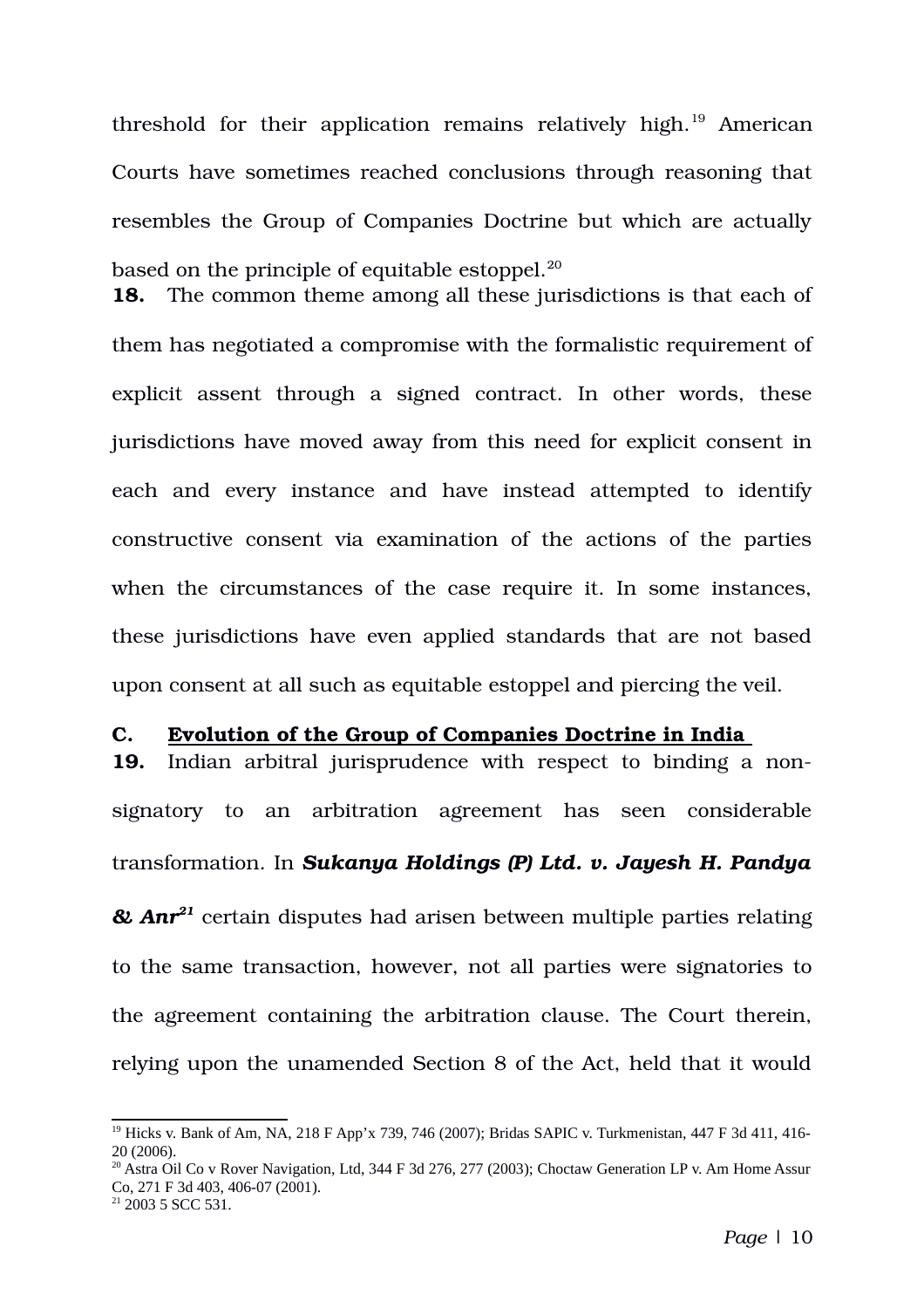threshold for their application remains relatively high.[19] American Courts have sometimes reached conclusions through reasoning that resembles the Group of Companies Doctrine but which are actually based on the principle of equitable estoppel.[20]

**18.** The common theme among all these jurisdictions is that each of them has negotiated a compromise with the formalistic requirement of explicit assent through a signed contract. In other words, these jurisdictions have moved away from this need for explicit consent in each and every instance and have instead attempted to identify constructive consent via examination of the actions of the parties when the circumstances of the case require it. In some instances, these jurisdictions have even applied standards that are not based upon consent at all such as equitable estoppel and piercing the veil.

### C. Evolution of the Group of Companies Doctrine in India

**19.** Indian arbitral jurisprudence with respect to binding a non-signatory to an arbitration agreement has seen considerable transformation. In ***Sukanya Holdings (P) Ltd. v. Jayesh H. Pandya & Anr***[21] certain disputes had arisen between multiple parties relating to the same transaction, however, not all parties were signatories to the agreement containing the arbitration clause. The Court therein, relying upon the unamended Section 8 of the Act, held that it would

---

[19] Hicks v. Bank of Am, NA, 218 F App'x 739, 746 (2007); Bridas SAPIC v. Turkmenistan, 447 F 3d 411, 416-20 (2006).

[20] Astra Oil Co v Rover Navigation, Ltd, 344 F 3d 276, 277 (2003); Choctaw Generation LP v. Am Home Assur Co, 271 F 3d 403, 406-07 (2001).

[21] 2003 5 SCC 531.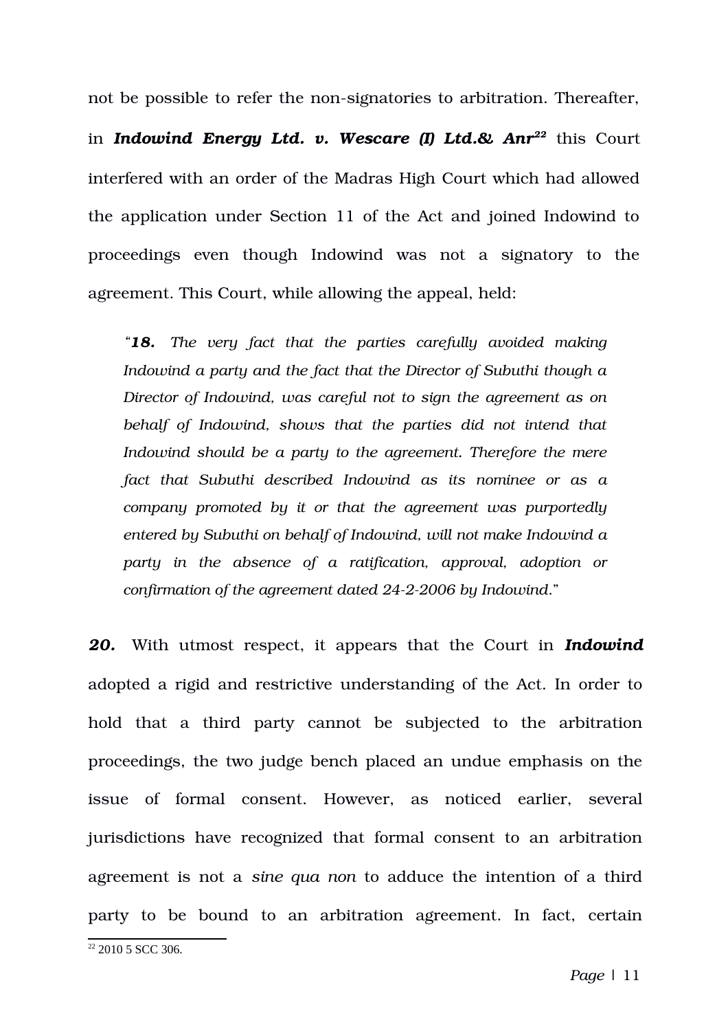not be possible to refer the non-signatories to arbitration. Thereafter, in ***Indowind Energy Ltd. v. Wescare (I) Ltd.& Anr***[22] this Court interfered with an order of the Madras High Court which had allowed the application under Section 11 of the Act and joined Indowind to proceedings even though Indowind was not a signatory to the agreement. This Court, while allowing the appeal, held:

> "***18.*** *The very fact that the parties carefully avoided making Indowind a party and the fact that the Director of Subuthi though a Director of Indowind, was careful not to sign the agreement as on behalf of Indowind, shows that the parties did not intend that Indowind should be a party to the agreement. Therefore the mere fact that Subuthi described Indowind as its nominee or as a company promoted by it or that the agreement was purportedly entered by Subuthi on behalf of Indowind, will not make Indowind a party in the absence of a ratification, approval, adoption or confirmation of the agreement dated 24-2-2006 by Indowind.*"

***20.*** With utmost respect, it appears that the Court in ***Indowind*** adopted a rigid and restrictive understanding of the Act. In order to hold that a third party cannot be subjected to the arbitration proceedings, the two judge bench placed an undue emphasis on the issue of formal consent. However, as noticed earlier, several jurisdictions have recognized that formal consent to an arbitration agreement is not a *sine qua non* to adduce the intention of a third party to be bound to an arbitration agreement. In fact, certain

[22] 2010 5 SCC 306.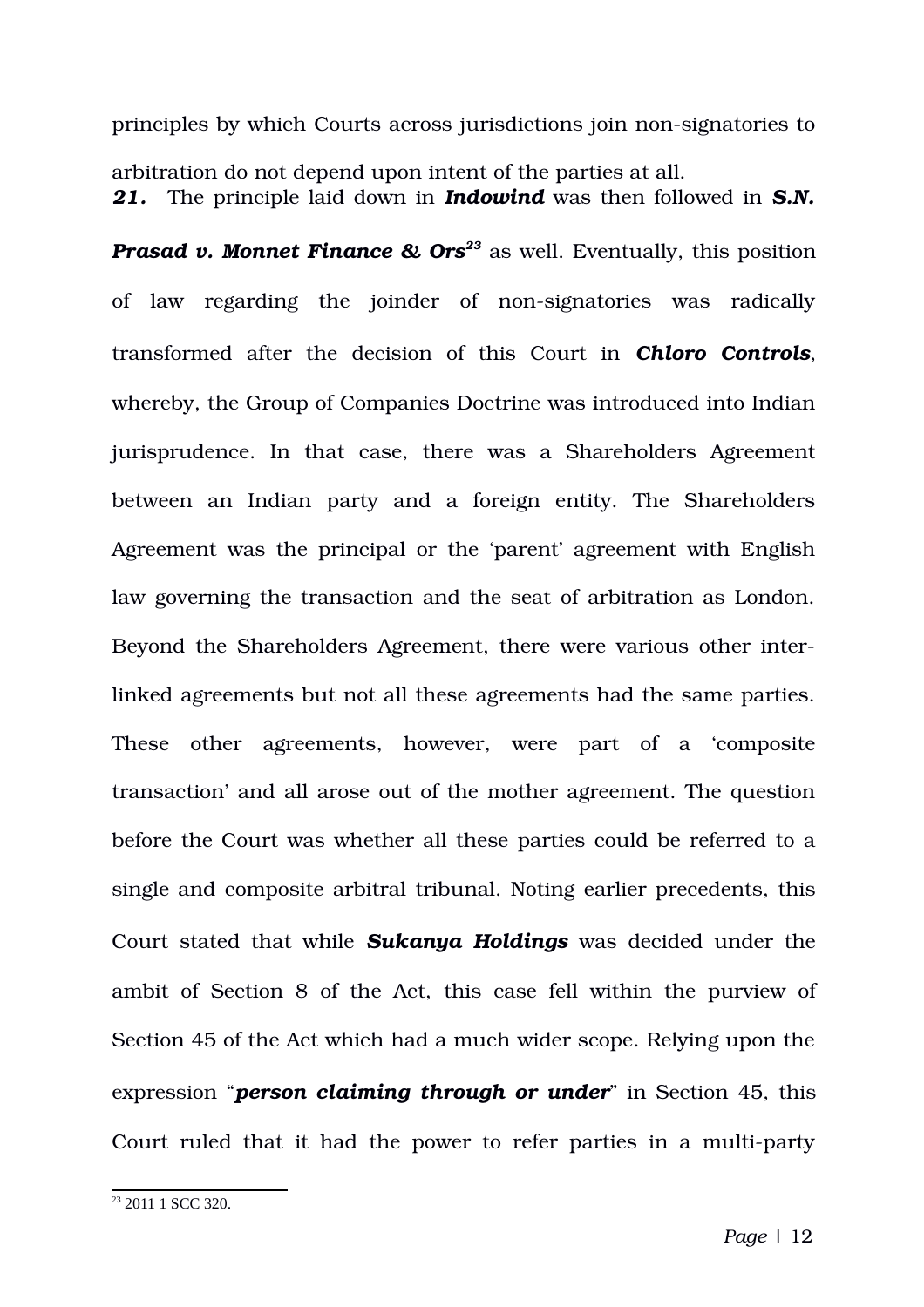principles by which Courts across jurisdictions join non-signatories to arbitration do not depend upon intent of the parties at all.

***21.*** The principle laid down in ***Indowind*** was then followed in ***S.N. Prasad v. Monnet Finance & Ors***[23] as well. Eventually, this position of law regarding the joinder of non-signatories was radically transformed after the decision of this Court in ***Chloro Controls***, whereby, the Group of Companies Doctrine was introduced into Indian jurisprudence. In that case, there was a Shareholders Agreement between an Indian party and a foreign entity. The Shareholders Agreement was the principal or the 'parent' agreement with English law governing the transaction and the seat of arbitration as London. Beyond the Shareholders Agreement, there were various other inter-linked agreements but not all these agreements had the same parties. These other agreements, however, were part of a 'composite transaction' and all arose out of the mother agreement. The question before the Court was whether all these parties could be referred to a single and composite arbitral tribunal. Noting earlier precedents, this Court stated that while ***Sukanya Holdings*** was decided under the ambit of Section 8 of the Act, this case fell within the purview of Section 45 of the Act which had a much wider scope. Relying upon the expression "***person claiming through or under***" in Section 45, this Court ruled that it had the power to refer parties in a multi-party

---

[23] 2011 1 SCC 320.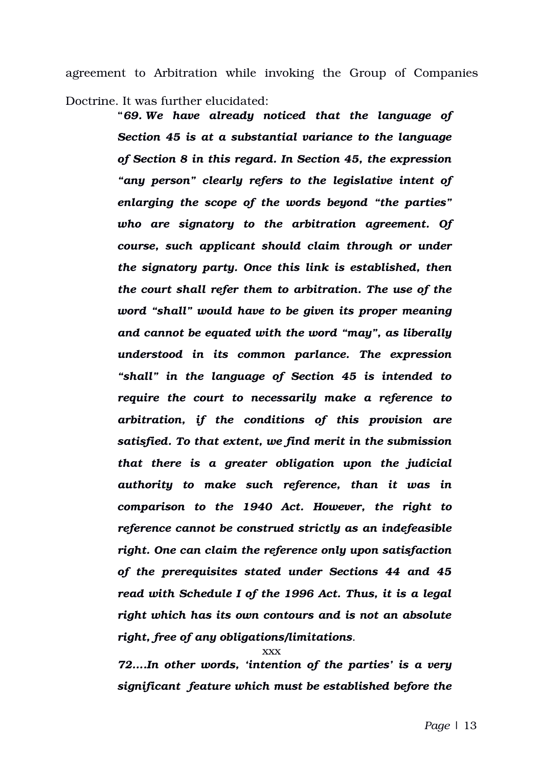agreement to Arbitration while invoking the Group of Companies Doctrine. It was further elucidated:

> "***69. We have already noticed that the language of Section 45 is at a substantial variance to the language of Section 8 in this regard. In Section 45, the expression "any person" clearly refers to the legislative intent of enlarging the scope of the words beyond "the parties" who are signatory to the arbitration agreement. Of course, such applicant should claim through or under the signatory party. Once this link is established, then the court shall refer them to arbitration. The use of the word "shall" would have to be given its proper meaning and cannot be equated with the word "may", as liberally understood in its common parlance. The expression "shall" in the language of Section 45 is intended to require the court to necessarily make a reference to arbitration, if the conditions of this provision are satisfied. To that extent, we find merit in the submission that there is a greater obligation upon the judicial authority to make such reference, than it was in comparison to the 1940 Act. However, the right to reference cannot be construed strictly as an indefeasible right. One can claim the reference only upon satisfaction of the prerequisites stated under Sections 44 and 45 read with Schedule I of the 1996 Act. Thus, it is a legal right which has its own contours and is not an absolute right, free of any obligations/limitations***.
>
> xxx
>
> ***72….In other words, 'intention of the parties' is a very significant feature which must be established before the***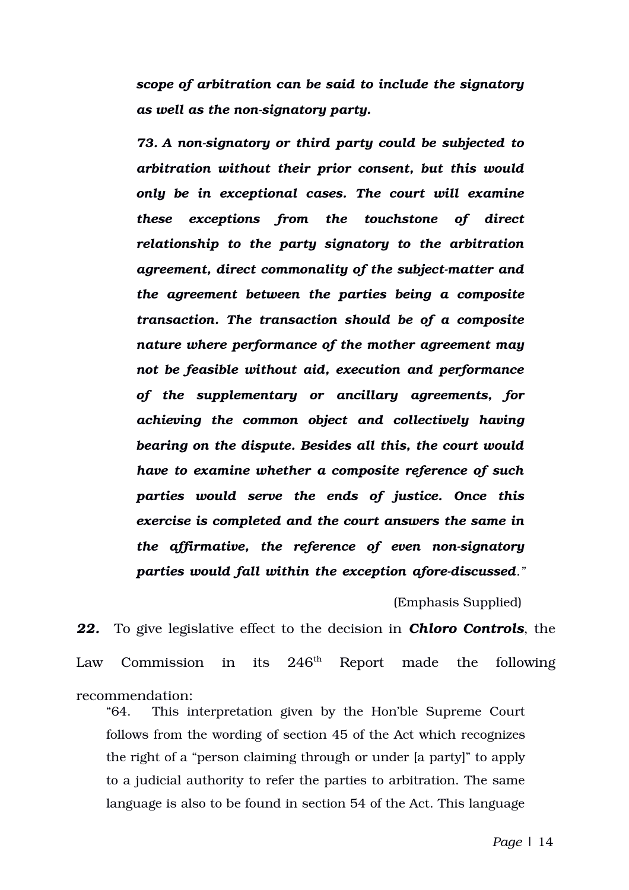***scope of arbitration can be said to include the signatory as well as the non-signatory party.***

***73. A non-signatory or third party could be subjected to arbitration without their prior consent, but this would only be in exceptional cases. The court will examine these exceptions from the touchstone of direct relationship to the party signatory to the arbitration agreement, direct commonality of the subject-matter and the agreement between the parties being a composite transaction. The transaction should be of a composite nature where performance of the mother agreement may not be feasible without aid, execution and performance of the supplementary or ancillary agreements, for achieving the common object and collectively having bearing on the dispute. Besides all this, the court would have to examine whether a composite reference of such parties would serve the ends of justice. Once this exercise is completed and the court answers the same in the affirmative, the reference of even non-signatory parties would fall within the exception afore-discussed.***"

(Emphasis Supplied)

***22.*** To give legislative effect to the decision in ***Chloro Controls***, the Law Commission in its 246th Report made the following recommendation:

> "64. This interpretation given by the Hon'ble Supreme Court follows from the wording of section 45 of the Act which recognizes the right of a "person claiming through or under [a party]" to apply to a judicial authority to refer the parties to arbitration. The same language is also to be found in section 54 of the Act. This language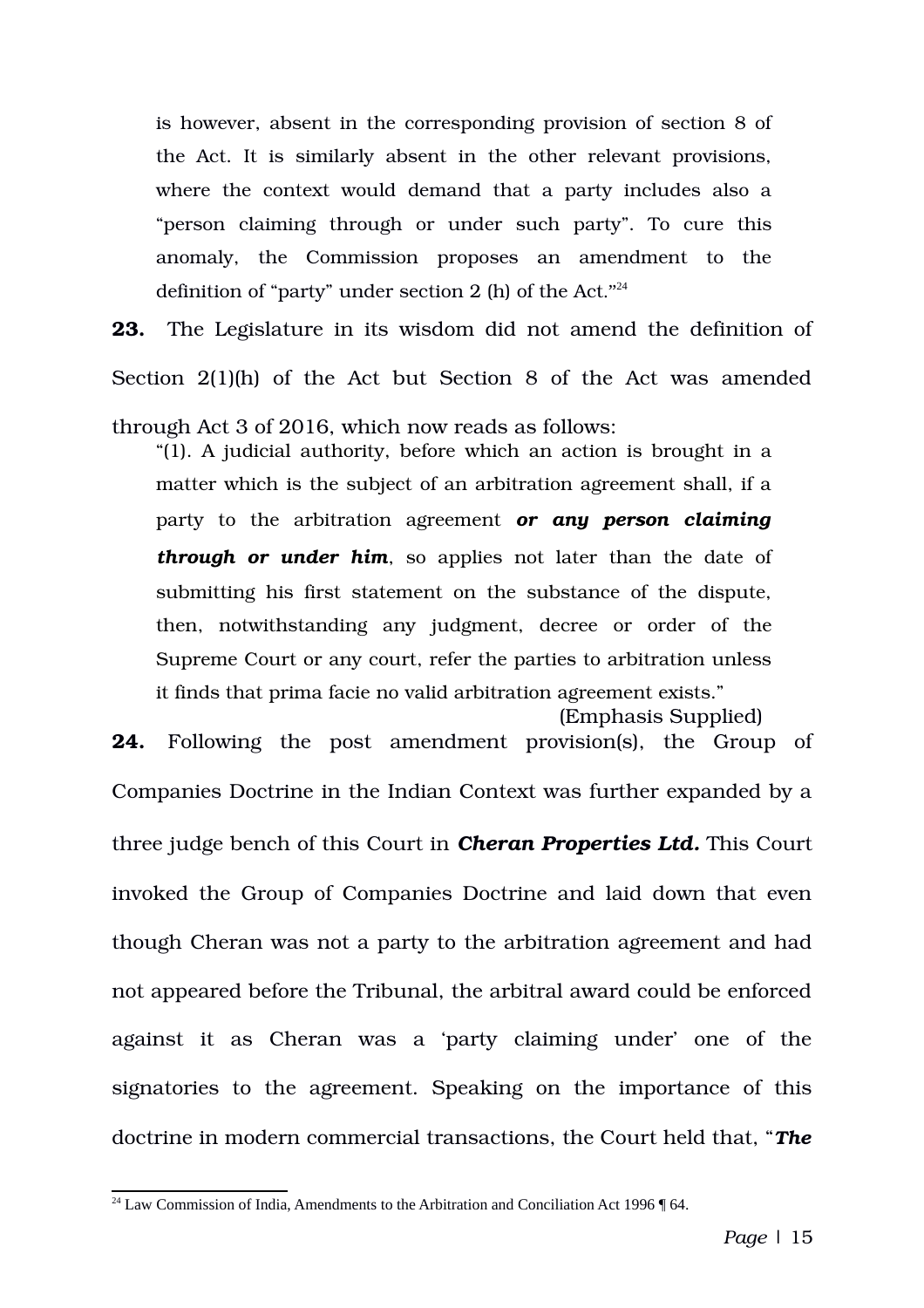is however, absent in the corresponding provision of section 8 of the Act. It is similarly absent in the other relevant provisions, where the context would demand that a party includes also a "person claiming through or under such party". To cure this anomaly, the Commission proposes an amendment to the definition of "party" under section 2 (h) of the Act."[24]

**23.** The Legislature in its wisdom did not amend the definition of Section 2(1)(h) of the Act but Section 8 of the Act was amended through Act 3 of 2016, which now reads as follows:

> "(1). A judicial authority, before which an action is brought in a matter which is the subject of an arbitration agreement shall, if a party to the arbitration agreement ***or any person claiming through or under him***, so applies not later than the date of submitting his first statement on the substance of the dispute, then, notwithstanding any judgment, decree or order of the Supreme Court or any court, refer the parties to arbitration unless it finds that prima facie no valid arbitration agreement exists."
>
> (Emphasis Supplied)

**24.** Following the post amendment provision(s), the Group of Companies Doctrine in the Indian Context was further expanded by a three judge bench of this Court in ***Cheran Properties Ltd.*** This Court invoked the Group of Companies Doctrine and laid down that even though Cheran was not a party to the arbitration agreement and had not appeared before the Tribunal, the arbitral award could be enforced against it as Cheran was a 'party claiming under' one of the signatories to the agreement. Speaking on the importance of this doctrine in modern commercial transactions, the Court held that, "***The***

---

[24] Law Commission of India, Amendments to the Arbitration and Conciliation Act 1996 ¶ 64.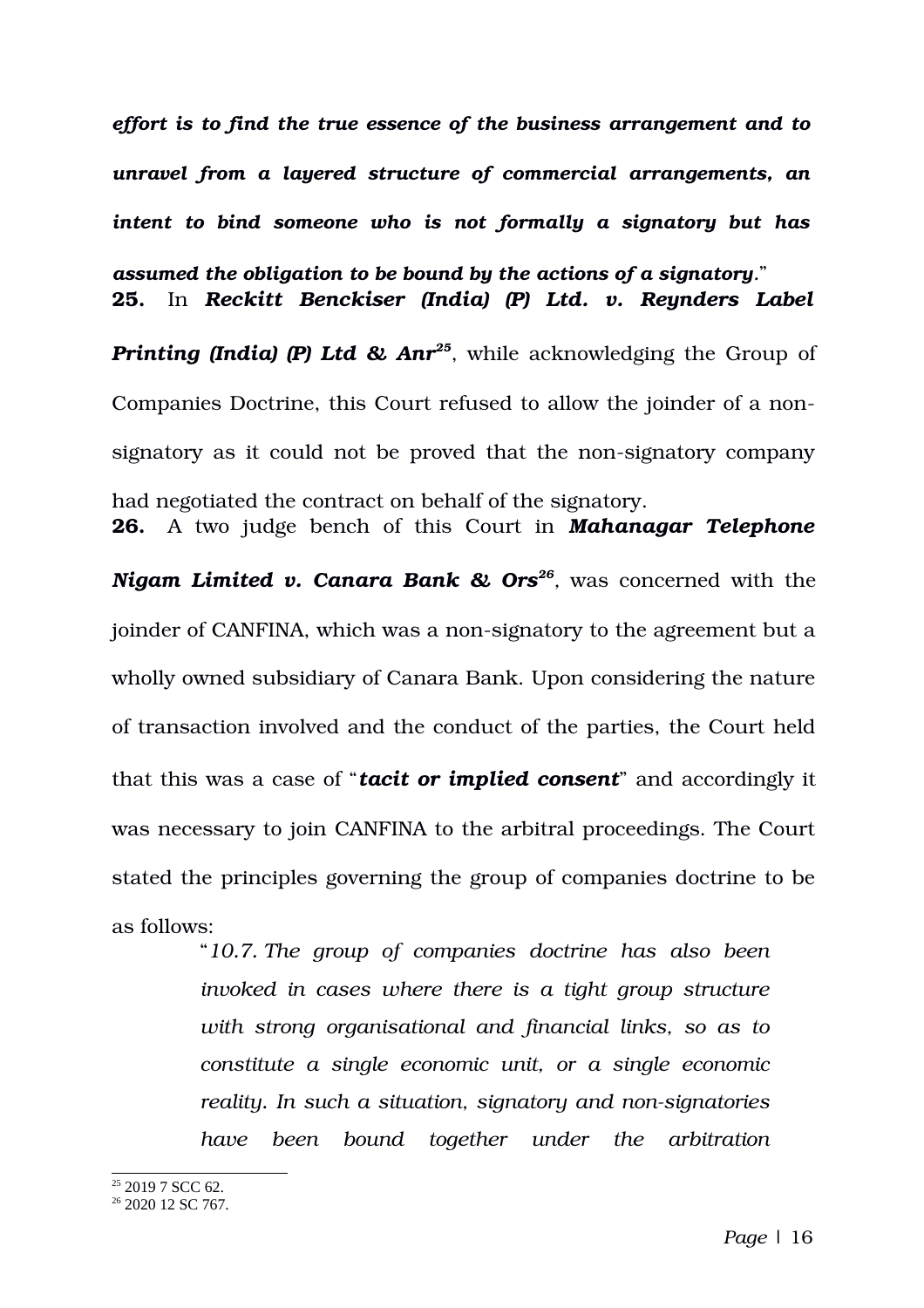*effort is to find the true essence of the business arrangement and to unravel from a layered structure of commercial arrangements, an intent to bind someone who is not formally a signatory but has assumed the obligation to be bound by the actions of a signatory*."

**25.** In ***Reckitt Benckiser (India) (P) Ltd. v. Reynders Label Printing (India) (P) Ltd & Anr***[25], while acknowledging the Group of Companies Doctrine, this Court refused to allow the joinder of a non-signatory as it could not be proved that the non-signatory company had negotiated the contract on behalf of the signatory.

**26.** A two judge bench of this Court in ***Mahanagar Telephone Nigam Limited v. Canara Bank & Ors***[26], was concerned with the joinder of CANFINA, which was a non-signatory to the agreement but a wholly owned subsidiary of Canara Bank. Upon considering the nature of transaction involved and the conduct of the parties, the Court held that this was a case of "***tacit or implied consent***" and accordingly it was necessary to join CANFINA to the arbitral proceedings. The Court stated the principles governing the group of companies doctrine to be as follows:

> "*10.7. The group of companies doctrine has also been invoked in cases where there is a tight group structure with strong organisational and financial links, so as to constitute a single economic unit, or a single economic reality. In such a situation, signatory and non-signatories have been bound together under the arbitration*

---

[25] 2019 7 SCC 62.

[26] 2020 12 SC 767.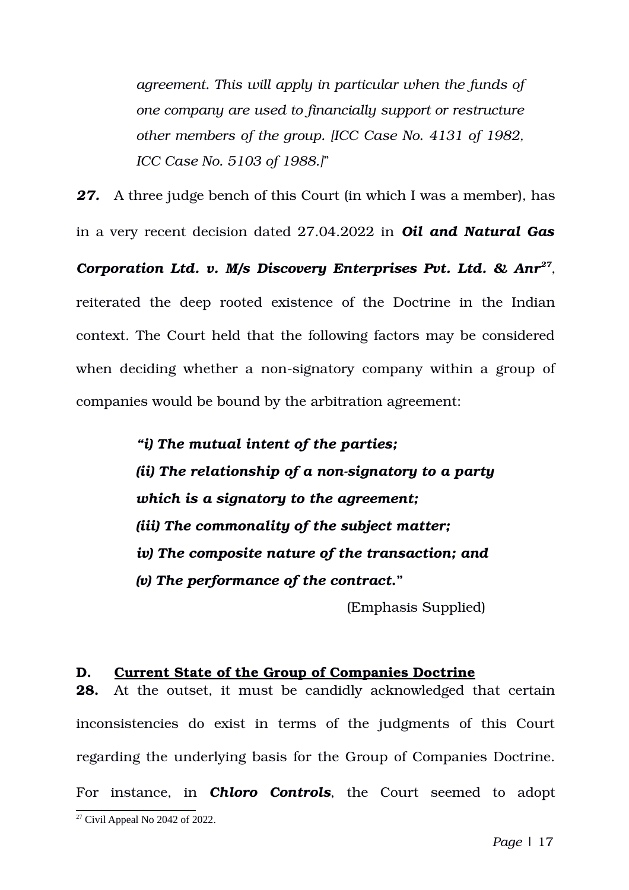> *agreement. This will apply in particular when the funds of one company are used to financially support or restructure other members of the group. [ICC Case No. 4131 of 1982, ICC Case No. 5103 of 1988.]*"

***27.*** A three judge bench of this Court (in which I was a member), has in a very recent decision dated 27.04.2022 in ***Oil and Natural Gas Corporation Ltd. v. M/s Discovery Enterprises Pvt. Ltd. & Anr***[27], reiterated the deep rooted existence of the Doctrine in the Indian context. The Court held that the following factors may be considered when deciding whether a non-signatory company within a group of companies would be bound by the arbitration agreement:

> ***"i) The mutual intent of the parties;***
> ***(ii) The relationship of a non-signatory to a party which is a signatory to the agreement;***
> ***(iii) The commonality of the subject matter;***
> ***iv) The composite nature of the transaction; and***
> ***(v) The performance of the contract."***
>
> (Emphasis Supplied)

**D. <u>Current State of the Group of Companies Doctrine</u>**

**28.** At the outset, it must be candidly acknowledged that certain inconsistencies do exist in terms of the judgments of this Court regarding the underlying basis for the Group of Companies Doctrine. For instance, in ***Chloro Controls***, the Court seemed to adopt

[27] Civil Appeal No 2042 of 2022.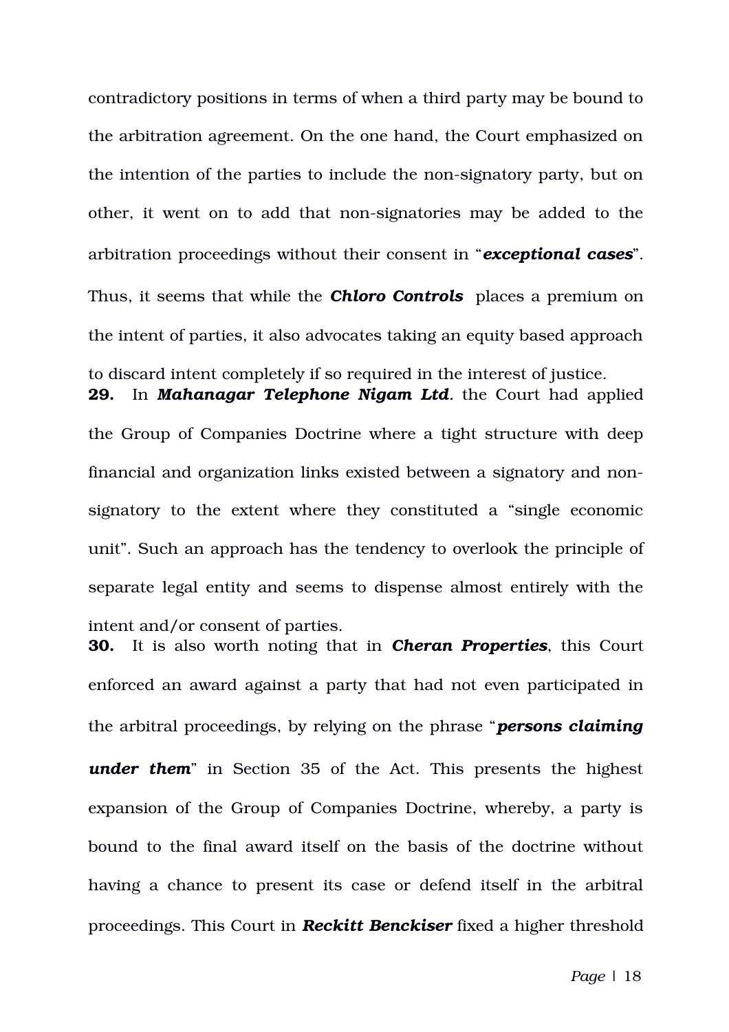contradictory positions in terms of when a third party may be bound to the arbitration agreement. On the one hand, the Court emphasized on the intention of the parties to include the non-signatory party, but on other, it went on to add that non-signatories may be added to the arbitration proceedings without their consent in "***exceptional cases***". Thus, it seems that while the ***Chloro Controls*** places a premium on the intent of parties, it also advocates taking an equity based approach to discard intent completely if so required in the interest of justice.

**29.** In ***Mahanagar Telephone Nigam Ltd***. the Court had applied the Group of Companies Doctrine where a tight structure with deep financial and organization links existed between a signatory and non-signatory to the extent where they constituted a "single economic unit". Such an approach has the tendency to overlook the principle of separate legal entity and seems to dispense almost entirely with the intent and/or consent of parties.

**30.** It is also worth noting that in ***Cheran Properties***, this Court enforced an award against a party that had not even participated in the arbitral proceedings, by relying on the phrase "***persons claiming under them***" in Section 35 of the Act. This presents the highest expansion of the Group of Companies Doctrine, whereby, a party is bound to the final award itself on the basis of the doctrine without having a chance to present its case or defend itself in the arbitral proceedings. This Court in ***Reckitt Benckiser*** fixed a higher threshold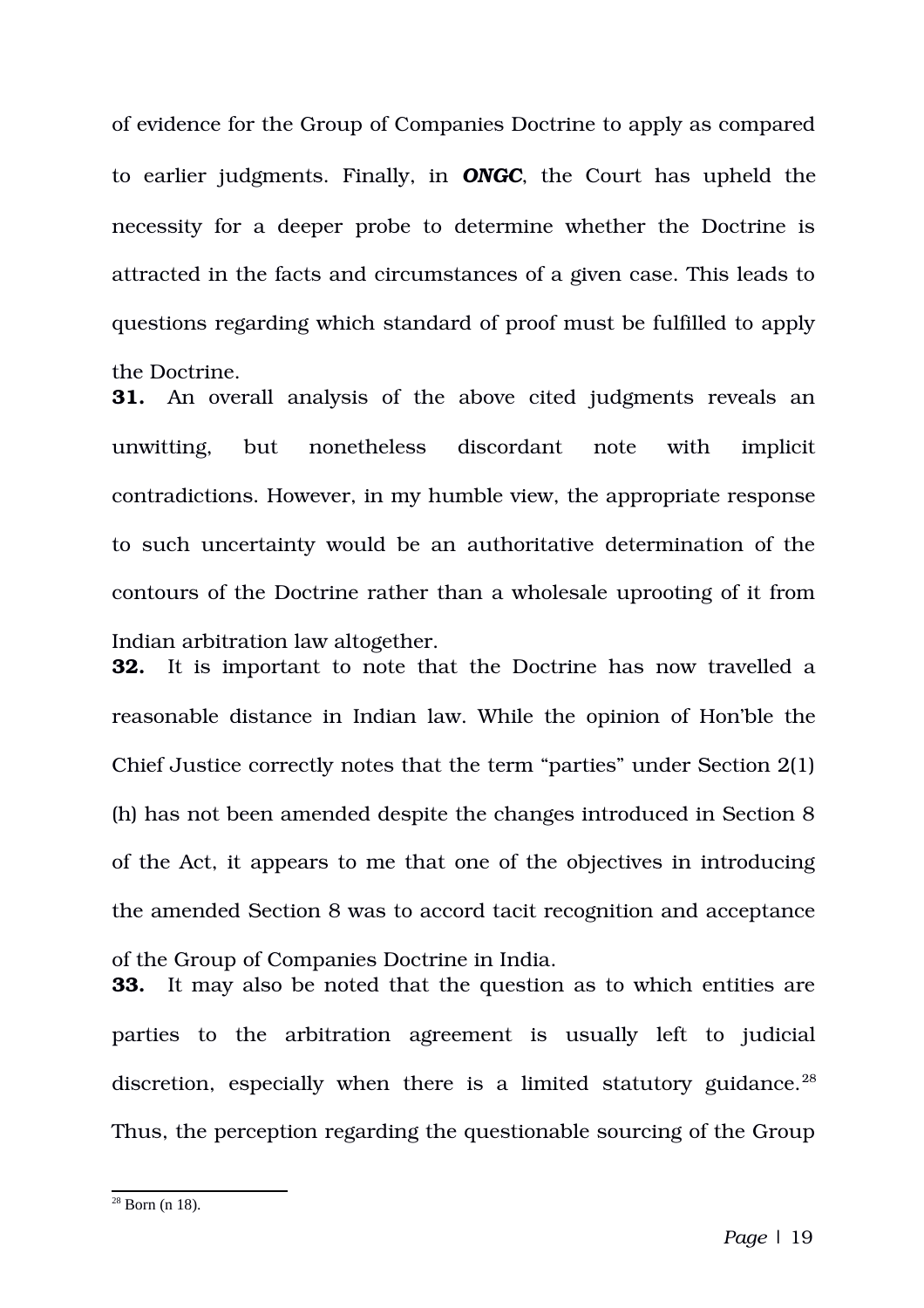of evidence for the Group of Companies Doctrine to apply as compared to earlier judgments. Finally, in ***ONGC***, the Court has upheld the necessity for a deeper probe to determine whether the Doctrine is attracted in the facts and circumstances of a given case. This leads to questions regarding which standard of proof must be fulfilled to apply the Doctrine.

**31.** An overall analysis of the above cited judgments reveals an unwitting, but nonetheless discordant note with implicit contradictions. However, in my humble view, the appropriate response to such uncertainty would be an authoritative determination of the contours of the Doctrine rather than a wholesale uprooting of it from Indian arbitration law altogether.

**32.** It is important to note that the Doctrine has now travelled a reasonable distance in Indian law. While the opinion of Hon'ble the Chief Justice correctly notes that the term "parties" under Section 2(1)(h) has not been amended despite the changes introduced in Section 8 of the Act, it appears to me that one of the objectives in introducing the amended Section 8 was to accord tacit recognition and acceptance of the Group of Companies Doctrine in India.

**33.** It may also be noted that the question as to which entities are parties to the arbitration agreement is usually left to judicial discretion, especially when there is a limited statutory guidance.[28] Thus, the perception regarding the questionable sourcing of the Group

---

[28] Born (n 18).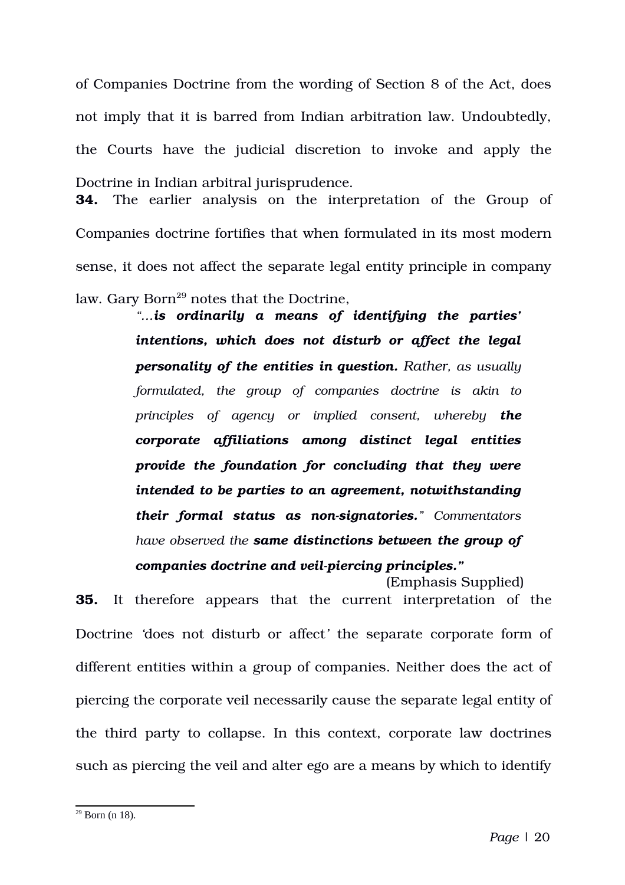of Companies Doctrine from the wording of Section 8 of the Act, does not imply that it is barred from Indian arbitration law. Undoubtedly, the Courts have the judicial discretion to invoke and apply the Doctrine in Indian arbitral jurisprudence.

**34.** The earlier analysis on the interpretation of the Group of Companies doctrine fortifies that when formulated in its most modern sense, it does not affect the separate legal entity principle in company law. Gary Born[29] notes that the Doctrine,

> *"…**is ordinarily a means of identifying the parties' intentions, which does not disturb or affect the legal personality of the entities in question.** Rather, as usually formulated, the group of companies doctrine is akin to principles of agency or implied consent, whereby **the corporate affiliations among distinct legal entities provide the foundation for concluding that they were intended to be parties to an agreement, notwithstanding their formal status as non-signatories.**" Commentators have observed the **same distinctions between the group of companies doctrine and veil-piercing principles."***
>
> (Emphasis Supplied)

**35.** It therefore appears that the current interpretation of the Doctrine *'does not disturb or affect'* the separate corporate form of different entities within a group of companies. Neither does the act of piercing the corporate veil necessarily cause the separate legal entity of the third party to collapse. In this context, corporate law doctrines such as piercing the veil and alter ego are a means by which to identify

---

[29] Born (n 18).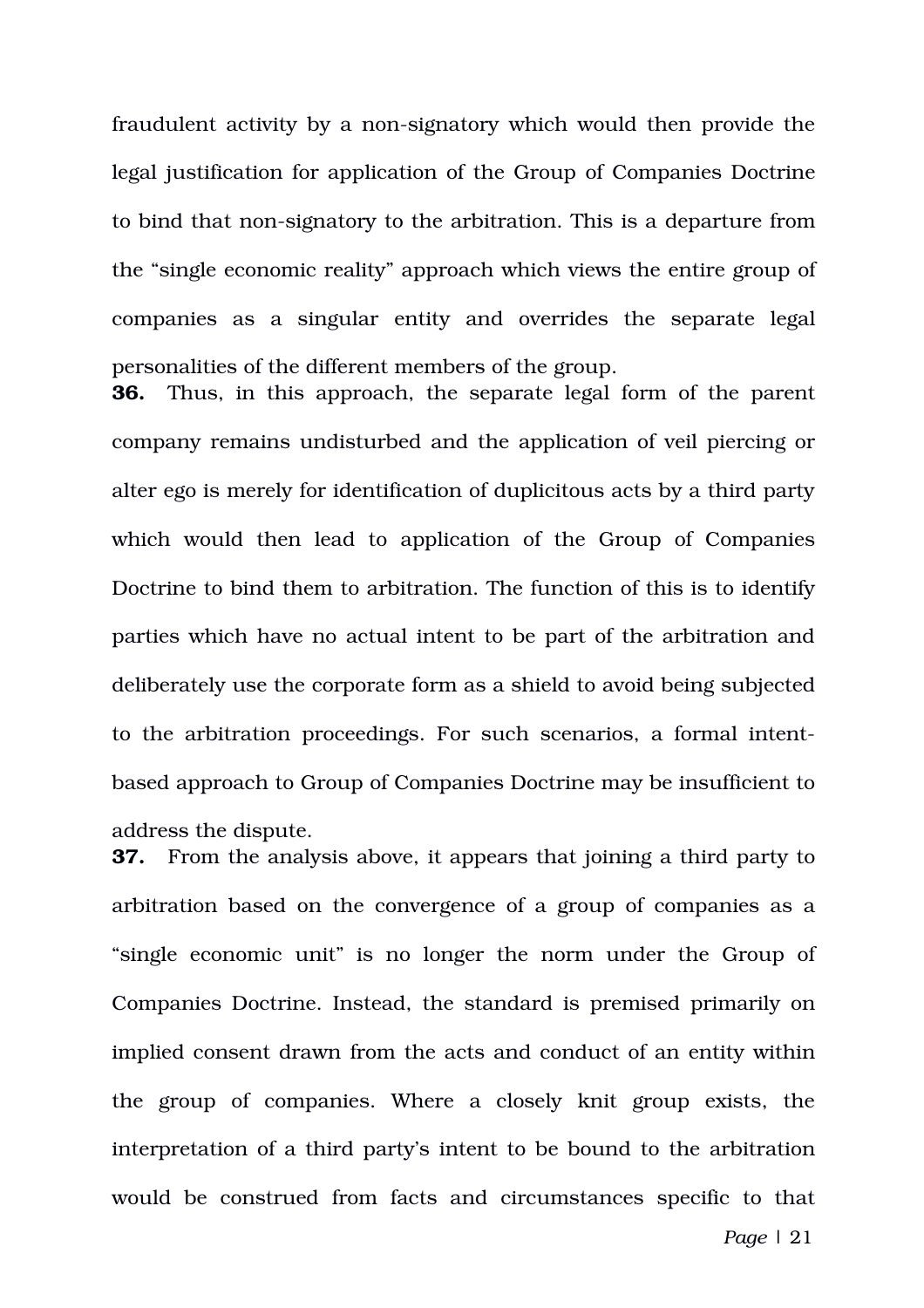fraudulent activity by a non-signatory which would then provide the legal justification for application of the Group of Companies Doctrine to bind that non-signatory to the arbitration. This is a departure from the "single economic reality" approach which views the entire group of companies as a singular entity and overrides the separate legal personalities of the different members of the group.

**36.** Thus, in this approach, the separate legal form of the parent company remains undisturbed and the application of veil piercing or alter ego is merely for identification of duplicitous acts by a third party which would then lead to application of the Group of Companies Doctrine to bind them to arbitration. The function of this is to identify parties which have no actual intent to be part of the arbitration and deliberately use the corporate form as a shield to avoid being subjected to the arbitration proceedings. For such scenarios, a formal intent-based approach to Group of Companies Doctrine may be insufficient to address the dispute.

**37.** From the analysis above, it appears that joining a third party to arbitration based on the convergence of a group of companies as a "single economic unit" is no longer the norm under the Group of Companies Doctrine. Instead, the standard is premised primarily on implied consent drawn from the acts and conduct of an entity within the group of companies. Where a closely knit group exists, the interpretation of a third party's intent to be bound to the arbitration would be construed from facts and circumstances specific to that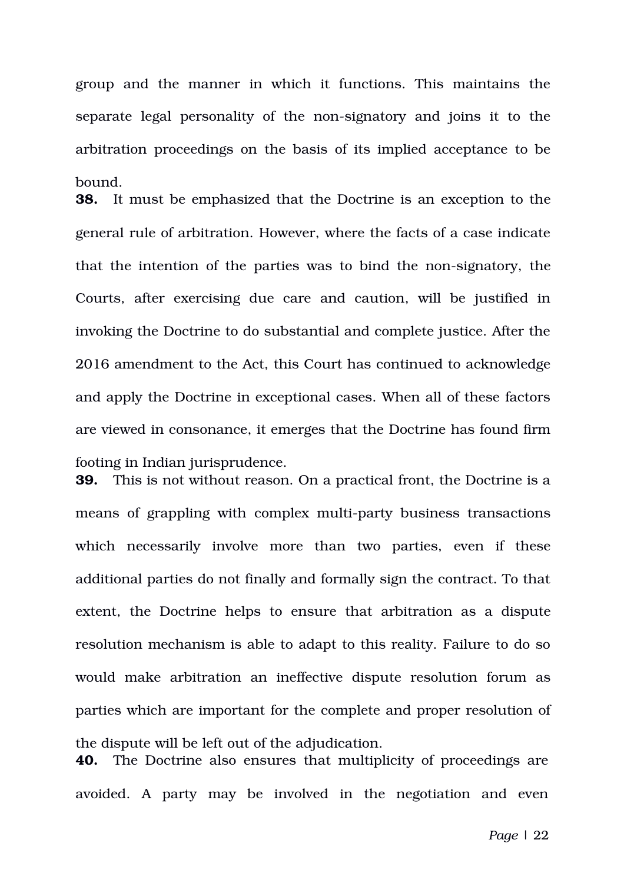group and the manner in which it functions. This maintains the separate legal personality of the non-signatory and joins it to the arbitration proceedings on the basis of its implied acceptance to be bound.

**38.** It must be emphasized that the Doctrine is an exception to the general rule of arbitration. However, where the facts of a case indicate that the intention of the parties was to bind the non-signatory, the Courts, after exercising due care and caution, will be justified in invoking the Doctrine to do substantial and complete justice. After the 2016 amendment to the Act, this Court has continued to acknowledge and apply the Doctrine in exceptional cases. When all of these factors are viewed in consonance, it emerges that the Doctrine has found firm footing in Indian jurisprudence.

**39.** This is not without reason. On a practical front, the Doctrine is a means of grappling with complex multi-party business transactions which necessarily involve more than two parties, even if these additional parties do not finally and formally sign the contract. To that extent, the Doctrine helps to ensure that arbitration as a dispute resolution mechanism is able to adapt to this reality. Failure to do so would make arbitration an ineffective dispute resolution forum as parties which are important for the complete and proper resolution of the dispute will be left out of the adjudication.

**40.** The Doctrine also ensures that multiplicity of proceedings are avoided. A party may be involved in the negotiation and even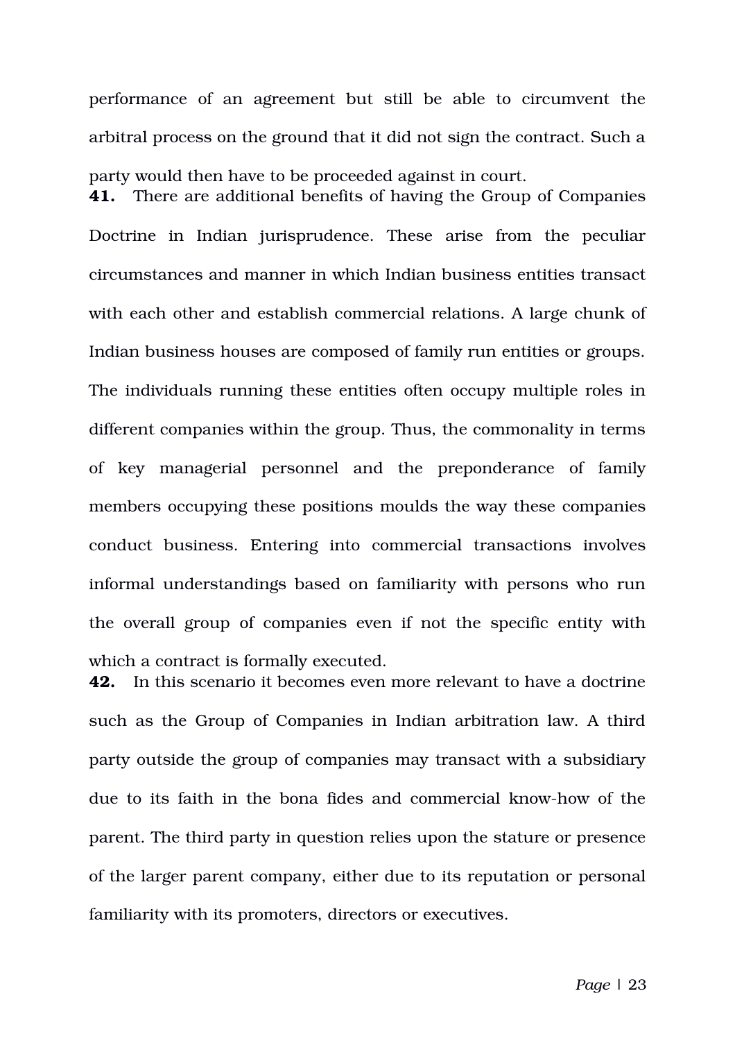performance of an agreement but still be able to circumvent the arbitral process on the ground that it did not sign the contract. Such a party would then have to be proceeded against in court.

**41.** There are additional benefits of having the Group of Companies Doctrine in Indian jurisprudence. These arise from the peculiar circumstances and manner in which Indian business entities transact with each other and establish commercial relations. A large chunk of Indian business houses are composed of family run entities or groups. The individuals running these entities often occupy multiple roles in different companies within the group. Thus, the commonality in terms of key managerial personnel and the preponderance of family members occupying these positions moulds the way these companies conduct business. Entering into commercial transactions involves informal understandings based on familiarity with persons who run the overall group of companies even if not the specific entity with which a contract is formally executed.

**42.** In this scenario it becomes even more relevant to have a doctrine such as the Group of Companies in Indian arbitration law. A third party outside the group of companies may transact with a subsidiary due to its faith in the bona fides and commercial know-how of the parent. The third party in question relies upon the stature or presence of the larger parent company, either due to its reputation or personal familiarity with its promoters, directors or executives.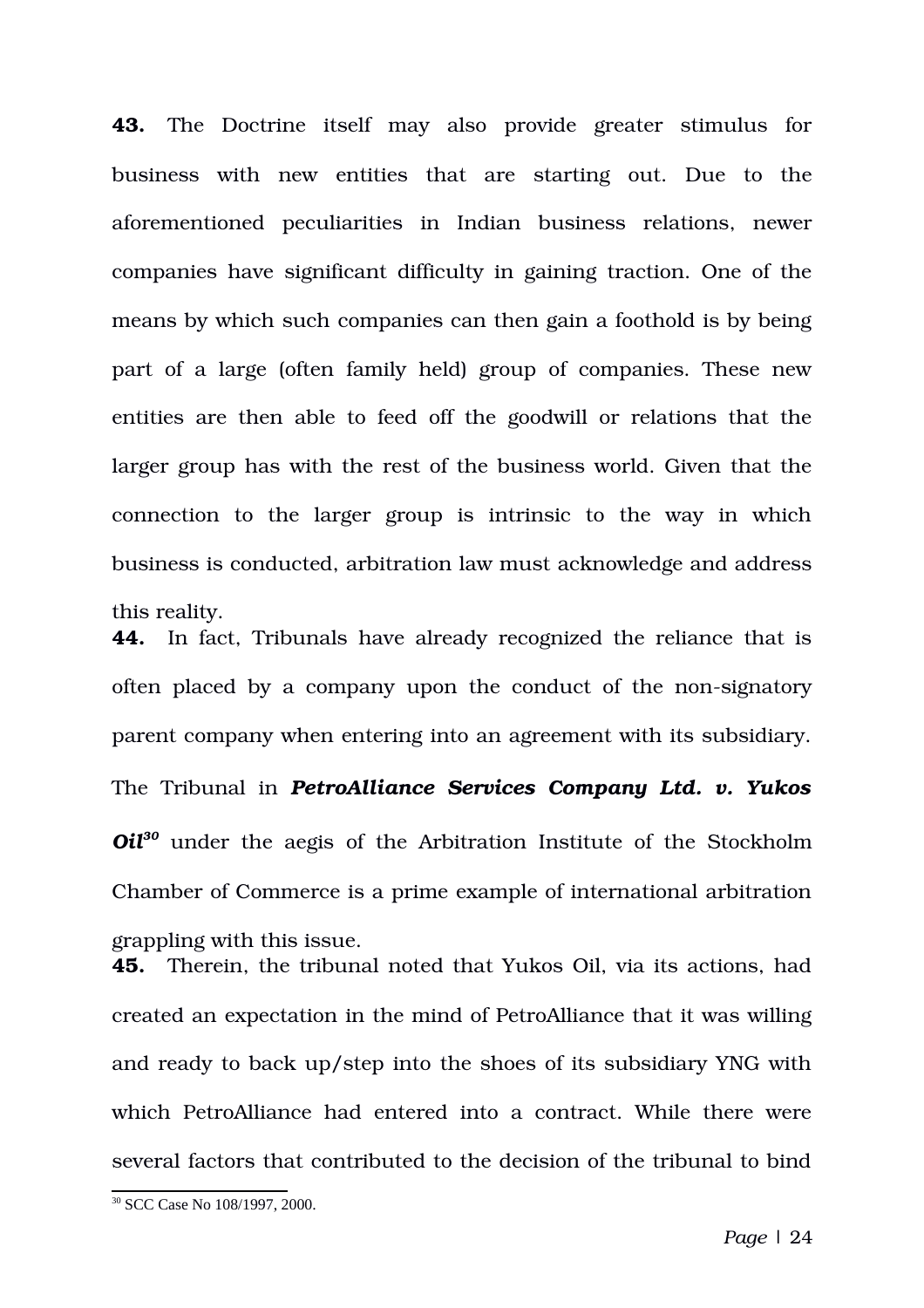**43.** The Doctrine itself may also provide greater stimulus for business with new entities that are starting out. Due to the aforementioned peculiarities in Indian business relations, newer companies have significant difficulty in gaining traction. One of the means by which such companies can then gain a foothold is by being part of a large (often family held) group of companies. These new entities are then able to feed off the goodwill or relations that the larger group has with the rest of the business world. Given that the connection to the larger group is intrinsic to the way in which business is conducted, arbitration law must acknowledge and address this reality.

**44.** In fact, Tribunals have already recognized the reliance that is often placed by a company upon the conduct of the non-signatory parent company when entering into an agreement with its subsidiary. The Tribunal in ***PetroAlliance Services Company Ltd. v. Yukos Oil***[30] under the aegis of the Arbitration Institute of the Stockholm Chamber of Commerce is a prime example of international arbitration grappling with this issue.

**45.** Therein, the tribunal noted that Yukos Oil, via its actions, had created an expectation in the mind of PetroAlliance that it was willing and ready to back up/step into the shoes of its subsidiary YNG with which PetroAlliance had entered into a contract. While there were several factors that contributed to the decision of the tribunal to bind

[30] SCC Case No 108/1997, 2000.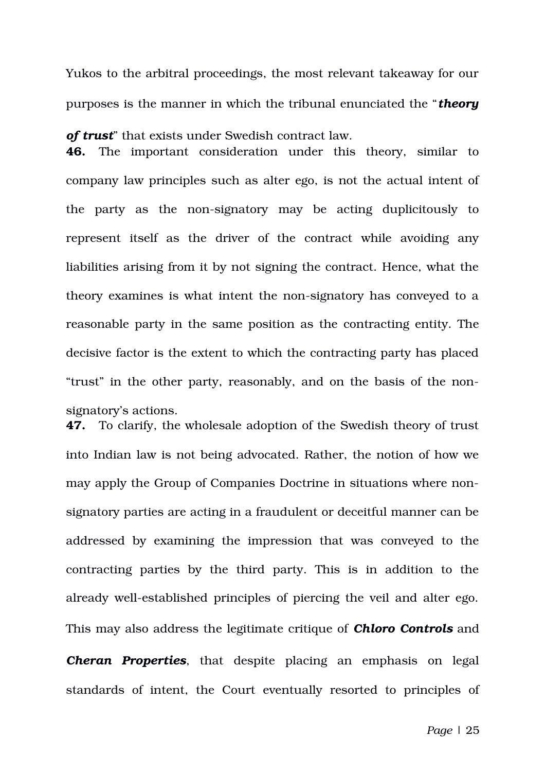Yukos to the arbitral proceedings, the most relevant takeaway for our purposes is the manner in which the tribunal enunciated the "***theory of trust***" that exists under Swedish contract law.

**46.** The important consideration under this theory, similar to company law principles such as alter ego, is not the actual intent of the party as the non-signatory may be acting duplicitously to represent itself as the driver of the contract while avoiding any liabilities arising from it by not signing the contract. Hence, what the theory examines is what intent the non-signatory has conveyed to a reasonable party in the same position as the contracting entity. The decisive factor is the extent to which the contracting party has placed "trust" in the other party, reasonably, and on the basis of the non-signatory's actions.

**47.** To clarify, the wholesale adoption of the Swedish theory of trust into Indian law is not being advocated. Rather, the notion of how we may apply the Group of Companies Doctrine in situations where non-signatory parties are acting in a fraudulent or deceitful manner can be addressed by examining the impression that was conveyed to the contracting parties by the third party. This is in addition to the already well-established principles of piercing the veil and alter ego. This may also address the legitimate critique of ***Chloro Controls*** and ***Cheran Properties***, that despite placing an emphasis on legal standards of intent, the Court eventually resorted to principles of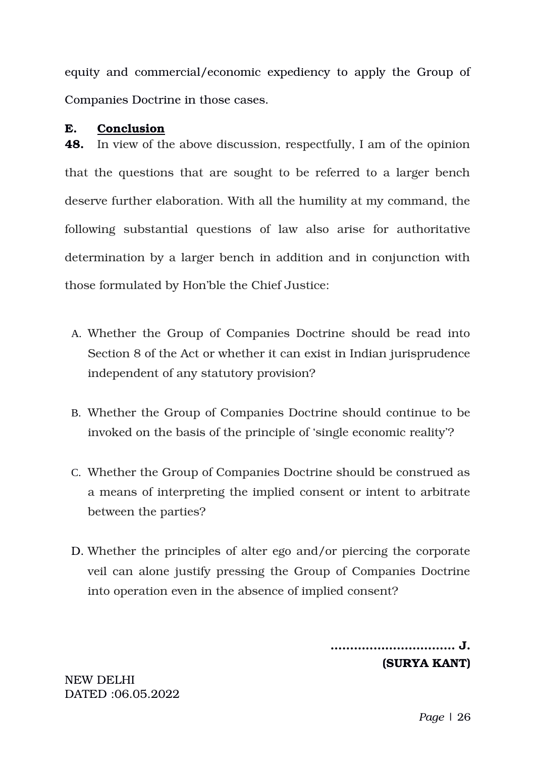equity and commercial/economic expediency to apply the Group of Companies Doctrine in those cases.

## E. Conclusion

**48.** In view of the above discussion, respectfully, I am of the opinion that the questions that are sought to be referred to a larger bench deserve further elaboration. With all the humility at my command, the following substantial questions of law also arise for authoritative determination by a larger bench in addition and in conjunction with those formulated by Hon'ble the Chief Justice:

A. Whether the Group of Companies Doctrine should be read into Section 8 of the Act or whether it can exist in Indian jurisprudence independent of any statutory provision?

B. Whether the Group of Companies Doctrine should continue to be invoked on the basis of the principle of 'single economic reality'?

C. Whether the Group of Companies Doctrine should be construed as a means of interpreting the implied consent or intent to arbitrate between the parties?

D. Whether the principles of alter ego and/or piercing the corporate veil can alone justify pressing the Group of Companies Doctrine into operation even in the absence of implied consent?

**…………………………. J.**
**(SURYA KANT)**

NEW DELHI
DATED :06.05.2022